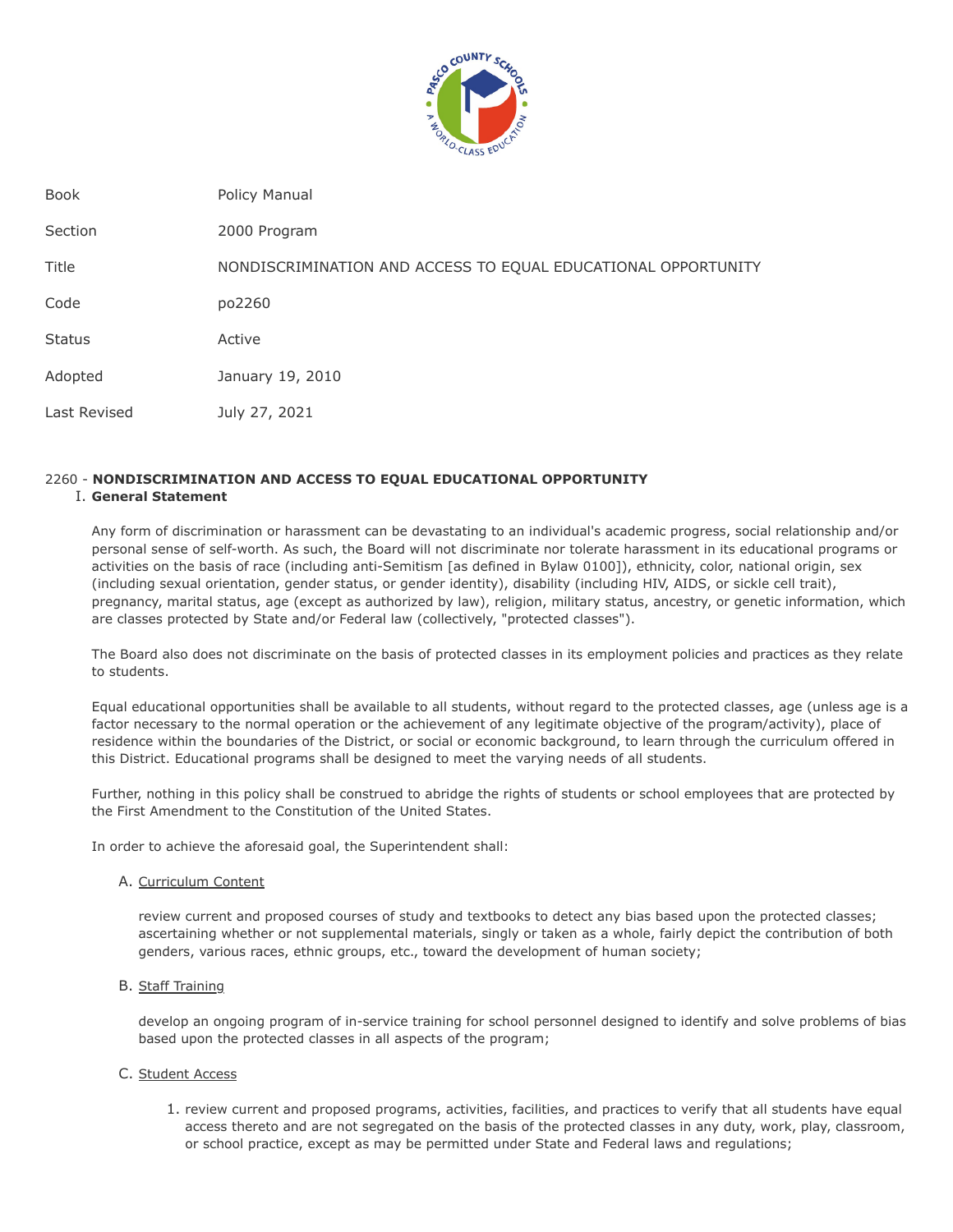| | |
|---|---|
| Book | Policy Manual |
| Section | 2000 Program |
| Title | NONDISCRIMINATION AND ACCESS TO EQUAL EDUCATIONAL OPPORTUNITY |
| Code | po2260 |
| Status | Active |
| Adopted | January 19, 2010 |
| Last Revised | July 27, 2021 |

# 2260 - **NONDISCRIMINATION AND ACCESS TO EQUAL EDUCATIONAL OPPORTUNITY**

## I. **General Statement**

Any form of discrimination or harassment can be devastating to an individual's academic progress, social relationship and/or personal sense of self-worth. As such, the Board will not discriminate nor tolerate harassment in its educational programs or activities on the basis of race (including anti-Semitism [as defined in Bylaw 0100]), ethnicity, color, national origin, sex (including sexual orientation, gender status, or gender identity), disability (including HIV, AIDS, or sickle cell trait), pregnancy, marital status, age (except as authorized by law), religion, military status, ancestry, or genetic information, which are classes protected by State and/or Federal law (collectively, "protected classes").

The Board also does not discriminate on the basis of protected classes in its employment policies and practices as they relate to students.

Equal educational opportunities shall be available to all students, without regard to the protected classes, age (unless age is a factor necessary to the normal operation or the achievement of any legitimate objective of the program/activity), place of residence within the boundaries of the District, or social or economic background, to learn through the curriculum offered in this District. Educational programs shall be designed to meet the varying needs of all students.

Further, nothing in this policy shall be construed to abridge the rights of students or school employees that are protected by the First Amendment to the Constitution of the United States.

In order to achieve the aforesaid goal, the Superintendent shall:

A. Curriculum Content

review current and proposed courses of study and textbooks to detect any bias based upon the protected classes; ascertaining whether or not supplemental materials, singly or taken as a whole, fairly depict the contribution of both genders, various races, ethnic groups, etc., toward the development of human society;

B. Staff Training

develop an ongoing program of in-service training for school personnel designed to identify and solve problems of bias based upon the protected classes in all aspects of the program;

C. Student Access

1. review current and proposed programs, activities, facilities, and practices to verify that all students have equal access thereto and are not segregated on the basis of the protected classes in any duty, work, play, classroom, or school practice, except as may be permitted under State and Federal laws and regulations;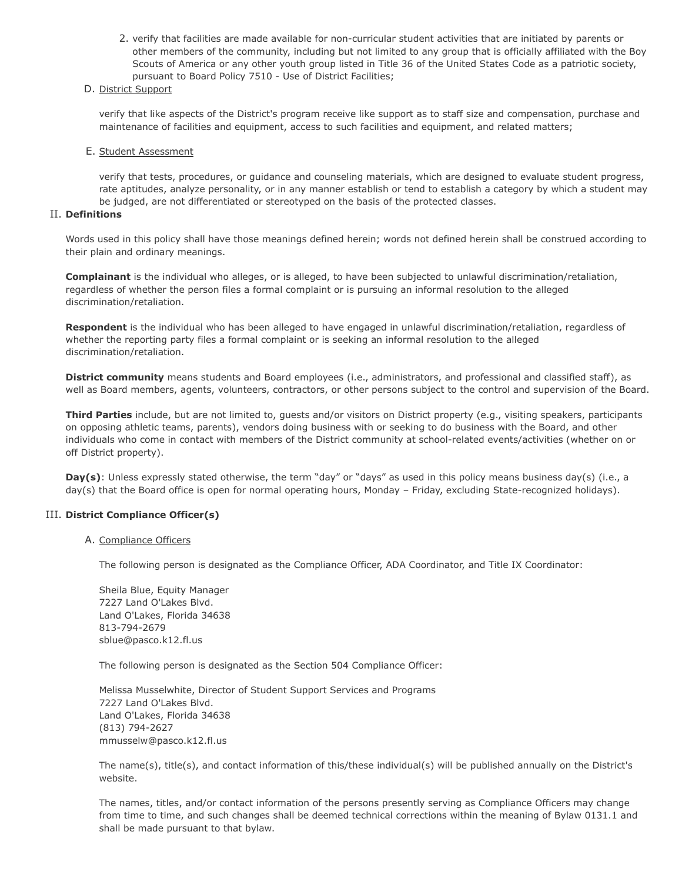2. verify that facilities are made available for non-curricular student activities that are initiated by parents or other members of the community, including but not limited to any group that is officially affiliated with the Boy Scouts of America or any other youth group listed in Title 36 of the United States Code as a patriotic society, pursuant to Board Policy 7510 - Use of District Facilities;

D. District Support

verify that like aspects of the District's program receive like support as to staff size and compensation, purchase and maintenance of facilities and equipment, access to such facilities and equipment, and related matters;

E. Student Assessment

verify that tests, procedures, or guidance and counseling materials, which are designed to evaluate student progress, rate aptitudes, analyze personality, or in any manner establish or tend to establish a category by which a student may be judged, are not differentiated or stereotyped on the basis of the protected classes.

## II. Definitions

Words used in this policy shall have those meanings defined herein; words not defined herein shall be construed according to their plain and ordinary meanings.

**Complainant** is the individual who alleges, or is alleged, to have been subjected to unlawful discrimination/retaliation, regardless of whether the person files a formal complaint or is pursuing an informal resolution to the alleged discrimination/retaliation.

**Respondent** is the individual who has been alleged to have engaged in unlawful discrimination/retaliation, regardless of whether the reporting party files a formal complaint or is seeking an informal resolution to the alleged discrimination/retaliation.

**District community** means students and Board employees (i.e., administrators, and professional and classified staff), as well as Board members, agents, volunteers, contractors, or other persons subject to the control and supervision of the Board.

**Third Parties** include, but are not limited to, guests and/or visitors on District property (e.g., visiting speakers, participants on opposing athletic teams, parents), vendors doing business with or seeking to do business with the Board, and other individuals who come in contact with members of the District community at school-related events/activities (whether on or off District property).

**Day(s)**: Unless expressly stated otherwise, the term "day" or "days" as used in this policy means business day(s) (i.e., a day(s) that the Board office is open for normal operating hours, Monday – Friday, excluding State-recognized holidays).

## III. District Compliance Officer(s)

A. Compliance Officers

The following person is designated as the Compliance Officer, ADA Coordinator, and Title IX Coordinator:

Sheila Blue, Equity Manager
7227 Land O'Lakes Blvd.
Land O'Lakes, Florida 34638
813-794-2679
sblue@pasco.k12.fl.us

The following person is designated as the Section 504 Compliance Officer:

Melissa Musselwhite, Director of Student Support Services and Programs
7227 Land O'Lakes Blvd.
Land O'Lakes, Florida 34638
(813) 794-2627
mmusselw@pasco.k12.fl.us

The name(s), title(s), and contact information of this/these individual(s) will be published annually on the District's website.

The names, titles, and/or contact information of the persons presently serving as Compliance Officers may change from time to time, and such changes shall be deemed technical corrections within the meaning of Bylaw 0131.1 and shall be made pursuant to that bylaw.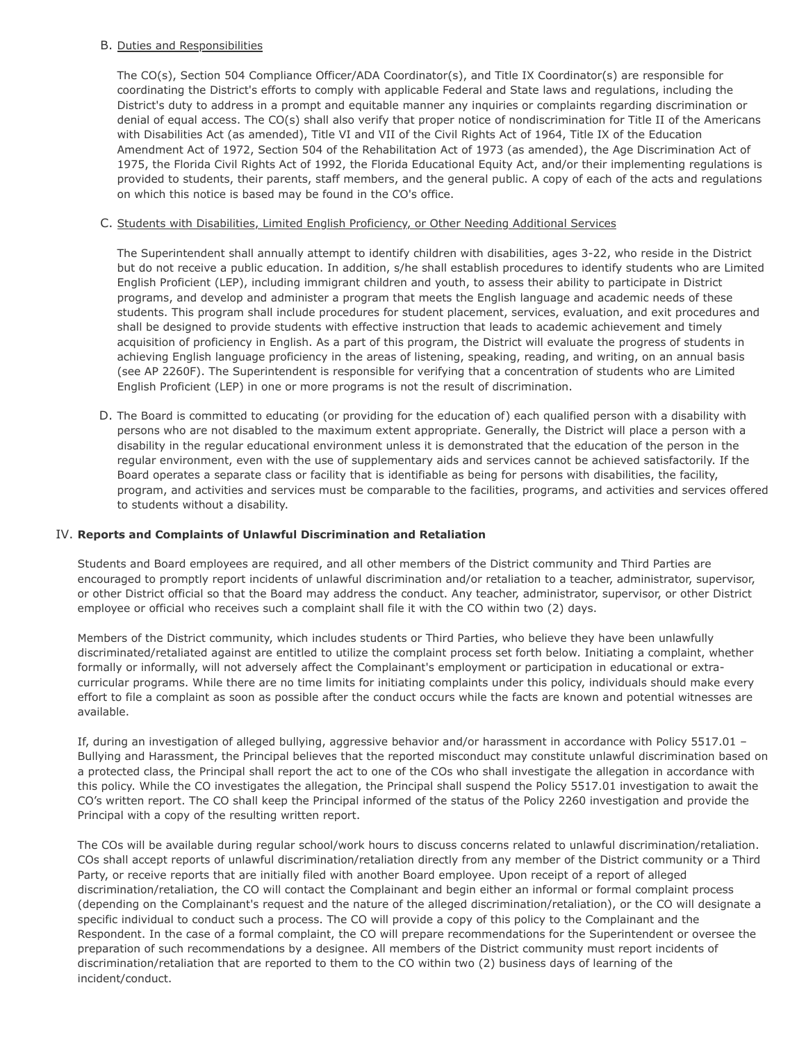B. Duties and Responsibilities

The CO(s), Section 504 Compliance Officer/ADA Coordinator(s), and Title IX Coordinator(s) are responsible for coordinating the District's efforts to comply with applicable Federal and State laws and regulations, including the District's duty to address in a prompt and equitable manner any inquiries or complaints regarding discrimination or denial of equal access. The CO(s) shall also verify that proper notice of nondiscrimination for Title II of the Americans with Disabilities Act (as amended), Title VI and VII of the Civil Rights Act of 1964, Title IX of the Education Amendment Act of 1972, Section 504 of the Rehabilitation Act of 1973 (as amended), the Age Discrimination Act of 1975, the Florida Civil Rights Act of 1992, the Florida Educational Equity Act, and/or their implementing regulations is provided to students, their parents, staff members, and the general public. A copy of each of the acts and regulations on which this notice is based may be found in the CO's office.

C. Students with Disabilities, Limited English Proficiency, or Other Needing Additional Services

The Superintendent shall annually attempt to identify children with disabilities, ages 3-22, who reside in the District but do not receive a public education. In addition, s/he shall establish procedures to identify students who are Limited English Proficient (LEP), including immigrant children and youth, to assess their ability to participate in District programs, and develop and administer a program that meets the English language and academic needs of these students. This program shall include procedures for student placement, services, evaluation, and exit procedures and shall be designed to provide students with effective instruction that leads to academic achievement and timely acquisition of proficiency in English. As a part of this program, the District will evaluate the progress of students in achieving English language proficiency in the areas of listening, speaking, reading, and writing, on an annual basis (see AP 2260F). The Superintendent is responsible for verifying that a concentration of students who are Limited English Proficient (LEP) in one or more programs is not the result of discrimination.

D. The Board is committed to educating (or providing for the education of) each qualified person with a disability with persons who are not disabled to the maximum extent appropriate. Generally, the District will place a person with a disability in the regular educational environment unless it is demonstrated that the education of the person in the regular environment, even with the use of supplementary aids and services cannot be achieved satisfactorily. If the Board operates a separate class or facility that is identifiable as being for persons with disabilities, the facility, program, and activities and services must be comparable to the facilities, programs, and activities and services offered to students without a disability.

## IV. Reports and Complaints of Unlawful Discrimination and Retaliation

Students and Board employees are required, and all other members of the District community and Third Parties are encouraged to promptly report incidents of unlawful discrimination and/or retaliation to a teacher, administrator, supervisor, or other District official so that the Board may address the conduct. Any teacher, administrator, supervisor, or other District employee or official who receives such a complaint shall file it with the CO within two (2) days.

Members of the District community, which includes students or Third Parties, who believe they have been unlawfully discriminated/retaliated against are entitled to utilize the complaint process set forth below. Initiating a complaint, whether formally or informally, will not adversely affect the Complainant's employment or participation in educational or extra-curricular programs. While there are no time limits for initiating complaints under this policy, individuals should make every effort to file a complaint as soon as possible after the conduct occurs while the facts are known and potential witnesses are available.

If, during an investigation of alleged bullying, aggressive behavior and/or harassment in accordance with Policy 5517.01 – Bullying and Harassment, the Principal believes that the reported misconduct may constitute unlawful discrimination based on a protected class, the Principal shall report the act to one of the COs who shall investigate the allegation in accordance with this policy. While the CO investigates the allegation, the Principal shall suspend the Policy 5517.01 investigation to await the CO's written report. The CO shall keep the Principal informed of the status of the Policy 2260 investigation and provide the Principal with a copy of the resulting written report.

The COs will be available during regular school/work hours to discuss concerns related to unlawful discrimination/retaliation. COs shall accept reports of unlawful discrimination/retaliation directly from any member of the District community or a Third Party, or receive reports that are initially filed with another Board employee. Upon receipt of a report of alleged discrimination/retaliation, the CO will contact the Complainant and begin either an informal or formal complaint process (depending on the Complainant's request and the nature of the alleged discrimination/retaliation), or the CO will designate a specific individual to conduct such a process. The CO will provide a copy of this policy to the Complainant and the Respondent. In the case of a formal complaint, the CO will prepare recommendations for the Superintendent or oversee the preparation of such recommendations by a designee. All members of the District community must report incidents of discrimination/retaliation that are reported to them to the CO within two (2) business days of learning of the incident/conduct.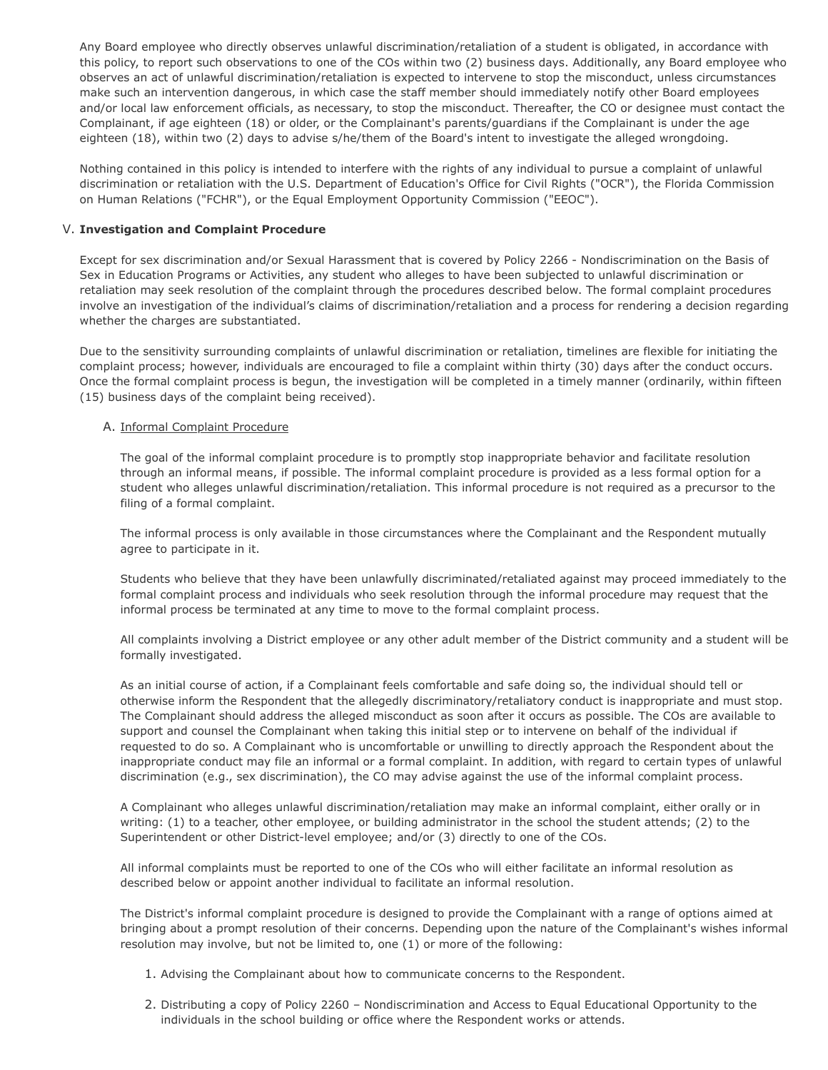Any Board employee who directly observes unlawful discrimination/retaliation of a student is obligated, in accordance with this policy, to report such observations to one of the COs within two (2) business days. Additionally, any Board employee who observes an act of unlawful discrimination/retaliation is expected to intervene to stop the misconduct, unless circumstances make such an intervention dangerous, in which case the staff member should immediately notify other Board employees and/or local law enforcement officials, as necessary, to stop the misconduct. Thereafter, the CO or designee must contact the Complainant, if age eighteen (18) or older, or the Complainant's parents/guardians if the Complainant is under the age eighteen (18), within two (2) days to advise s/he/them of the Board's intent to investigate the alleged wrongdoing.

Nothing contained in this policy is intended to interfere with the rights of any individual to pursue a complaint of unlawful discrimination or retaliation with the U.S. Department of Education's Office for Civil Rights ("OCR"), the Florida Commission on Human Relations ("FCHR"), or the Equal Employment Opportunity Commission ("EEOC").

## V. **Investigation and Complaint Procedure**

Except for sex discrimination and/or Sexual Harassment that is covered by Policy 2266 - Nondiscrimination on the Basis of Sex in Education Programs or Activities, any student who alleges to have been subjected to unlawful discrimination or retaliation may seek resolution of the complaint through the procedures described below. The formal complaint procedures involve an investigation of the individual's claims of discrimination/retaliation and a process for rendering a decision regarding whether the charges are substantiated.

Due to the sensitivity surrounding complaints of unlawful discrimination or retaliation, timelines are flexible for initiating the complaint process; however, individuals are encouraged to file a complaint within thirty (30) days after the conduct occurs. Once the formal complaint process is begun, the investigation will be completed in a timely manner (ordinarily, within fifteen (15) business days of the complaint being received).

### A. Informal Complaint Procedure

The goal of the informal complaint procedure is to promptly stop inappropriate behavior and facilitate resolution through an informal means, if possible. The informal complaint procedure is provided as a less formal option for a student who alleges unlawful discrimination/retaliation. This informal procedure is not required as a precursor to the filing of a formal complaint.

The informal process is only available in those circumstances where the Complainant and the Respondent mutually agree to participate in it.

Students who believe that they have been unlawfully discriminated/retaliated against may proceed immediately to the formal complaint process and individuals who seek resolution through the informal procedure may request that the informal process be terminated at any time to move to the formal complaint process.

All complaints involving a District employee or any other adult member of the District community and a student will be formally investigated.

As an initial course of action, if a Complainant feels comfortable and safe doing so, the individual should tell or otherwise inform the Respondent that the allegedly discriminatory/retaliatory conduct is inappropriate and must stop. The Complainant should address the alleged misconduct as soon after it occurs as possible. The COs are available to support and counsel the Complainant when taking this initial step or to intervene on behalf of the individual if requested to do so. A Complainant who is uncomfortable or unwilling to directly approach the Respondent about the inappropriate conduct may file an informal or a formal complaint. In addition, with regard to certain types of unlawful discrimination (e.g., sex discrimination), the CO may advise against the use of the informal complaint process.

A Complainant who alleges unlawful discrimination/retaliation may make an informal complaint, either orally or in writing: (1) to a teacher, other employee, or building administrator in the school the student attends; (2) to the Superintendent or other District-level employee; and/or (3) directly to one of the COs.

All informal complaints must be reported to one of the COs who will either facilitate an informal resolution as described below or appoint another individual to facilitate an informal resolution.

The District's informal complaint procedure is designed to provide the Complainant with a range of options aimed at bringing about a prompt resolution of their concerns. Depending upon the nature of the Complainant's wishes informal resolution may involve, but not be limited to, one (1) or more of the following:

1. Advising the Complainant about how to communicate concerns to the Respondent.
2. Distributing a copy of Policy 2260 – Nondiscrimination and Access to Equal Educational Opportunity to the individuals in the school building or office where the Respondent works or attends.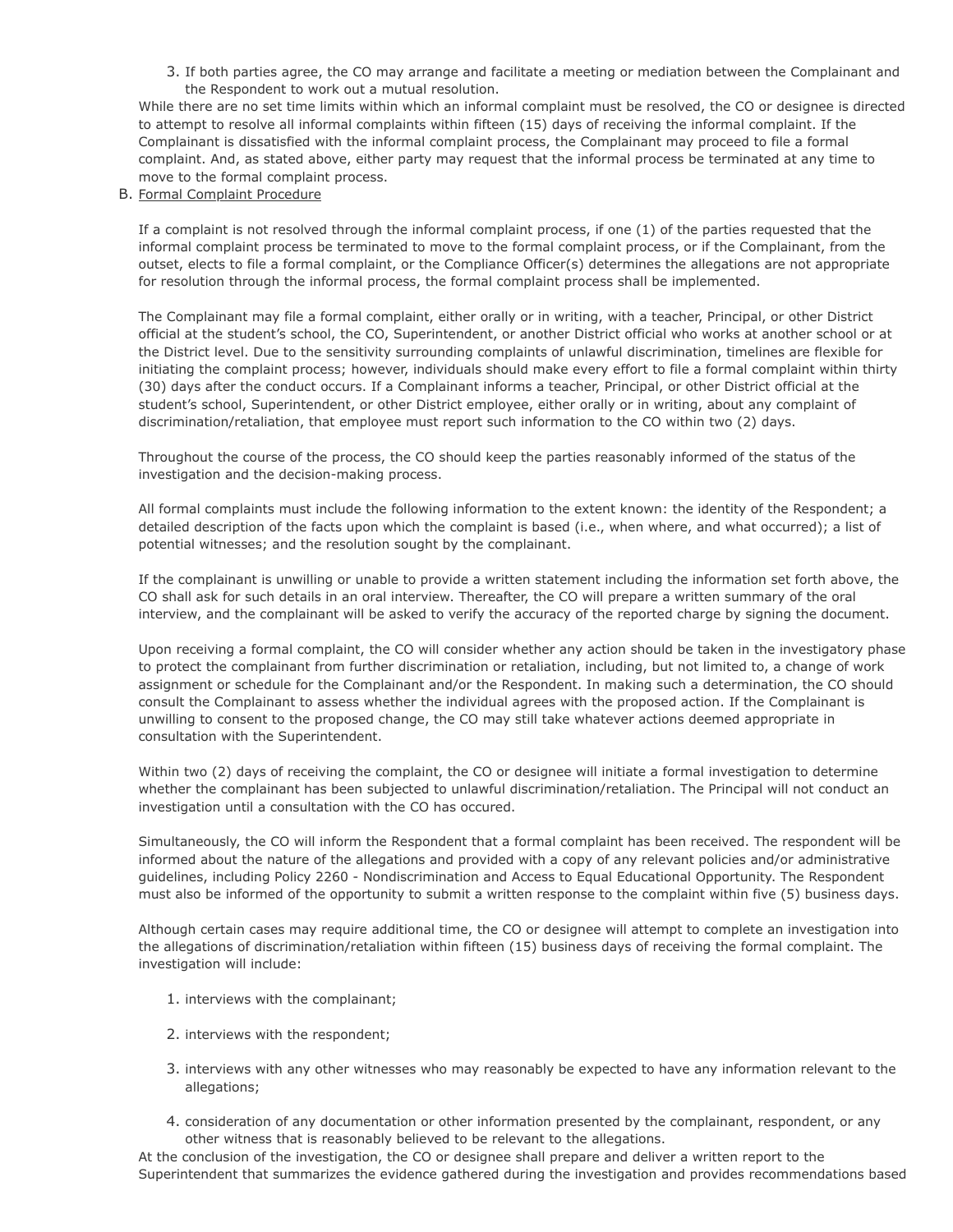3. If both parties agree, the CO may arrange and facilitate a meeting or mediation between the Complainant and the Respondent to work out a mutual resolution.

While there are no set time limits within which an informal complaint must be resolved, the CO or designee is directed to attempt to resolve all informal complaints within fifteen (15) days of receiving the informal complaint. If the Complainant is dissatisfied with the informal complaint process, the Complainant may proceed to file a formal complaint. And, as stated above, either party may request that the informal process be terminated at any time to move to the formal complaint process.

B. Formal Complaint Procedure

If a complaint is not resolved through the informal complaint process, if one (1) of the parties requested that the informal complaint process be terminated to move to the formal complaint process, or if the Complainant, from the outset, elects to file a formal complaint, or the Compliance Officer(s) determines the allegations are not appropriate for resolution through the informal process, the formal complaint process shall be implemented.

The Complainant may file a formal complaint, either orally or in writing, with a teacher, Principal, or other District official at the student's school, the CO, Superintendent, or another District official who works at another school or at the District level. Due to the sensitivity surrounding complaints of unlawful discrimination, timelines are flexible for initiating the complaint process; however, individuals should make every effort to file a formal complaint within thirty (30) days after the conduct occurs. If a Complainant informs a teacher, Principal, or other District official at the student's school, Superintendent, or other District employee, either orally or in writing, about any complaint of discrimination/retaliation, that employee must report such information to the CO within two (2) days.

Throughout the course of the process, the CO should keep the parties reasonably informed of the status of the investigation and the decision-making process.

All formal complaints must include the following information to the extent known: the identity of the Respondent; a detailed description of the facts upon which the complaint is based (i.e., when where, and what occurred); a list of potential witnesses; and the resolution sought by the complainant.

If the complainant is unwilling or unable to provide a written statement including the information set forth above, the CO shall ask for such details in an oral interview. Thereafter, the CO will prepare a written summary of the oral interview, and the complainant will be asked to verify the accuracy of the reported charge by signing the document.

Upon receiving a formal complaint, the CO will consider whether any action should be taken in the investigatory phase to protect the complainant from further discrimination or retaliation, including, but not limited to, a change of work assignment or schedule for the Complainant and/or the Respondent. In making such a determination, the CO should consult the Complainant to assess whether the individual agrees with the proposed action. If the Complainant is unwilling to consent to the proposed change, the CO may still take whatever actions deemed appropriate in consultation with the Superintendent.

Within two (2) days of receiving the complaint, the CO or designee will initiate a formal investigation to determine whether the complainant has been subjected to unlawful discrimination/retaliation. The Principal will not conduct an investigation until a consultation with the CO has occured.

Simultaneously, the CO will inform the Respondent that a formal complaint has been received. The respondent will be informed about the nature of the allegations and provided with a copy of any relevant policies and/or administrative guidelines, including Policy 2260 - Nondiscrimination and Access to Equal Educational Opportunity. The Respondent must also be informed of the opportunity to submit a written response to the complaint within five (5) business days.

Although certain cases may require additional time, the CO or designee will attempt to complete an investigation into the allegations of discrimination/retaliation within fifteen (15) business days of receiving the formal complaint. The investigation will include:

1. interviews with the complainant;
2. interviews with the respondent;
3. interviews with any other witnesses who may reasonably be expected to have any information relevant to the allegations;
4. consideration of any documentation or other information presented by the complainant, respondent, or any other witness that is reasonably believed to be relevant to the allegations.

At the conclusion of the investigation, the CO or designee shall prepare and deliver a written report to the Superintendent that summarizes the evidence gathered during the investigation and provides recommendations based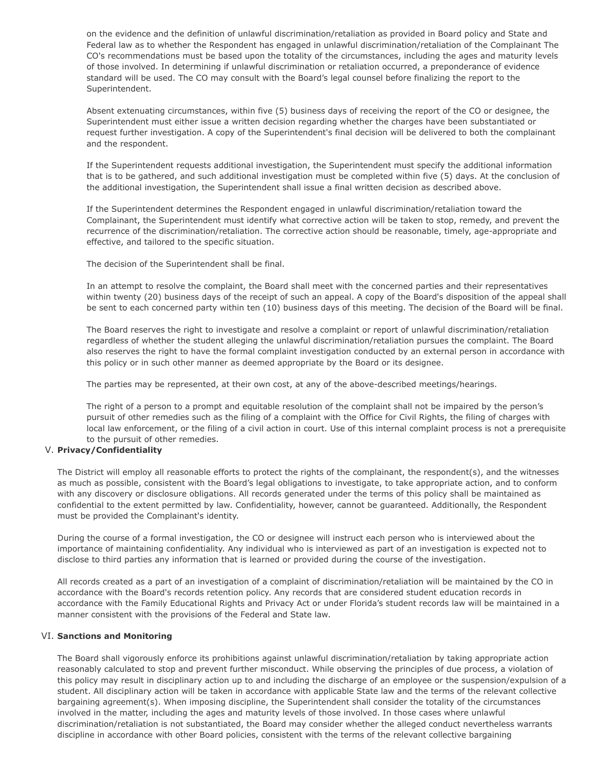on the evidence and the definition of unlawful discrimination/retaliation as provided in Board policy and State and Federal law as to whether the Respondent has engaged in unlawful discrimination/retaliation of the Complainant The CO's recommendations must be based upon the totality of the circumstances, including the ages and maturity levels of those involved. In determining if unlawful discrimination or retaliation occurred, a preponderance of evidence standard will be used. The CO may consult with the Board's legal counsel before finalizing the report to the Superintendent.

Absent extenuating circumstances, within five (5) business days of receiving the report of the CO or designee, the Superintendent must either issue a written decision regarding whether the charges have been substantiated or request further investigation. A copy of the Superintendent's final decision will be delivered to both the complainant and the respondent.

If the Superintendent requests additional investigation, the Superintendent must specify the additional information that is to be gathered, and such additional investigation must be completed within five (5) days. At the conclusion of the additional investigation, the Superintendent shall issue a final written decision as described above.

If the Superintendent determines the Respondent engaged in unlawful discrimination/retaliation toward the Complainant, the Superintendent must identify what corrective action will be taken to stop, remedy, and prevent the recurrence of the discrimination/retaliation. The corrective action should be reasonable, timely, age-appropriate and effective, and tailored to the specific situation.

The decision of the Superintendent shall be final.

In an attempt to resolve the complaint, the Board shall meet with the concerned parties and their representatives within twenty (20) business days of the receipt of such an appeal. A copy of the Board's disposition of the appeal shall be sent to each concerned party within ten (10) business days of this meeting. The decision of the Board will be final.

The Board reserves the right to investigate and resolve a complaint or report of unlawful discrimination/retaliation regardless of whether the student alleging the unlawful discrimination/retaliation pursues the complaint. The Board also reserves the right to have the formal complaint investigation conducted by an external person in accordance with this policy or in such other manner as deemed appropriate by the Board or its designee.

The parties may be represented, at their own cost, at any of the above-described meetings/hearings.

The right of a person to a prompt and equitable resolution of the complaint shall not be impaired by the person's pursuit of other remedies such as the filing of a complaint with the Office for Civil Rights, the filing of charges with local law enforcement, or the filing of a civil action in court. Use of this internal complaint process is not a prerequisite to the pursuit of other remedies.

V. **Privacy/Confidentiality**

The District will employ all reasonable efforts to protect the rights of the complainant, the respondent(s), and the witnesses as much as possible, consistent with the Board's legal obligations to investigate, to take appropriate action, and to conform with any discovery or disclosure obligations. All records generated under the terms of this policy shall be maintained as confidential to the extent permitted by law. Confidentiality, however, cannot be guaranteed. Additionally, the Respondent must be provided the Complainant's identity.

During the course of a formal investigation, the CO or designee will instruct each person who is interviewed about the importance of maintaining confidentiality. Any individual who is interviewed as part of an investigation is expected not to disclose to third parties any information that is learned or provided during the course of the investigation.

All records created as a part of an investigation of a complaint of discrimination/retaliation will be maintained by the CO in accordance with the Board's records retention policy. Any records that are considered student education records in accordance with the Family Educational Rights and Privacy Act or under Florida's student records law will be maintained in a manner consistent with the provisions of the Federal and State law.

VI. **Sanctions and Monitoring**

The Board shall vigorously enforce its prohibitions against unlawful discrimination/retaliation by taking appropriate action reasonably calculated to stop and prevent further misconduct. While observing the principles of due process, a violation of this policy may result in disciplinary action up to and including the discharge of an employee or the suspension/expulsion of a student. All disciplinary action will be taken in accordance with applicable State law and the terms of the relevant collective bargaining agreement(s). When imposing discipline, the Superintendent shall consider the totality of the circumstances involved in the matter, including the ages and maturity levels of those involved. In those cases where unlawful discrimination/retaliation is not substantiated, the Board may consider whether the alleged conduct nevertheless warrants discipline in accordance with other Board policies, consistent with the terms of the relevant collective bargaining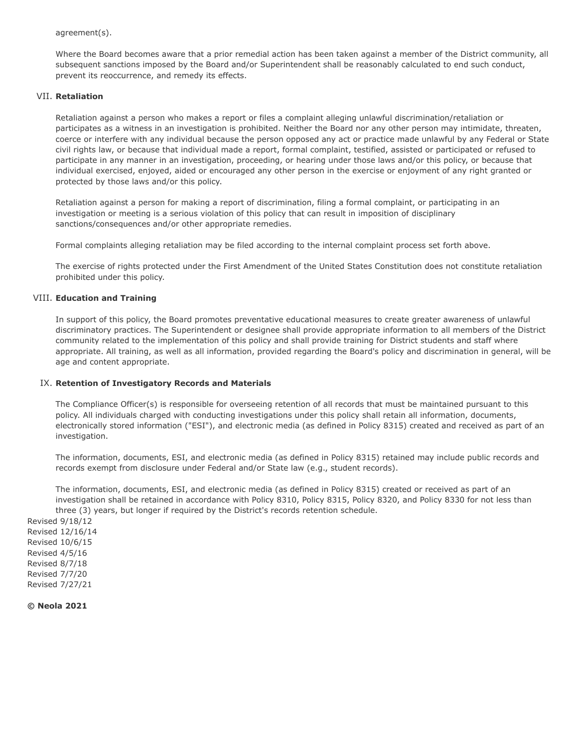agreement(s).

Where the Board becomes aware that a prior remedial action has been taken against a member of the District community, all subsequent sanctions imposed by the Board and/or Superintendent shall be reasonably calculated to end such conduct, prevent its reoccurrence, and remedy its effects.

VII. **Retaliation**

Retaliation against a person who makes a report or files a complaint alleging unlawful discrimination/retaliation or participates as a witness in an investigation is prohibited. Neither the Board nor any other person may intimidate, threaten, coerce or interfere with any individual because the person opposed any act or practice made unlawful by any Federal or State civil rights law, or because that individual made a report, formal complaint, testified, assisted or participated or refused to participate in any manner in an investigation, proceeding, or hearing under those laws and/or this policy, or because that individual exercised, enjoyed, aided or encouraged any other person in the exercise or enjoyment of any right granted or protected by those laws and/or this policy.

Retaliation against a person for making a report of discrimination, filing a formal complaint, or participating in an investigation or meeting is a serious violation of this policy that can result in imposition of disciplinary sanctions/consequences and/or other appropriate remedies.

Formal complaints alleging retaliation may be filed according to the internal complaint process set forth above.

The exercise of rights protected under the First Amendment of the United States Constitution does not constitute retaliation prohibited under this policy.

VIII. **Education and Training**

In support of this policy, the Board promotes preventative educational measures to create greater awareness of unlawful discriminatory practices. The Superintendent or designee shall provide appropriate information to all members of the District community related to the implementation of this policy and shall provide training for District students and staff where appropriate. All training, as well as all information, provided regarding the Board's policy and discrimination in general, will be age and content appropriate.

IX. **Retention of Investigatory Records and Materials**

The Compliance Officer(s) is responsible for overseeing retention of all records that must be maintained pursuant to this policy. All individuals charged with conducting investigations under this policy shall retain all information, documents, electronically stored information ("ESI"), and electronic media (as defined in Policy 8315) created and received as part of an investigation.

The information, documents, ESI, and electronic media (as defined in Policy 8315) retained may include public records and records exempt from disclosure under Federal and/or State law (e.g., student records).

The information, documents, ESI, and electronic media (as defined in Policy 8315) created or received as part of an investigation shall be retained in accordance with Policy 8310, Policy 8315, Policy 8320, and Policy 8330 for not less than three (3) years, but longer if required by the District's records retention schedule.

Revised 9/18/12
Revised 12/16/14
Revised 10/6/15
Revised 4/5/16
Revised 8/7/18
Revised 7/7/20
Revised 7/27/21

**© Neola 2021**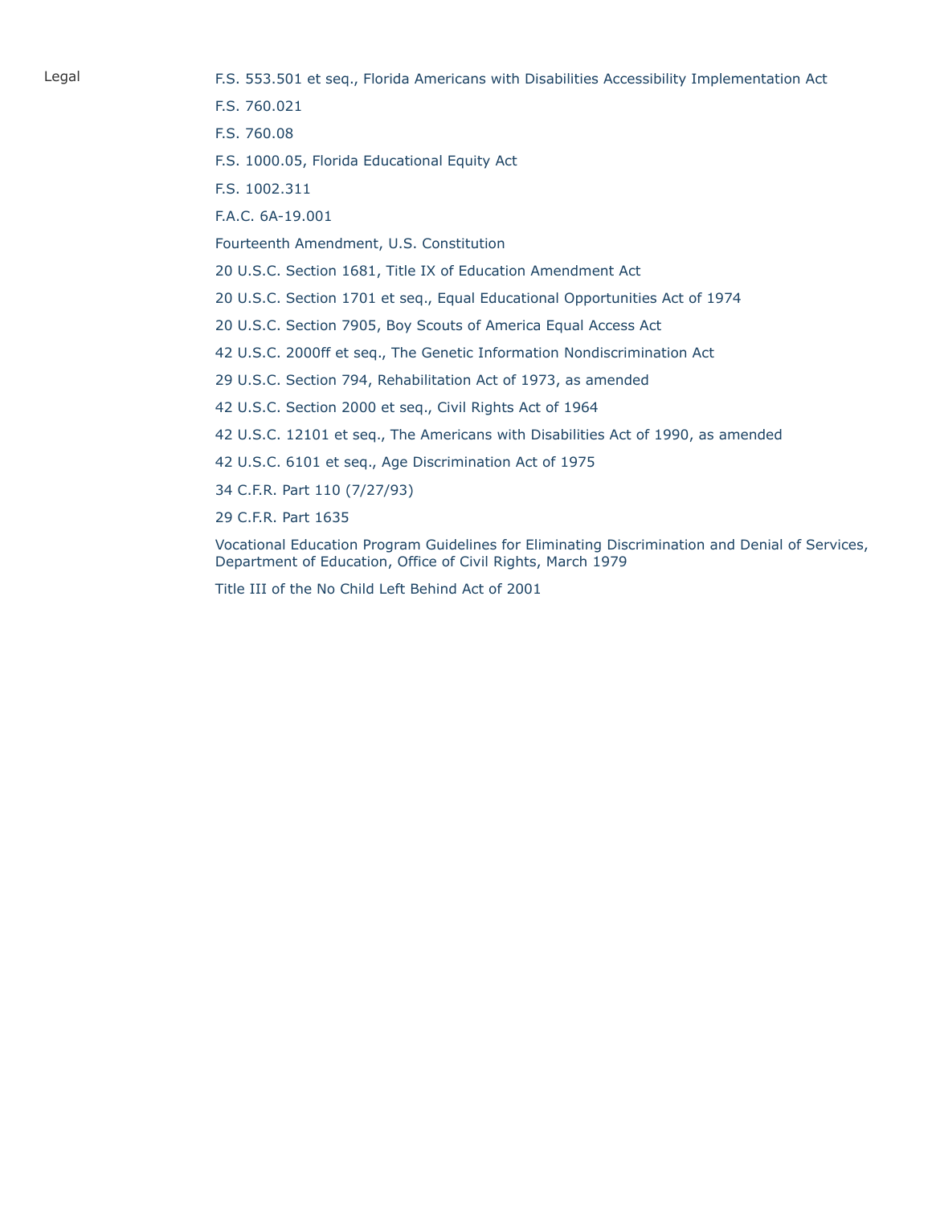Legal

F.S. 553.501 et seq., Florida Americans with Disabilities Accessibility Implementation Act

F.S. 760.021

F.S. 760.08

F.S. 1000.05, Florida Educational Equity Act

F.S. 1002.311

F.A.C. 6A-19.001

Fourteenth Amendment, U.S. Constitution

20 U.S.C. Section 1681, Title IX of Education Amendment Act

20 U.S.C. Section 1701 et seq., Equal Educational Opportunities Act of 1974

20 U.S.C. Section 7905, Boy Scouts of America Equal Access Act

42 U.S.C. 2000ff et seq., The Genetic Information Nondiscrimination Act

29 U.S.C. Section 794, Rehabilitation Act of 1973, as amended

42 U.S.C. Section 2000 et seq., Civil Rights Act of 1964

42 U.S.C. 12101 et seq., The Americans with Disabilities Act of 1990, as amended

42 U.S.C. 6101 et seq., Age Discrimination Act of 1975

34 C.F.R. Part 110 (7/27/93)

29 C.F.R. Part 1635

Vocational Education Program Guidelines for Eliminating Discrimination and Denial of Services, Department of Education, Office of Civil Rights, March 1979

Title III of the No Child Left Behind Act of 2001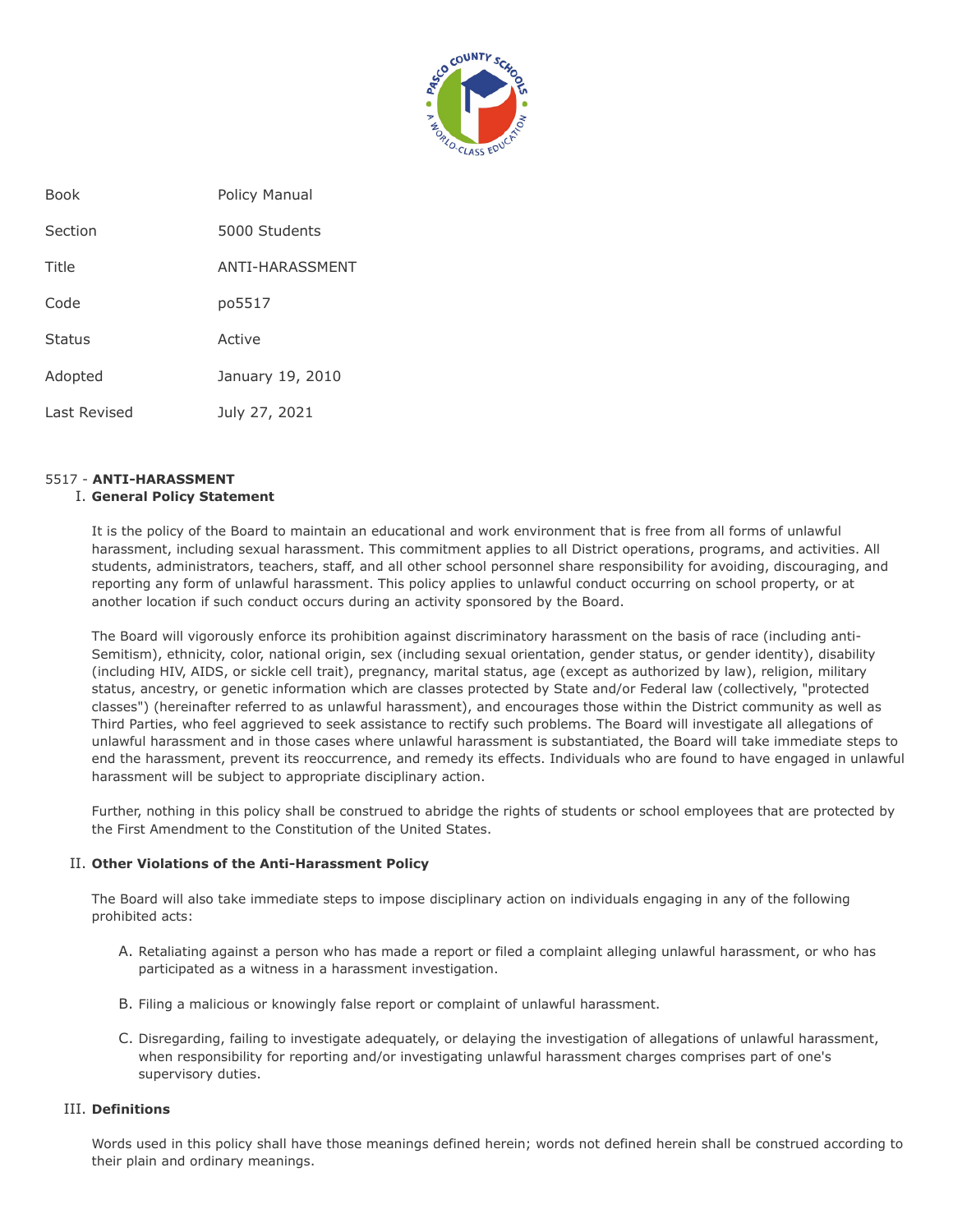| | |
|---|---|
| Book | Policy Manual |
| Section | 5000 Students |
| Title | ANTI-HARASSMENT |
| Code | po5517 |
| Status | Active |
| Adopted | January 19, 2010 |
| Last Revised | July 27, 2021 |

5517 - **ANTI-HARASSMENT**

I. **General Policy Statement**

It is the policy of the Board to maintain an educational and work environment that is free from all forms of unlawful harassment, including sexual harassment. This commitment applies to all District operations, programs, and activities. All students, administrators, teachers, staff, and all other school personnel share responsibility for avoiding, discouraging, and reporting any form of unlawful harassment. This policy applies to unlawful conduct occurring on school property, or at another location if such conduct occurs during an activity sponsored by the Board.

The Board will vigorously enforce its prohibition against discriminatory harassment on the basis of race (including anti-Semitism), ethnicity, color, national origin, sex (including sexual orientation, gender status, or gender identity), disability (including HIV, AIDS, or sickle cell trait), pregnancy, marital status, age (except as authorized by law), religion, military status, ancestry, or genetic information which are classes protected by State and/or Federal law (collectively, "protected classes") (hereinafter referred to as unlawful harassment), and encourages those within the District community as well as Third Parties, who feel aggrieved to seek assistance to rectify such problems. The Board will investigate all allegations of unlawful harassment and in those cases where unlawful harassment is substantiated, the Board will take immediate steps to end the harassment, prevent its reoccurrence, and remedy its effects. Individuals who are found to have engaged in unlawful harassment will be subject to appropriate disciplinary action.

Further, nothing in this policy shall be construed to abridge the rights of students or school employees that are protected by the First Amendment to the Constitution of the United States.

II. **Other Violations of the Anti-Harassment Policy**

The Board will also take immediate steps to impose disciplinary action on individuals engaging in any of the following prohibited acts:

A. Retaliating against a person who has made a report or filed a complaint alleging unlawful harassment, or who has participated as a witness in a harassment investigation.

B. Filing a malicious or knowingly false report or complaint of unlawful harassment.

C. Disregarding, failing to investigate adequately, or delaying the investigation of allegations of unlawful harassment, when responsibility for reporting and/or investigating unlawful harassment charges comprises part of one's supervisory duties.

III. **Definitions**

Words used in this policy shall have those meanings defined herein; words not defined herein shall be construed according to their plain and ordinary meanings.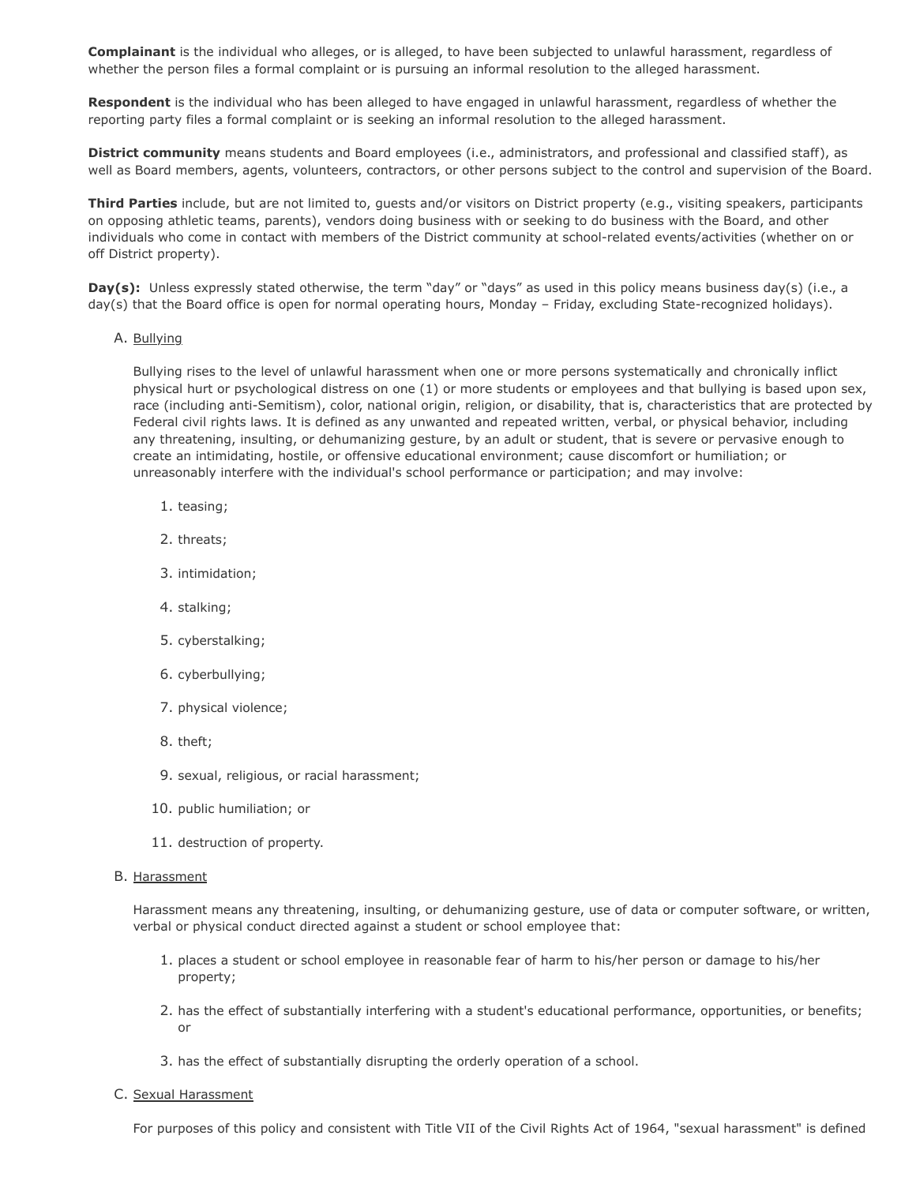**Complainant** is the individual who alleges, or is alleged, to have been subjected to unlawful harassment, regardless of whether the person files a formal complaint or is pursuing an informal resolution to the alleged harassment.

**Respondent** is the individual who has been alleged to have engaged in unlawful harassment, regardless of whether the reporting party files a formal complaint or is seeking an informal resolution to the alleged harassment.

**District community** means students and Board employees (i.e., administrators, and professional and classified staff), as well as Board members, agents, volunteers, contractors, or other persons subject to the control and supervision of the Board.

**Third Parties** include, but are not limited to, guests and/or visitors on District property (e.g., visiting speakers, participants on opposing athletic teams, parents), vendors doing business with or seeking to do business with the Board, and other individuals who come in contact with members of the District community at school-related events/activities (whether on or off District property).

**Day(s):** Unless expressly stated otherwise, the term "day" or "days" as used in this policy means business day(s) (i.e., a day(s) that the Board office is open for normal operating hours, Monday – Friday, excluding State-recognized holidays).

A. Bullying

   Bullying rises to the level of unlawful harassment when one or more persons systematically and chronically inflict physical hurt or psychological distress on one (1) or more students or employees and that bullying is based upon sex, race (including anti-Semitism), color, national origin, religion, or disability, that is, characteristics that are protected by Federal civil rights laws. It is defined as any unwanted and repeated written, verbal, or physical behavior, including any threatening, insulting, or dehumanizing gesture, by an adult or student, that is severe or pervasive enough to create an intimidating, hostile, or offensive educational environment; cause discomfort or humiliation; or unreasonably interfere with the individual's school performance or participation; and may involve:

   1. teasing;
   2. threats;
   3. intimidation;
   4. stalking;
   5. cyberstalking;
   6. cyberbullying;
   7. physical violence;
   8. theft;
   9. sexual, religious, or racial harassment;
   10. public humiliation; or
   11. destruction of property.

B. Harassment

   Harassment means any threatening, insulting, or dehumanizing gesture, use of data or computer software, or written, verbal or physical conduct directed against a student or school employee that:

   1. places a student or school employee in reasonable fear of harm to his/her person or damage to his/her property;
   2. has the effect of substantially interfering with a student's educational performance, opportunities, or benefits; or
   3. has the effect of substantially disrupting the orderly operation of a school.

C. Sexual Harassment

   For purposes of this policy and consistent with Title VII of the Civil Rights Act of 1964, "sexual harassment" is defined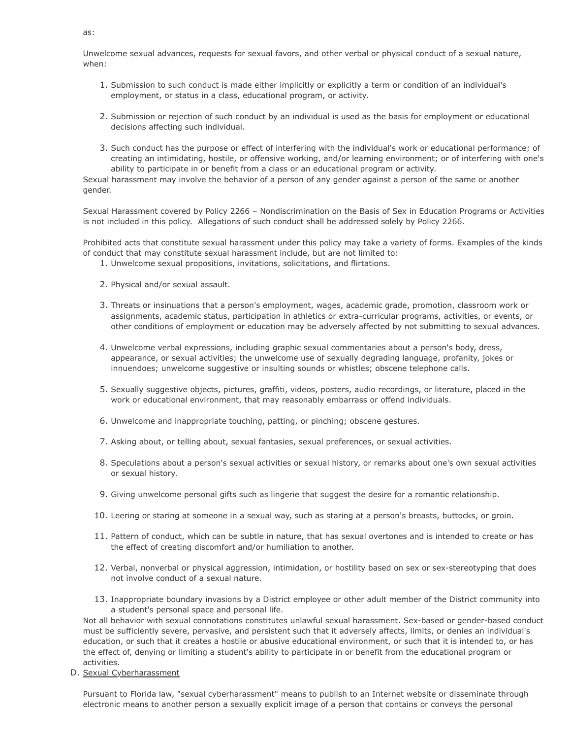as:

Unwelcome sexual advances, requests for sexual favors, and other verbal or physical conduct of a sexual nature, when:

1. Submission to such conduct is made either implicitly or explicitly a term or condition of an individual's employment, or status in a class, educational program, or activity.

2. Submission or rejection of such conduct by an individual is used as the basis for employment or educational decisions affecting such individual.

3. Such conduct has the purpose or effect of interfering with the individual's work or educational performance; of creating an intimidating, hostile, or offensive working, and/or learning environment; or of interfering with one's ability to participate in or benefit from a class or an educational program or activity.

Sexual harassment may involve the behavior of a person of any gender against a person of the same or another gender.

Sexual Harassment covered by Policy 2266 – Nondiscrimination on the Basis of Sex in Education Programs or Activities is not included in this policy. Allegations of such conduct shall be addressed solely by Policy 2266.

Prohibited acts that constitute sexual harassment under this policy may take a variety of forms. Examples of the kinds of conduct that may constitute sexual harassment include, but are not limited to:

1. Unwelcome sexual propositions, invitations, solicitations, and flirtations.

2. Physical and/or sexual assault.

3. Threats or insinuations that a person's employment, wages, academic grade, promotion, classroom work or assignments, academic status, participation in athletics or extra-curricular programs, activities, or events, or other conditions of employment or education may be adversely affected by not submitting to sexual advances.

4. Unwelcome verbal expressions, including graphic sexual commentaries about a person's body, dress, appearance, or sexual activities; the unwelcome use of sexually degrading language, profanity, jokes or innuendoes; unwelcome suggestive or insulting sounds or whistles; obscene telephone calls.

5. Sexually suggestive objects, pictures, graffiti, videos, posters, audio recordings, or literature, placed in the work or educational environment, that may reasonably embarrass or offend individuals.

6. Unwelcome and inappropriate touching, patting, or pinching; obscene gestures.

7. Asking about, or telling about, sexual fantasies, sexual preferences, or sexual activities.

8. Speculations about a person's sexual activities or sexual history, or remarks about one's own sexual activities or sexual history.

9. Giving unwelcome personal gifts such as lingerie that suggest the desire for a romantic relationship.

10. Leering or staring at someone in a sexual way, such as staring at a person's breasts, buttocks, or groin.

11. Pattern of conduct, which can be subtle in nature, that has sexual overtones and is intended to create or has the effect of creating discomfort and/or humiliation to another.

12. Verbal, nonverbal or physical aggression, intimidation, or hostility based on sex or sex-stereotyping that does not involve conduct of a sexual nature.

13. Inappropriate boundary invasions by a District employee or other adult member of the District community into a student's personal space and personal life.

Not all behavior with sexual connotations constitutes unlawful sexual harassment. Sex-based or gender-based conduct must be sufficiently severe, pervasive, and persistent such that it adversely affects, limits, or denies an individual's education, or such that it creates a hostile or abusive educational environment, or such that it is intended to, or has the effect of, denying or limiting a student's ability to participate in or benefit from the educational program or activities.

D. <u>Sexual Cyberharassment</u>

Pursuant to Florida law, "sexual cyberharassment" means to publish to an Internet website or disseminate through electronic means to another person a sexually explicit image of a person that contains or conveys the personal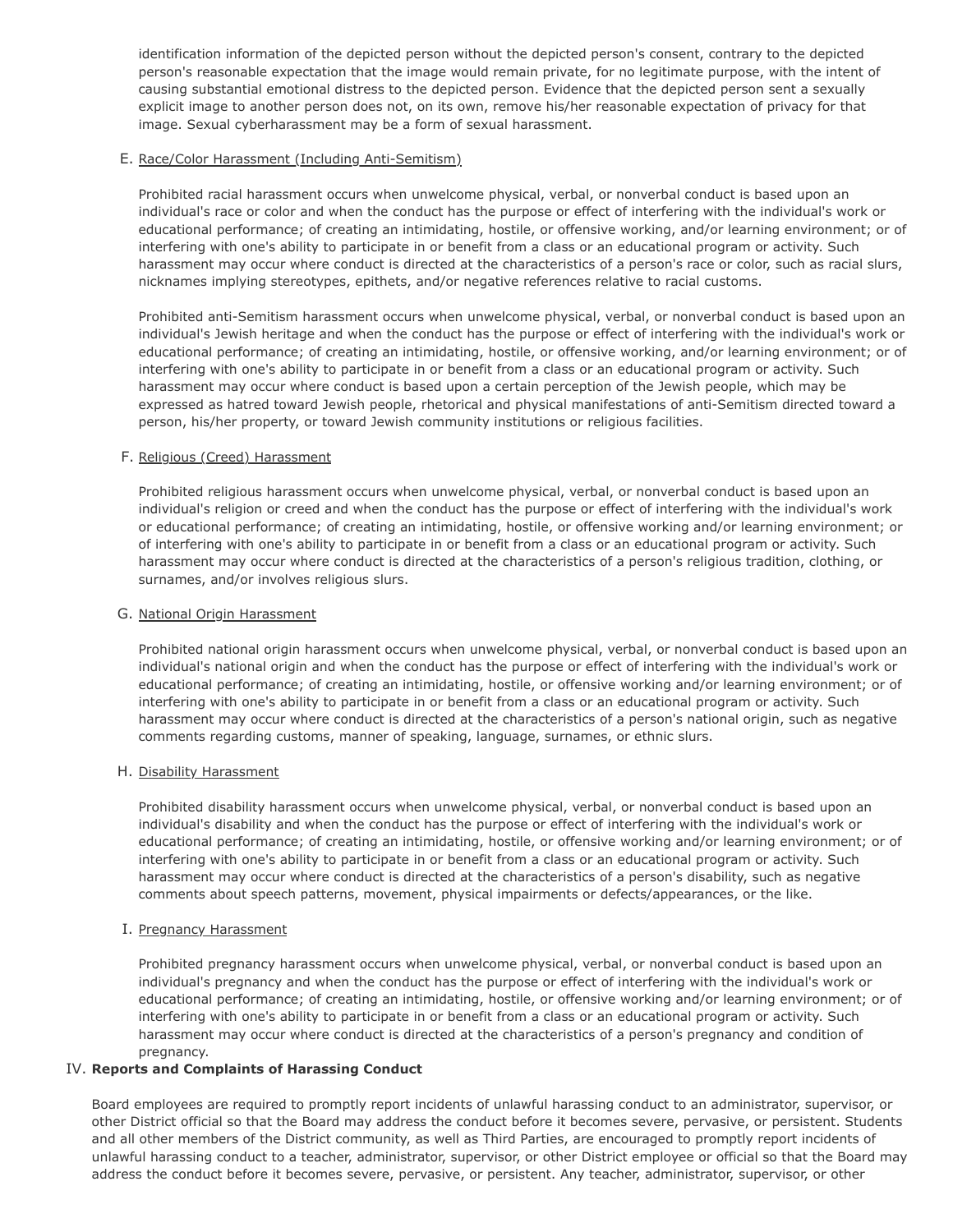identification information of the depicted person without the depicted person's consent, contrary to the depicted person's reasonable expectation that the image would remain private, for no legitimate purpose, with the intent of causing substantial emotional distress to the depicted person. Evidence that the depicted person sent a sexually explicit image to another person does not, on its own, remove his/her reasonable expectation of privacy for that image. Sexual cyberharassment may be a form of sexual harassment.

E. Race/Color Harassment (Including Anti-Semitism)

Prohibited racial harassment occurs when unwelcome physical, verbal, or nonverbal conduct is based upon an individual's race or color and when the conduct has the purpose or effect of interfering with the individual's work or educational performance; of creating an intimidating, hostile, or offensive working, and/or learning environment; or of interfering with one's ability to participate in or benefit from a class or an educational program or activity. Such harassment may occur where conduct is directed at the characteristics of a person's race or color, such as racial slurs, nicknames implying stereotypes, epithets, and/or negative references relative to racial customs.

Prohibited anti-Semitism harassment occurs when unwelcome physical, verbal, or nonverbal conduct is based upon an individual's Jewish heritage and when the conduct has the purpose or effect of interfering with the individual's work or educational performance; of creating an intimidating, hostile, or offensive working, and/or learning environment; or of interfering with one's ability to participate in or benefit from a class or an educational program or activity. Such harassment may occur where conduct is based upon a certain perception of the Jewish people, which may be expressed as hatred toward Jewish people, rhetorical and physical manifestations of anti-Semitism directed toward a person, his/her property, or toward Jewish community institutions or religious facilities.

F. Religious (Creed) Harassment

Prohibited religious harassment occurs when unwelcome physical, verbal, or nonverbal conduct is based upon an individual's religion or creed and when the conduct has the purpose or effect of interfering with the individual's work or educational performance; of creating an intimidating, hostile, or offensive working and/or learning environment; or of interfering with one's ability to participate in or benefit from a class or an educational program or activity. Such harassment may occur where conduct is directed at the characteristics of a person's religious tradition, clothing, or surnames, and/or involves religious slurs.

G. National Origin Harassment

Prohibited national origin harassment occurs when unwelcome physical, verbal, or nonverbal conduct is based upon an individual's national origin and when the conduct has the purpose or effect of interfering with the individual's work or educational performance; of creating an intimidating, hostile, or offensive working and/or learning environment; or of interfering with one's ability to participate in or benefit from a class or an educational program or activity. Such harassment may occur where conduct is directed at the characteristics of a person's national origin, such as negative comments regarding customs, manner of speaking, language, surnames, or ethnic slurs.

H. Disability Harassment

Prohibited disability harassment occurs when unwelcome physical, verbal, or nonverbal conduct is based upon an individual's disability and when the conduct has the purpose or effect of interfering with the individual's work or educational performance; of creating an intimidating, hostile, or offensive working and/or learning environment; or of interfering with one's ability to participate in or benefit from a class or an educational program or activity. Such harassment may occur where conduct is directed at the characteristics of a person's disability, such as negative comments about speech patterns, movement, physical impairments or defects/appearances, or the like.

I. Pregnancy Harassment

Prohibited pregnancy harassment occurs when unwelcome physical, verbal, or nonverbal conduct is based upon an individual's pregnancy and when the conduct has the purpose or effect of interfering with the individual's work or educational performance; of creating an intimidating, hostile, or offensive working and/or learning environment; or of interfering with one's ability to participate in or benefit from a class or an educational program or activity. Such harassment may occur where conduct is directed at the characteristics of a person's pregnancy and condition of pregnancy.

IV. **Reports and Complaints of Harassing Conduct**

Board employees are required to promptly report incidents of unlawful harassing conduct to an administrator, supervisor, or other District official so that the Board may address the conduct before it becomes severe, pervasive, or persistent. Students and all other members of the District community, as well as Third Parties, are encouraged to promptly report incidents of unlawful harassing conduct to a teacher, administrator, supervisor, or other District employee or official so that the Board may address the conduct before it becomes severe, pervasive, or persistent. Any teacher, administrator, supervisor, or other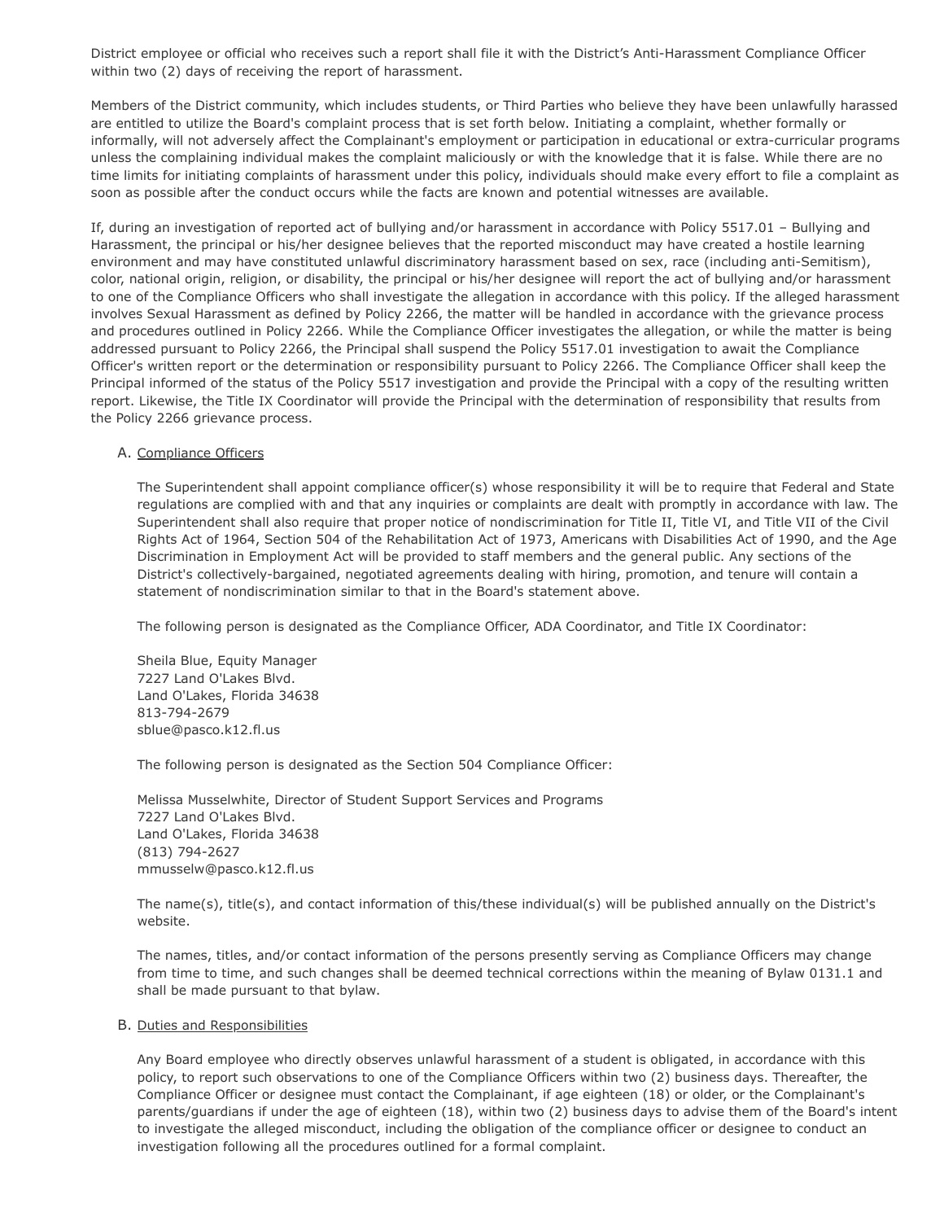District employee or official who receives such a report shall file it with the District's Anti-Harassment Compliance Officer within two (2) days of receiving the report of harassment.

Members of the District community, which includes students, or Third Parties who believe they have been unlawfully harassed are entitled to utilize the Board's complaint process that is set forth below. Initiating a complaint, whether formally or informally, will not adversely affect the Complainant's employment or participation in educational or extra-curricular programs unless the complaining individual makes the complaint maliciously or with the knowledge that it is false. While there are no time limits for initiating complaints of harassment under this policy, individuals should make every effort to file a complaint as soon as possible after the conduct occurs while the facts are known and potential witnesses are available.

If, during an investigation of reported act of bullying and/or harassment in accordance with Policy 5517.01 – Bullying and Harassment, the principal or his/her designee believes that the reported misconduct may have created a hostile learning environment and may have constituted unlawful discriminatory harassment based on sex, race (including anti-Semitism), color, national origin, religion, or disability, the principal or his/her designee will report the act of bullying and/or harassment to one of the Compliance Officers who shall investigate the allegation in accordance with this policy. If the alleged harassment involves Sexual Harassment as defined by Policy 2266, the matter will be handled in accordance with the grievance process and procedures outlined in Policy 2266. While the Compliance Officer investigates the allegation, or while the matter is being addressed pursuant to Policy 2266, the Principal shall suspend the Policy 5517.01 investigation to await the Compliance Officer's written report or the determination or responsibility pursuant to Policy 2266. The Compliance Officer shall keep the Principal informed of the status of the Policy 5517 investigation and provide the Principal with a copy of the resulting written report. Likewise, the Title IX Coordinator will provide the Principal with the determination of responsibility that results from the Policy 2266 grievance process.

A. Compliance Officers

The Superintendent shall appoint compliance officer(s) whose responsibility it will be to require that Federal and State regulations are complied with and that any inquiries or complaints are dealt with promptly in accordance with law. The Superintendent shall also require that proper notice of nondiscrimination for Title II, Title VI, and Title VII of the Civil Rights Act of 1964, Section 504 of the Rehabilitation Act of 1973, Americans with Disabilities Act of 1990, and the Age Discrimination in Employment Act will be provided to staff members and the general public. Any sections of the District's collectively-bargained, negotiated agreements dealing with hiring, promotion, and tenure will contain a statement of nondiscrimination similar to that in the Board's statement above.

The following person is designated as the Compliance Officer, ADA Coordinator, and Title IX Coordinator:

Sheila Blue, Equity Manager
7227 Land O'Lakes Blvd.
Land O'Lakes, Florida 34638
813-794-2679
sblue@pasco.k12.fl.us

The following person is designated as the Section 504 Compliance Officer:

Melissa Musselwhite, Director of Student Support Services and Programs
7227 Land O'Lakes Blvd.
Land O'Lakes, Florida 34638
(813) 794-2627
mmusselw@pasco.k12.fl.us

The name(s), title(s), and contact information of this/these individual(s) will be published annually on the District's website.

The names, titles, and/or contact information of the persons presently serving as Compliance Officers may change from time to time, and such changes shall be deemed technical corrections within the meaning of Bylaw 0131.1 and shall be made pursuant to that bylaw.

B. Duties and Responsibilities

Any Board employee who directly observes unlawful harassment of a student is obligated, in accordance with this policy, to report such observations to one of the Compliance Officers within two (2) business days. Thereafter, the Compliance Officer or designee must contact the Complainant, if age eighteen (18) or older, or the Complainant's parents/guardians if under the age of eighteen (18), within two (2) business days to advise them of the Board's intent to investigate the alleged misconduct, including the obligation of the compliance officer or designee to conduct an investigation following all the procedures outlined for a formal complaint.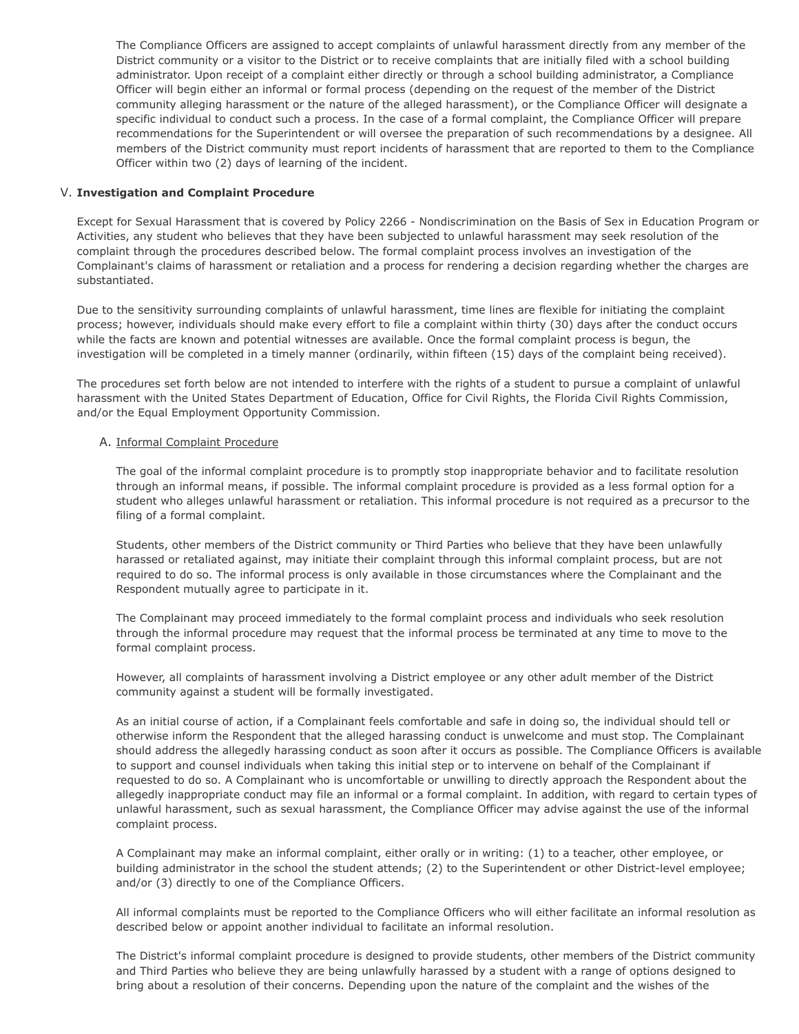The Compliance Officers are assigned to accept complaints of unlawful harassment directly from any member of the District community or a visitor to the District or to receive complaints that are initially filed with a school building administrator. Upon receipt of a complaint either directly or through a school building administrator, a Compliance Officer will begin either an informal or formal process (depending on the request of the member of the District community alleging harassment or the nature of the alleged harassment), or the Compliance Officer will designate a specific individual to conduct such a process. In the case of a formal complaint, the Compliance Officer will prepare recommendations for the Superintendent or will oversee the preparation of such recommendations by a designee. All members of the District community must report incidents of harassment that are reported to them to the Compliance Officer within two (2) days of learning of the incident.

## V. **Investigation and Complaint Procedure**

Except for Sexual Harassment that is covered by Policy 2266 - Nondiscrimination on the Basis of Sex in Education Program or Activities, any student who believes that they have been subjected to unlawful harassment may seek resolution of the complaint through the procedures described below. The formal complaint process involves an investigation of the Complainant's claims of harassment or retaliation and a process for rendering a decision regarding whether the charges are substantiated.

Due to the sensitivity surrounding complaints of unlawful harassment, time lines are flexible for initiating the complaint process; however, individuals should make every effort to file a complaint within thirty (30) days after the conduct occurs while the facts are known and potential witnesses are available. Once the formal complaint process is begun, the investigation will be completed in a timely manner (ordinarily, within fifteen (15) days of the complaint being received).

The procedures set forth below are not intended to interfere with the rights of a student to pursue a complaint of unlawful harassment with the United States Department of Education, Office for Civil Rights, the Florida Civil Rights Commission, and/or the Equal Employment Opportunity Commission.

### A. Informal Complaint Procedure

The goal of the informal complaint procedure is to promptly stop inappropriate behavior and to facilitate resolution through an informal means, if possible. The informal complaint procedure is provided as a less formal option for a student who alleges unlawful harassment or retaliation. This informal procedure is not required as a precursor to the filing of a formal complaint.

Students, other members of the District community or Third Parties who believe that they have been unlawfully harassed or retaliated against, may initiate their complaint through this informal complaint process, but are not required to do so. The informal process is only available in those circumstances where the Complainant and the Respondent mutually agree to participate in it.

The Complainant may proceed immediately to the formal complaint process and individuals who seek resolution through the informal procedure may request that the informal process be terminated at any time to move to the formal complaint process.

However, all complaints of harassment involving a District employee or any other adult member of the District community against a student will be formally investigated.

As an initial course of action, if a Complainant feels comfortable and safe in doing so, the individual should tell or otherwise inform the Respondent that the alleged harassing conduct is unwelcome and must stop. The Complainant should address the allegedly harassing conduct as soon after it occurs as possible. The Compliance Officers is available to support and counsel individuals when taking this initial step or to intervene on behalf of the Complainant if requested to do so. A Complainant who is uncomfortable or unwilling to directly approach the Respondent about the allegedly inappropriate conduct may file an informal or a formal complaint. In addition, with regard to certain types of unlawful harassment, such as sexual harassment, the Compliance Officer may advise against the use of the informal complaint process.

A Complainant may make an informal complaint, either orally or in writing: (1) to a teacher, other employee, or building administrator in the school the student attends; (2) to the Superintendent or other District-level employee; and/or (3) directly to one of the Compliance Officers.

All informal complaints must be reported to the Compliance Officers who will either facilitate an informal resolution as described below or appoint another individual to facilitate an informal resolution.

The District's informal complaint procedure is designed to provide students, other members of the District community and Third Parties who believe they are being unlawfully harassed by a student with a range of options designed to bring about a resolution of their concerns. Depending upon the nature of the complaint and the wishes of the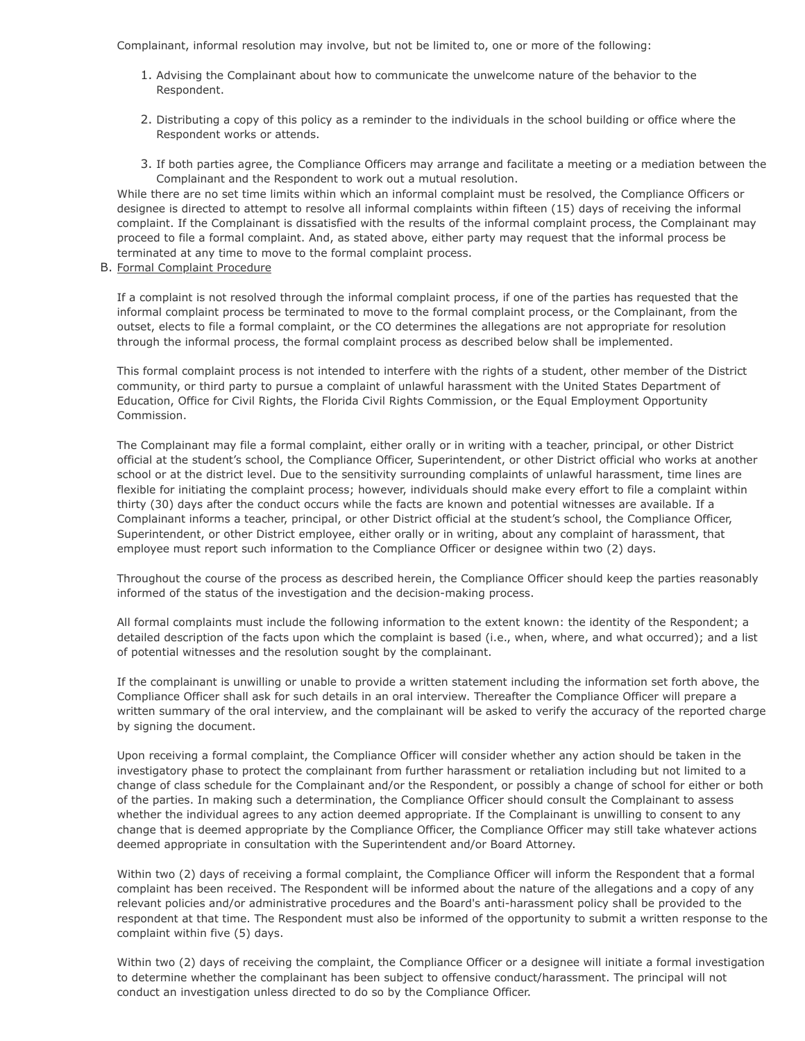Complainant, informal resolution may involve, but not be limited to, one or more of the following:

1. Advising the Complainant about how to communicate the unwelcome nature of the behavior to the Respondent.

2. Distributing a copy of this policy as a reminder to the individuals in the school building or office where the Respondent works or attends.

3. If both parties agree, the Compliance Officers may arrange and facilitate a meeting or a mediation between the Complainant and the Respondent to work out a mutual resolution.

While there are no set time limits within which an informal complaint must be resolved, the Compliance Officers or designee is directed to attempt to resolve all informal complaints within fifteen (15) days of receiving the informal complaint. If the Complainant is dissatisfied with the results of the informal complaint process, the Complainant may proceed to file a formal complaint. And, as stated above, either party may request that the informal process be terminated at any time to move to the formal complaint process.

B. <u>Formal Complaint Procedure</u>

If a complaint is not resolved through the informal complaint process, if one of the parties has requested that the informal complaint process be terminated to move to the formal complaint process, or the Complainant, from the outset, elects to file a formal complaint, or the CO determines the allegations are not appropriate for resolution through the informal process, the formal complaint process as described below shall be implemented.

This formal complaint process is not intended to interfere with the rights of a student, other member of the District community, or third party to pursue a complaint of unlawful harassment with the United States Department of Education, Office for Civil Rights, the Florida Civil Rights Commission, or the Equal Employment Opportunity Commission.

The Complainant may file a formal complaint, either orally or in writing with a teacher, principal, or other District official at the student's school, the Compliance Officer, Superintendent, or other District official who works at another school or at the district level. Due to the sensitivity surrounding complaints of unlawful harassment, time lines are flexible for initiating the complaint process; however, individuals should make every effort to file a complaint within thirty (30) days after the conduct occurs while the facts are known and potential witnesses are available. If a Complainant informs a teacher, principal, or other District official at the student's school, the Compliance Officer, Superintendent, or other District employee, either orally or in writing, about any complaint of harassment, that employee must report such information to the Compliance Officer or designee within two (2) days.

Throughout the course of the process as described herein, the Compliance Officer should keep the parties reasonably informed of the status of the investigation and the decision-making process.

All formal complaints must include the following information to the extent known: the identity of the Respondent; a detailed description of the facts upon which the complaint is based (i.e., when, where, and what occurred); and a list of potential witnesses and the resolution sought by the complainant.

If the complainant is unwilling or unable to provide a written statement including the information set forth above, the Compliance Officer shall ask for such details in an oral interview. Thereafter the Compliance Officer will prepare a written summary of the oral interview, and the complainant will be asked to verify the accuracy of the reported charge by signing the document.

Upon receiving a formal complaint, the Compliance Officer will consider whether any action should be taken in the investigatory phase to protect the complainant from further harassment or retaliation including but not limited to a change of class schedule for the Complainant and/or the Respondent, or possibly a change of school for either or both of the parties. In making such a determination, the Compliance Officer should consult the Complainant to assess whether the individual agrees to any action deemed appropriate. If the Complainant is unwilling to consent to any change that is deemed appropriate by the Compliance Officer, the Compliance Officer may still take whatever actions deemed appropriate in consultation with the Superintendent and/or Board Attorney.

Within two (2) days of receiving a formal complaint, the Compliance Officer will inform the Respondent that a formal complaint has been received. The Respondent will be informed about the nature of the allegations and a copy of any relevant policies and/or administrative procedures and the Board's anti-harassment policy shall be provided to the respondent at that time. The Respondent must also be informed of the opportunity to submit a written response to the complaint within five (5) days.

Within two (2) days of receiving the complaint, the Compliance Officer or a designee will initiate a formal investigation to determine whether the complainant has been subject to offensive conduct/harassment. The principal will not conduct an investigation unless directed to do so by the Compliance Officer.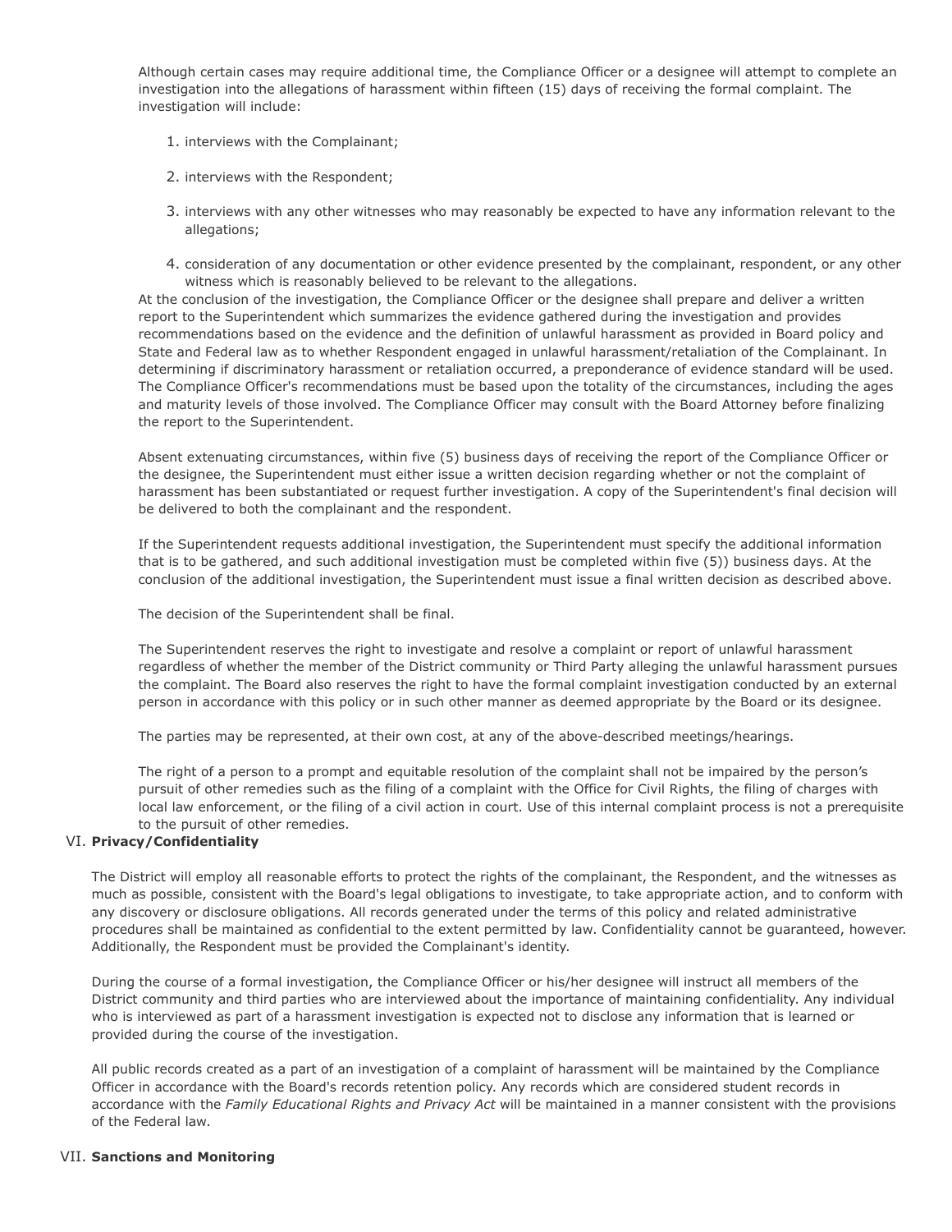Although certain cases may require additional time, the Compliance Officer or a designee will attempt to complete an investigation into the allegations of harassment within fifteen (15) days of receiving the formal complaint. The investigation will include:

1. interviews with the Complainant;
2. interviews with the Respondent;
3. interviews with any other witnesses who may reasonably be expected to have any information relevant to the allegations;
4. consideration of any documentation or other evidence presented by the complainant, respondent, or any other witness which is reasonably believed to be relevant to the allegations.

At the conclusion of the investigation, the Compliance Officer or the designee shall prepare and deliver a written report to the Superintendent which summarizes the evidence gathered during the investigation and provides recommendations based on the evidence and the definition of unlawful harassment as provided in Board policy and State and Federal law as to whether Respondent engaged in unlawful harassment/retaliation of the Complainant. In determining if discriminatory harassment or retaliation occurred, a preponderance of evidence standard will be used. The Compliance Officer's recommendations must be based upon the totality of the circumstances, including the ages and maturity levels of those involved. The Compliance Officer may consult with the Board Attorney before finalizing the report to the Superintendent.

Absent extenuating circumstances, within five (5) business days of receiving the report of the Compliance Officer or the designee, the Superintendent must either issue a written decision regarding whether or not the complaint of harassment has been substantiated or request further investigation. A copy of the Superintendent's final decision will be delivered to both the complainant and the respondent.

If the Superintendent requests additional investigation, the Superintendent must specify the additional information that is to be gathered, and such additional investigation must be completed within five (5)) business days. At the conclusion of the additional investigation, the Superintendent must issue a final written decision as described above.

The decision of the Superintendent shall be final.

The Superintendent reserves the right to investigate and resolve a complaint or report of unlawful harassment regardless of whether the member of the District community or Third Party alleging the unlawful harassment pursues the complaint. The Board also reserves the right to have the formal complaint investigation conducted by an external person in accordance with this policy or in such other manner as deemed appropriate by the Board or its designee.

The parties may be represented, at their own cost, at any of the above-described meetings/hearings.

The right of a person to a prompt and equitable resolution of the complaint shall not be impaired by the person’s pursuit of other remedies such as the filing of a complaint with the Office for Civil Rights, the filing of charges with local law enforcement, or the filing of a civil action in court. Use of this internal complaint process is not a prerequisite to the pursuit of other remedies.

## VI. **Privacy/Confidentiality**

The District will employ all reasonable efforts to protect the rights of the complainant, the Respondent, and the witnesses as much as possible, consistent with the Board's legal obligations to investigate, to take appropriate action, and to conform with any discovery or disclosure obligations. All records generated under the terms of this policy and related administrative procedures shall be maintained as confidential to the extent permitted by law. Confidentiality cannot be guaranteed, however. Additionally, the Respondent must be provided the Complainant's identity.

During the course of a formal investigation, the Compliance Officer or his/her designee will instruct all members of the District community and third parties who are interviewed about the importance of maintaining confidentiality. Any individual who is interviewed as part of a harassment investigation is expected not to disclose any information that is learned or provided during the course of the investigation.

All public records created as a part of an investigation of a complaint of harassment will be maintained by the Compliance Officer in accordance with the Board's records retention policy. Any records which are considered student records in accordance with the *Family Educational Rights and Privacy Act* will be maintained in a manner consistent with the provisions of the Federal law.

## VII. **Sanctions and Monitoring**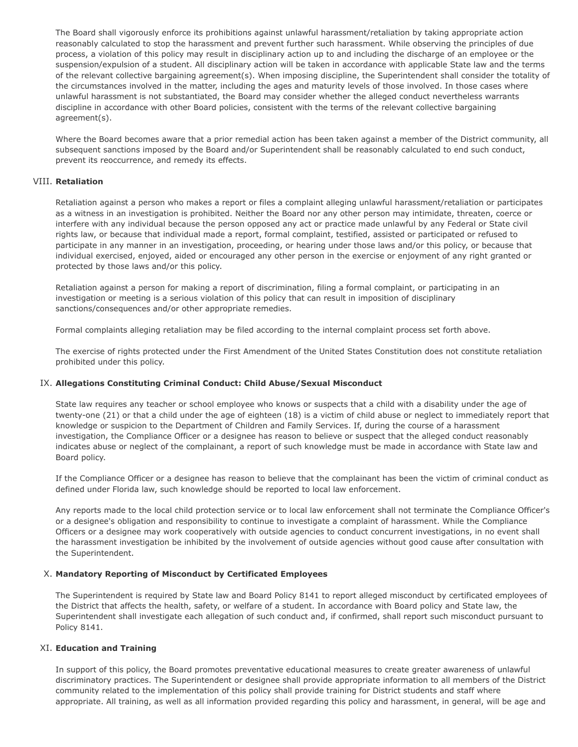The Board shall vigorously enforce its prohibitions against unlawful harassment/retaliation by taking appropriate action reasonably calculated to stop the harassment and prevent further such harassment. While observing the principles of due process, a violation of this policy may result in disciplinary action up to and including the discharge of an employee or the suspension/expulsion of a student. All disciplinary action will be taken in accordance with applicable State law and the terms of the relevant collective bargaining agreement(s). When imposing discipline, the Superintendent shall consider the totality of the circumstances involved in the matter, including the ages and maturity levels of those involved. In those cases where unlawful harassment is not substantiated, the Board may consider whether the alleged conduct nevertheless warrants discipline in accordance with other Board policies, consistent with the terms of the relevant collective bargaining agreement(s).

Where the Board becomes aware that a prior remedial action has been taken against a member of the District community, all subsequent sanctions imposed by the Board and/or Superintendent shall be reasonably calculated to end such conduct, prevent its reoccurrence, and remedy its effects.

## VIII. **Retaliation**

Retaliation against a person who makes a report or files a complaint alleging unlawful harassment/retaliation or participates as a witness in an investigation is prohibited. Neither the Board nor any other person may intimidate, threaten, coerce or interfere with any individual because the person opposed any act or practice made unlawful by any Federal or State civil rights law, or because that individual made a report, formal complaint, testified, assisted or participated or refused to participate in any manner in an investigation, proceeding, or hearing under those laws and/or this policy, or because that individual exercised, enjoyed, aided or encouraged any other person in the exercise or enjoyment of any right granted or protected by those laws and/or this policy.

Retaliation against a person for making a report of discrimination, filing a formal complaint, or participating in an investigation or meeting is a serious violation of this policy that can result in imposition of disciplinary sanctions/consequences and/or other appropriate remedies.

Formal complaints alleging retaliation may be filed according to the internal complaint process set forth above.

The exercise of rights protected under the First Amendment of the United States Constitution does not constitute retaliation prohibited under this policy.

## IX. **Allegations Constituting Criminal Conduct: Child Abuse/Sexual Misconduct**

State law requires any teacher or school employee who knows or suspects that a child with a disability under the age of twenty-one (21) or that a child under the age of eighteen (18) is a victim of child abuse or neglect to immediately report that knowledge or suspicion to the Department of Children and Family Services. If, during the course of a harassment investigation, the Compliance Officer or a designee has reason to believe or suspect that the alleged conduct reasonably indicates abuse or neglect of the complainant, a report of such knowledge must be made in accordance with State law and Board policy.

If the Compliance Officer or a designee has reason to believe that the complainant has been the victim of criminal conduct as defined under Florida law, such knowledge should be reported to local law enforcement.

Any reports made to the local child protection service or to local law enforcement shall not terminate the Compliance Officer's or a designee's obligation and responsibility to continue to investigate a complaint of harassment. While the Compliance Officers or a designee may work cooperatively with outside agencies to conduct concurrent investigations, in no event shall the harassment investigation be inhibited by the involvement of outside agencies without good cause after consultation with the Superintendent.

## X. **Mandatory Reporting of Misconduct by Certificated Employees**

The Superintendent is required by State law and Board Policy 8141 to report alleged misconduct by certificated employees of the District that affects the health, safety, or welfare of a student. In accordance with Board policy and State law, the Superintendent shall investigate each allegation of such conduct and, if confirmed, shall report such misconduct pursuant to Policy 8141.

## XI. **Education and Training**

In support of this policy, the Board promotes preventative educational measures to create greater awareness of unlawful discriminatory practices. The Superintendent or designee shall provide appropriate information to all members of the District community related to the implementation of this policy shall provide training for District students and staff where appropriate. All training, as well as all information provided regarding this policy and harassment, in general, will be age and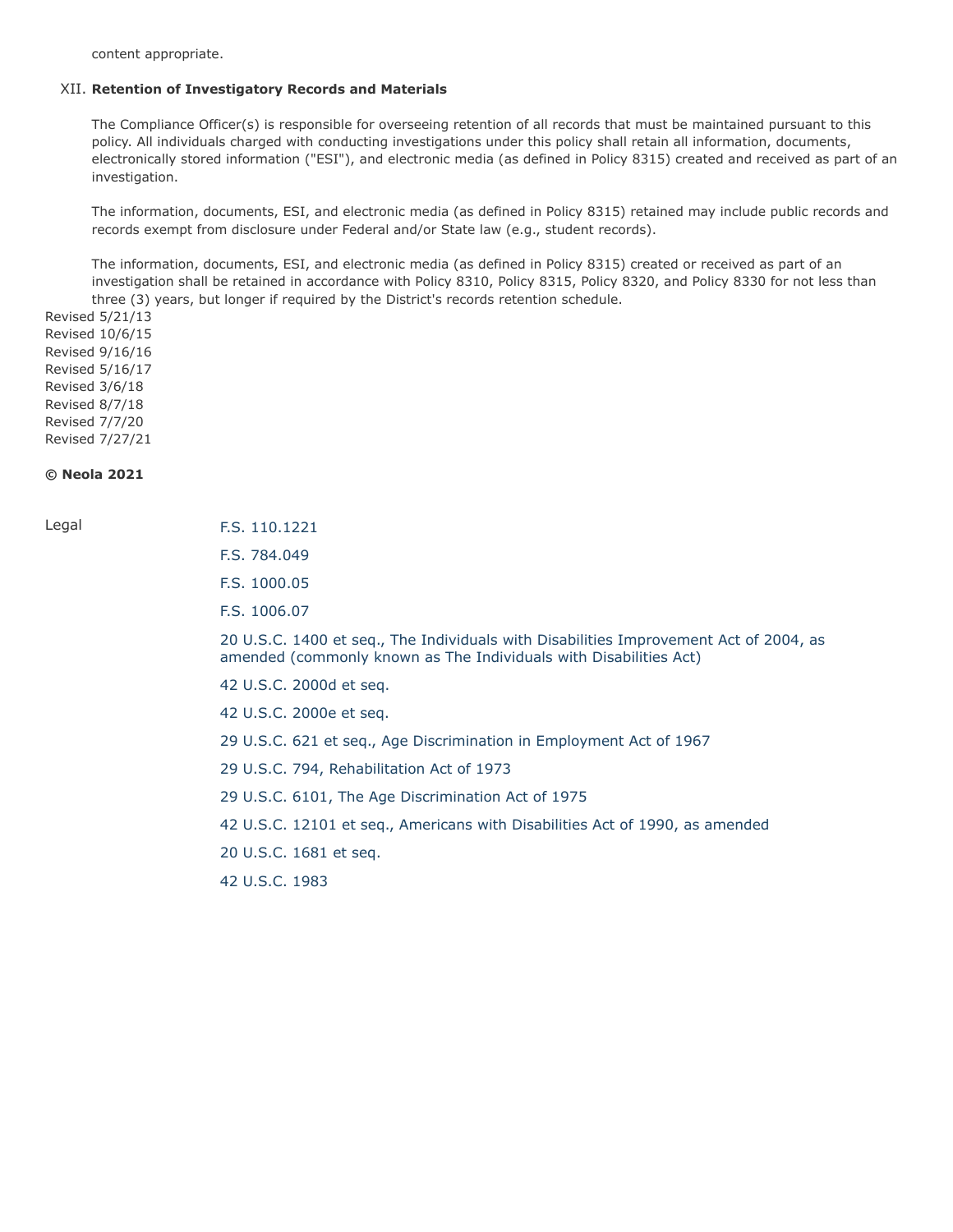content appropriate.

XII. **Retention of Investigatory Records and Materials**

The Compliance Officer(s) is responsible for overseeing retention of all records that must be maintained pursuant to this policy. All individuals charged with conducting investigations under this policy shall retain all information, documents, electronically stored information ("ESI"), and electronic media (as defined in Policy 8315) created and received as part of an investigation.

The information, documents, ESI, and electronic media (as defined in Policy 8315) retained may include public records and records exempt from disclosure under Federal and/or State law (e.g., student records).

The information, documents, ESI, and electronic media (as defined in Policy 8315) created or received as part of an investigation shall be retained in accordance with Policy 8310, Policy 8315, Policy 8320, and Policy 8330 for not less than three (3) years, but longer if required by the District's records retention schedule.

Revised 5/21/13
Revised 10/6/15
Revised 9/16/16
Revised 5/16/17
Revised 3/6/18
Revised 8/7/18
Revised 7/7/20
Revised 7/27/21

**© Neola 2021**

Legal

F.S. 110.1221

F.S. 784.049

F.S. 1000.05

F.S. 1006.07

20 U.S.C. 1400 et seq., The Individuals with Disabilities Improvement Act of 2004, as amended (commonly known as The Individuals with Disabilities Act)

42 U.S.C. 2000d et seq.

42 U.S.C. 2000e et seq.

29 U.S.C. 621 et seq., Age Discrimination in Employment Act of 1967

29 U.S.C. 794, Rehabilitation Act of 1973

29 U.S.C. 6101, The Age Discrimination Act of 1975

42 U.S.C. 12101 et seq., Americans with Disabilities Act of 1990, as amended

20 U.S.C. 1681 et seq.

42 U.S.C. 1983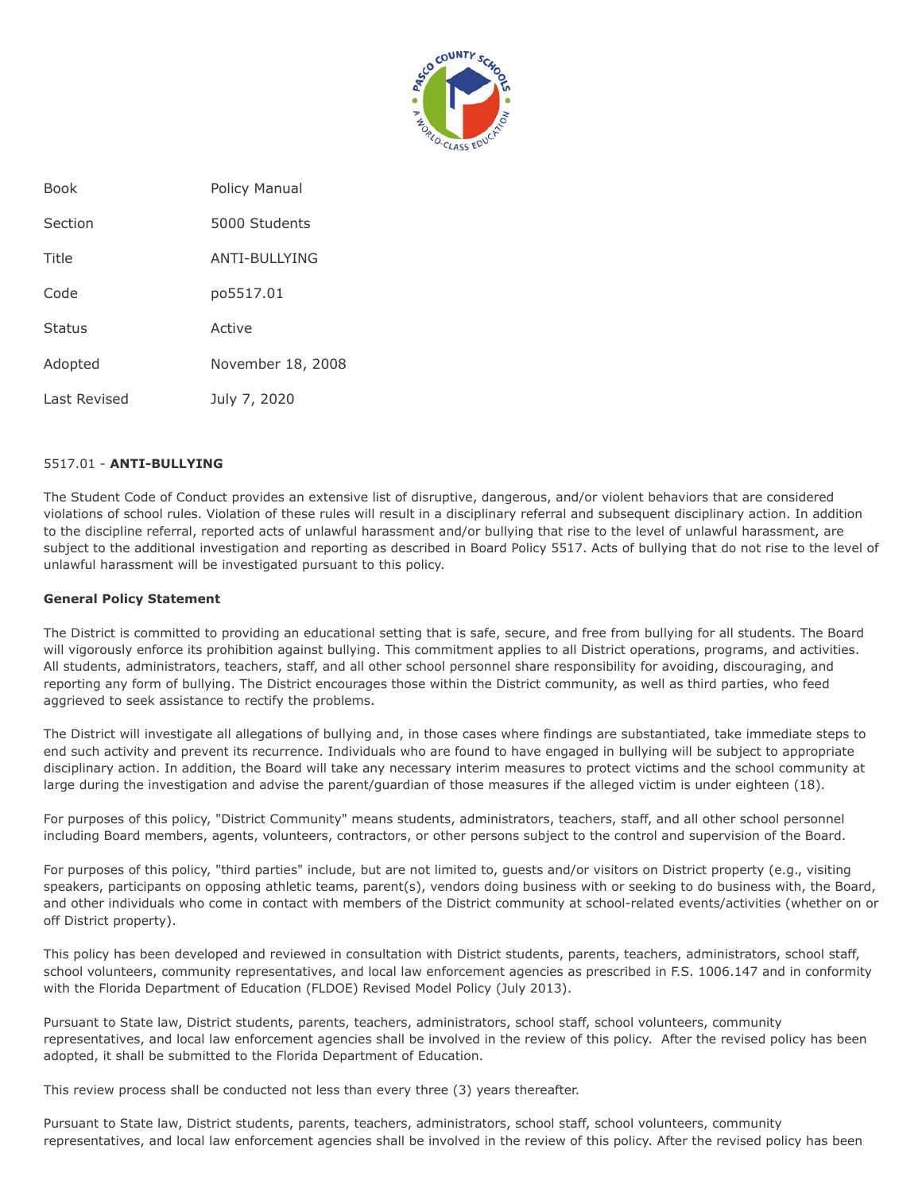| | |
|---|---|
| Book | Policy Manual |
| Section | 5000 Students |
| Title | ANTI-BULLYING |
| Code | po5517.01 |
| Status | Active |
| Adopted | November 18, 2008 |
| Last Revised | July 7, 2020 |

5517.01 - **ANTI-BULLYING**

The Student Code of Conduct provides an extensive list of disruptive, dangerous, and/or violent behaviors that are considered violations of school rules. Violation of these rules will result in a disciplinary referral and subsequent disciplinary action. In addition to the discipline referral, reported acts of unlawful harassment and/or bullying that rise to the level of unlawful harassment, are subject to the additional investigation and reporting as described in Board Policy 5517. Acts of bullying that do not rise to the level of unlawful harassment will be investigated pursuant to this policy.

**General Policy Statement**

The District is committed to providing an educational setting that is safe, secure, and free from bullying for all students. The Board will vigorously enforce its prohibition against bullying. This commitment applies to all District operations, programs, and activities. All students, administrators, teachers, staff, and all other school personnel share responsibility for avoiding, discouraging, and reporting any form of bullying. The District encourages those within the District community, as well as third parties, who feed aggrieved to seek assistance to rectify the problems.

The District will investigate all allegations of bullying and, in those cases where findings are substantiated, take immediate steps to end such activity and prevent its recurrence. Individuals who are found to have engaged in bullying will be subject to appropriate disciplinary action. In addition, the Board will take any necessary interim measures to protect victims and the school community at large during the investigation and advise the parent/guardian of those measures if the alleged victim is under eighteen (18).

For purposes of this policy, "District Community" means students, administrators, teachers, staff, and all other school personnel including Board members, agents, volunteers, contractors, or other persons subject to the control and supervision of the Board.

For purposes of this policy, "third parties" include, but are not limited to, guests and/or visitors on District property (e.g., visiting speakers, participants on opposing athletic teams, parent(s), vendors doing business with or seeking to do business with, the Board, and other individuals who come in contact with members of the District community at school-related events/activities (whether on or off District property).

This policy has been developed and reviewed in consultation with District students, parents, teachers, administrators, school staff, school volunteers, community representatives, and local law enforcement agencies as prescribed in F.S. 1006.147 and in conformity with the Florida Department of Education (FLDOE) Revised Model Policy (July 2013).

Pursuant to State law, District students, parents, teachers, administrators, school staff, school volunteers, community representatives, and local law enforcement agencies shall be involved in the review of this policy. After the revised policy has been adopted, it shall be submitted to the Florida Department of Education.

This review process shall be conducted not less than every three (3) years thereafter.

Pursuant to State law, District students, parents, teachers, administrators, school staff, school volunteers, community representatives, and local law enforcement agencies shall be involved in the review of this policy. After the revised policy has been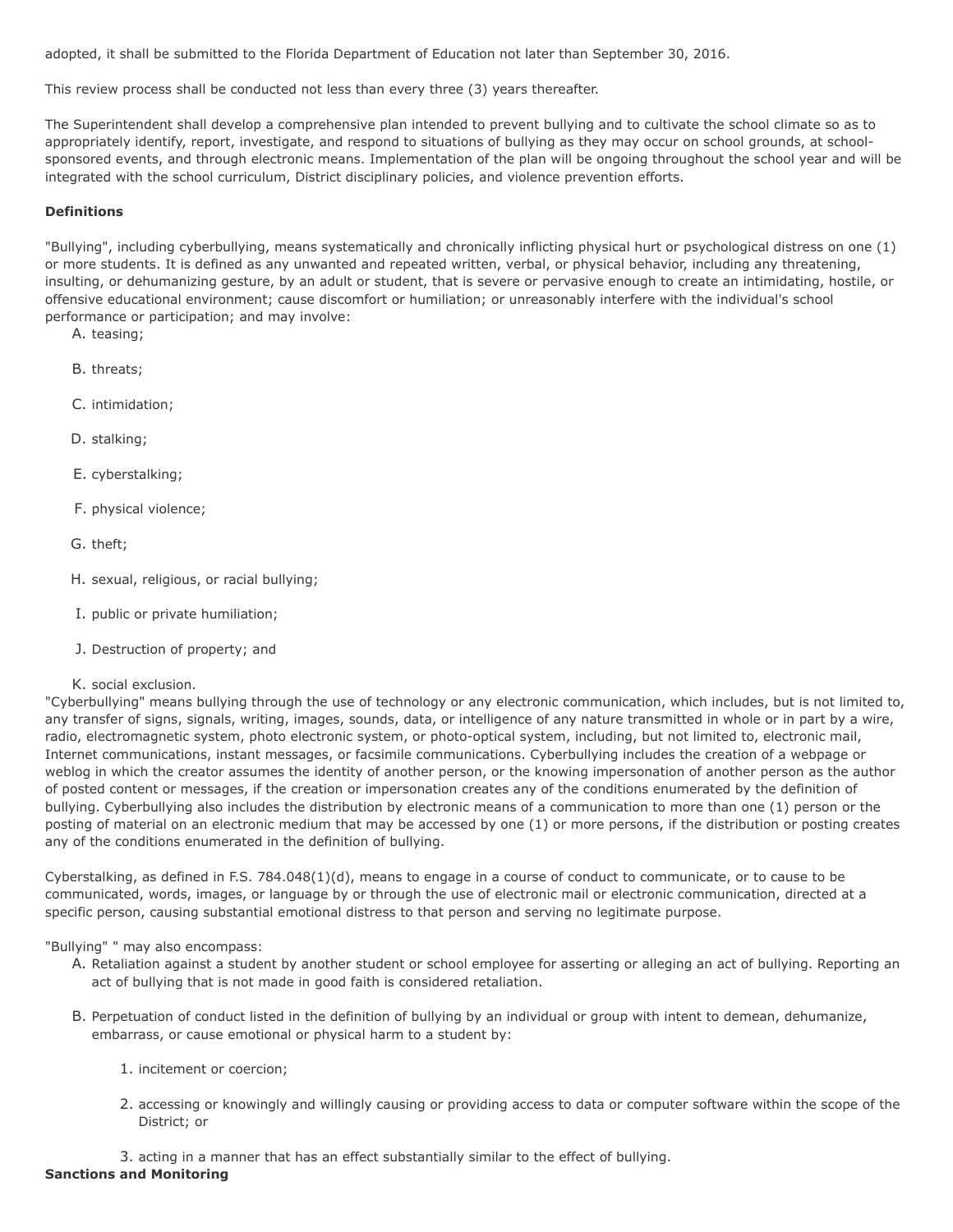adopted, it shall be submitted to the Florida Department of Education not later than September 30, 2016.

This review process shall be conducted not less than every three (3) years thereafter.

The Superintendent shall develop a comprehensive plan intended to prevent bullying and to cultivate the school climate so as to appropriately identify, report, investigate, and respond to situations of bullying as they may occur on school grounds, at school-sponsored events, and through electronic means. Implementation of the plan will be ongoing throughout the school year and will be integrated with the school curriculum, District disciplinary policies, and violence prevention efforts.

**Definitions**

"Bullying", including cyberbullying, means systematically and chronically inflicting physical hurt or psychological distress on one (1) or more students. It is defined as any unwanted and repeated written, verbal, or physical behavior, including any threatening, insulting, or dehumanizing gesture, by an adult or student, that is severe or pervasive enough to create an intimidating, hostile, or offensive educational environment; cause discomfort or humiliation; or unreasonably interfere with the individual's school performance or participation; and may involve:

A. teasing;

B. threats;

C. intimidation;

D. stalking;

E. cyberstalking;

F. physical violence;

G. theft;

H. sexual, religious, or racial bullying;

I. public or private humiliation;

J. Destruction of property; and

K. social exclusion.

"Cyberbullying" means bullying through the use of technology or any electronic communication, which includes, but is not limited to, any transfer of signs, signals, writing, images, sounds, data, or intelligence of any nature transmitted in whole or in part by a wire, radio, electromagnetic system, photo electronic system, or photo-optical system, including, but not limited to, electronic mail, Internet communications, instant messages, or facsimile communications. Cyberbullying includes the creation of a webpage or weblog in which the creator assumes the identity of another person, or the knowing impersonation of another person as the author of posted content or messages, if the creation or impersonation creates any of the conditions enumerated by the definition of bullying. Cyberbullying also includes the distribution by electronic means of a communication to more than one (1) person or the posting of material on an electronic medium that may be accessed by one (1) or more persons, if the distribution or posting creates any of the conditions enumerated in the definition of bullying.

Cyberstalking, as defined in F.S. 784.048(1)(d), means to engage in a course of conduct to communicate, or to cause to be communicated, words, images, or language by or through the use of electronic mail or electronic communication, directed at a specific person, causing substantial emotional distress to that person and serving no legitimate purpose.

"Bullying" " may also encompass:

A. Retaliation against a student by another student or school employee for asserting or alleging an act of bullying. Reporting an act of bullying that is not made in good faith is considered retaliation.

B. Perpetuation of conduct listed in the definition of bullying by an individual or group with intent to demean, dehumanize, embarrass, or cause emotional or physical harm to a student by:

   1. incitement or coercion;

   2. accessing or knowingly and willingly causing or providing access to data or computer software within the scope of the District; or

   3. acting in a manner that has an effect substantially similar to the effect of bullying.

**Sanctions and Monitoring**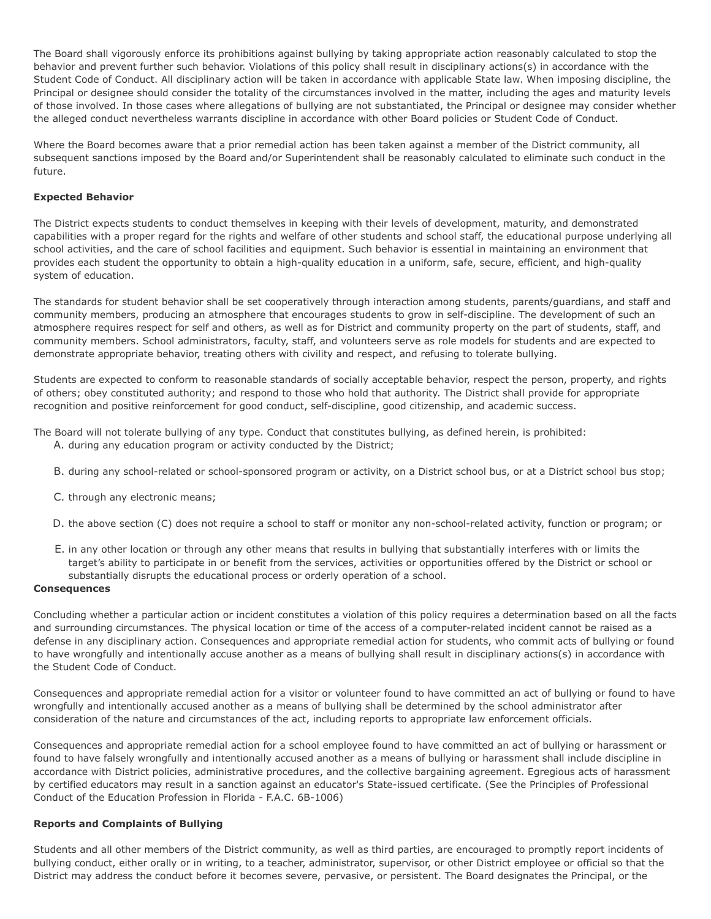The Board shall vigorously enforce its prohibitions against bullying by taking appropriate action reasonably calculated to stop the behavior and prevent further such behavior. Violations of this policy shall result in disciplinary actions(s) in accordance with the Student Code of Conduct. All disciplinary action will be taken in accordance with applicable State law. When imposing discipline, the Principal or designee should consider the totality of the circumstances involved in the matter, including the ages and maturity levels of those involved. In those cases where allegations of bullying are not substantiated, the Principal or designee may consider whether the alleged conduct nevertheless warrants discipline in accordance with other Board policies or Student Code of Conduct.

Where the Board becomes aware that a prior remedial action has been taken against a member of the District community, all subsequent sanctions imposed by the Board and/or Superintendent shall be reasonably calculated to eliminate such conduct in the future.

**Expected Behavior**

The District expects students to conduct themselves in keeping with their levels of development, maturity, and demonstrated capabilities with a proper regard for the rights and welfare of other students and school staff, the educational purpose underlying all school activities, and the care of school facilities and equipment. Such behavior is essential in maintaining an environment that provides each student the opportunity to obtain a high-quality education in a uniform, safe, secure, efficient, and high-quality system of education.

The standards for student behavior shall be set cooperatively through interaction among students, parents/guardians, and staff and community members, producing an atmosphere that encourages students to grow in self-discipline. The development of such an atmosphere requires respect for self and others, as well as for District and community property on the part of students, staff, and community members. School administrators, faculty, staff, and volunteers serve as role models for students and are expected to demonstrate appropriate behavior, treating others with civility and respect, and refusing to tolerate bullying.

Students are expected to conform to reasonable standards of socially acceptable behavior, respect the person, property, and rights of others; obey constituted authority; and respond to those who hold that authority. The District shall provide for appropriate recognition and positive reinforcement for good conduct, self-discipline, good citizenship, and academic success.

The Board will not tolerate bullying of any type. Conduct that constitutes bullying, as defined herein, is prohibited:

A. during any education program or activity conducted by the District;

B. during any school-related or school-sponsored program or activity, on a District school bus, or at a District school bus stop;

C. through any electronic means;

D. the above section (C) does not require a school to staff or monitor any non-school-related activity, function or program; or

E. in any other location or through any other means that results in bullying that substantially interferes with or limits the target's ability to participate in or benefit from the services, activities or opportunities offered by the District or school or substantially disrupts the educational process or orderly operation of a school.

**Consequences**

Concluding whether a particular action or incident constitutes a violation of this policy requires a determination based on all the facts and surrounding circumstances. The physical location or time of the access of a computer-related incident cannot be raised as a defense in any disciplinary action. Consequences and appropriate remedial action for students, who commit acts of bullying or found to have wrongfully and intentionally accuse another as a means of bullying shall result in disciplinary actions(s) in accordance with the Student Code of Conduct.

Consequences and appropriate remedial action for a visitor or volunteer found to have committed an act of bullying or found to have wrongfully and intentionally accused another as a means of bullying shall be determined by the school administrator after consideration of the nature and circumstances of the act, including reports to appropriate law enforcement officials.

Consequences and appropriate remedial action for a school employee found to have committed an act of bullying or harassment or found to have falsely wrongfully and intentionally accused another as a means of bullying or harassment shall include discipline in accordance with District policies, administrative procedures, and the collective bargaining agreement. Egregious acts of harassment by certified educators may result in a sanction against an educator's State-issued certificate. (See the Principles of Professional Conduct of the Education Profession in Florida - F.A.C. 6B-1006)

**Reports and Complaints of Bullying**

Students and all other members of the District community, as well as third parties, are encouraged to promptly report incidents of bullying conduct, either orally or in writing, to a teacher, administrator, supervisor, or other District employee or official so that the District may address the conduct before it becomes severe, pervasive, or persistent. The Board designates the Principal, or the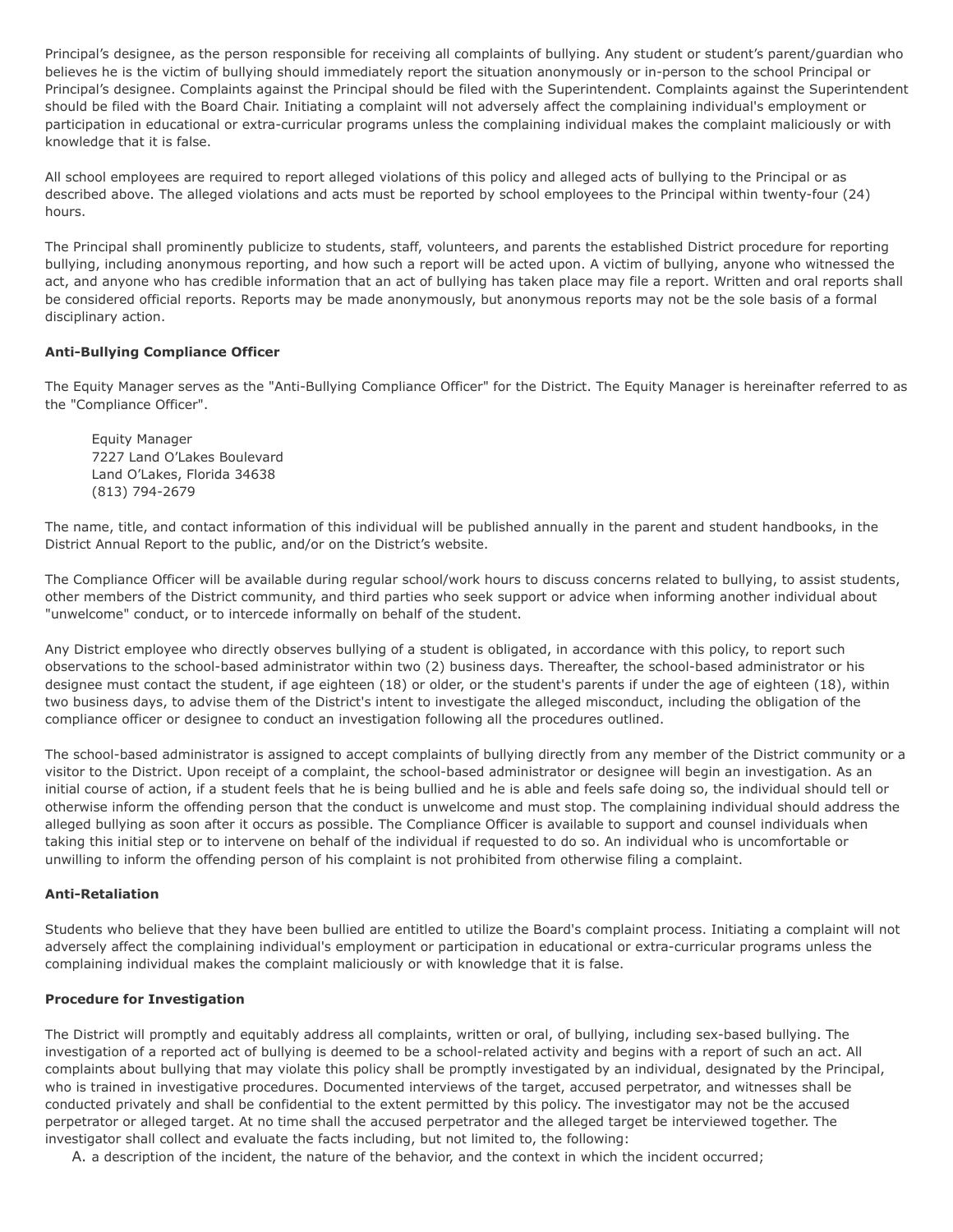Principal's designee, as the person responsible for receiving all complaints of bullying. Any student or student's parent/guardian who believes he is the victim of bullying should immediately report the situation anonymously or in-person to the school Principal or Principal's designee. Complaints against the Principal should be filed with the Superintendent. Complaints against the Superintendent should be filed with the Board Chair. Initiating a complaint will not adversely affect the complaining individual's employment or participation in educational or extra-curricular programs unless the complaining individual makes the complaint maliciously or with knowledge that it is false.

All school employees are required to report alleged violations of this policy and alleged acts of bullying to the Principal or as described above. The alleged violations and acts must be reported by school employees to the Principal within twenty-four (24) hours.

The Principal shall prominently publicize to students, staff, volunteers, and parents the established District procedure for reporting bullying, including anonymous reporting, and how such a report will be acted upon. A victim of bullying, anyone who witnessed the act, and anyone who has credible information that an act of bullying has taken place may file a report. Written and oral reports shall be considered official reports. Reports may be made anonymously, but anonymous reports may not be the sole basis of a formal disciplinary action.

**Anti-Bullying Compliance Officer**

The Equity Manager serves as the "Anti-Bullying Compliance Officer" for the District. The Equity Manager is hereinafter referred to as the "Compliance Officer".

> Equity Manager
> 7227 Land O'Lakes Boulevard
> Land O'Lakes, Florida 34638
> (813) 794-2679

The name, title, and contact information of this individual will be published annually in the parent and student handbooks, in the District Annual Report to the public, and/or on the District's website.

The Compliance Officer will be available during regular school/work hours to discuss concerns related to bullying, to assist students, other members of the District community, and third parties who seek support or advice when informing another individual about "unwelcome" conduct, or to intercede informally on behalf of the student.

Any District employee who directly observes bullying of a student is obligated, in accordance with this policy, to report such observations to the school-based administrator within two (2) business days. Thereafter, the school-based administrator or his designee must contact the student, if age eighteen (18) or older, or the student's parents if under the age of eighteen (18), within two business days, to advise them of the District's intent to investigate the alleged misconduct, including the obligation of the compliance officer or designee to conduct an investigation following all the procedures outlined.

The school-based administrator is assigned to accept complaints of bullying directly from any member of the District community or a visitor to the District. Upon receipt of a complaint, the school-based administrator or designee will begin an investigation. As an initial course of action, if a student feels that he is being bullied and he is able and feels safe doing so, the individual should tell or otherwise inform the offending person that the conduct is unwelcome and must stop. The complaining individual should address the alleged bullying as soon after it occurs as possible. The Compliance Officer is available to support and counsel individuals when taking this initial step or to intervene on behalf of the individual if requested to do so. An individual who is uncomfortable or unwilling to inform the offending person of his complaint is not prohibited from otherwise filing a complaint.

**Anti-Retaliation**

Students who believe that they have been bullied are entitled to utilize the Board's complaint process. Initiating a complaint will not adversely affect the complaining individual's employment or participation in educational or extra-curricular programs unless the complaining individual makes the complaint maliciously or with knowledge that it is false.

**Procedure for Investigation**

The District will promptly and equitably address all complaints, written or oral, of bullying, including sex-based bullying. The investigation of a reported act of bullying is deemed to be a school-related activity and begins with a report of such an act. All complaints about bullying that may violate this policy shall be promptly investigated by an individual, designated by the Principal, who is trained in investigative procedures. Documented interviews of the target, accused perpetrator, and witnesses shall be conducted privately and shall be confidential to the extent permitted by this policy. The investigator may not be the accused perpetrator or alleged target. At no time shall the accused perpetrator and the alleged target be interviewed together. The investigator shall collect and evaluate the facts including, but not limited to, the following:

A. a description of the incident, the nature of the behavior, and the context in which the incident occurred;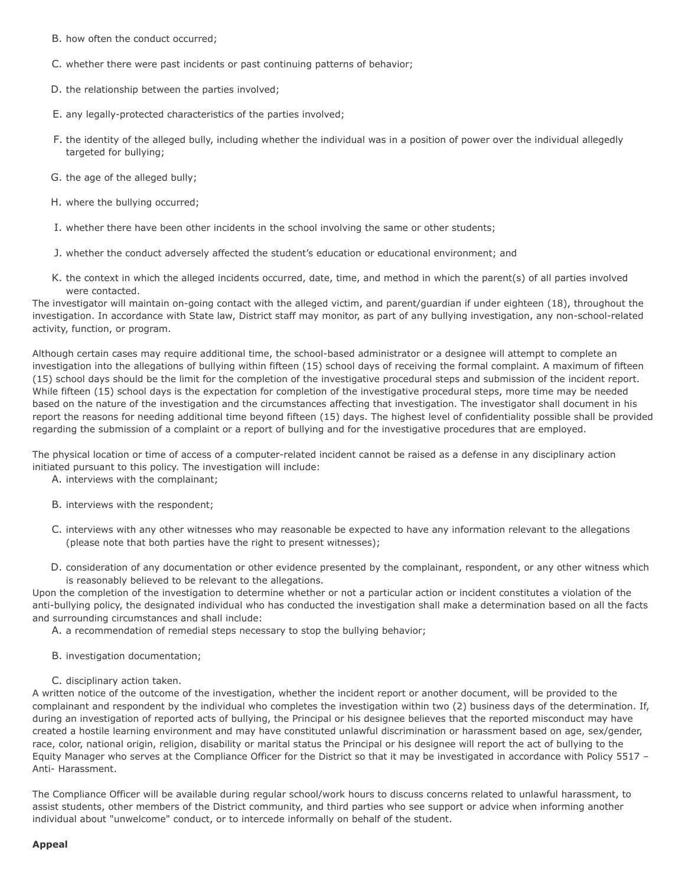B. how often the conduct occurred;

C. whether there were past incidents or past continuing patterns of behavior;

D. the relationship between the parties involved;

E. any legally-protected characteristics of the parties involved;

F. the identity of the alleged bully, including whether the individual was in a position of power over the individual allegedly targeted for bullying;

G. the age of the alleged bully;

H. where the bullying occurred;

I. whether there have been other incidents in the school involving the same or other students;

J. whether the conduct adversely affected the student's education or educational environment; and

K. the context in which the alleged incidents occurred, date, time, and method in which the parent(s) of all parties involved were contacted.

The investigator will maintain on-going contact with the alleged victim, and parent/guardian if under eighteen (18), throughout the investigation. In accordance with State law, District staff may monitor, as part of any bullying investigation, any non-school-related activity, function, or program.

Although certain cases may require additional time, the school-based administrator or a designee will attempt to complete an investigation into the allegations of bullying within fifteen (15) school days of receiving the formal complaint. A maximum of fifteen (15) school days should be the limit for the completion of the investigative procedural steps and submission of the incident report. While fifteen (15) school days is the expectation for completion of the investigative procedural steps, more time may be needed based on the nature of the investigation and the circumstances affecting that investigation. The investigator shall document in his report the reasons for needing additional time beyond fifteen (15) days. The highest level of confidentiality possible shall be provided regarding the submission of a complaint or a report of bullying and for the investigative procedures that are employed.

The physical location or time of access of a computer-related incident cannot be raised as a defense in any disciplinary action initiated pursuant to this policy. The investigation will include:

A. interviews with the complainant;

B. interviews with the respondent;

C. interviews with any other witnesses who may reasonable be expected to have any information relevant to the allegations (please note that both parties have the right to present witnesses);

D. consideration of any documentation or other evidence presented by the complainant, respondent, or any other witness which is reasonably believed to be relevant to the allegations.

Upon the completion of the investigation to determine whether or not a particular action or incident constitutes a violation of the anti-bullying policy, the designated individual who has conducted the investigation shall make a determination based on all the facts and surrounding circumstances and shall include:

A. a recommendation of remedial steps necessary to stop the bullying behavior;

B. investigation documentation;

C. disciplinary action taken.

A written notice of the outcome of the investigation, whether the incident report or another document, will be provided to the complainant and respondent by the individual who completes the investigation within two (2) business days of the determination. If, during an investigation of reported acts of bullying, the Principal or his designee believes that the reported misconduct may have created a hostile learning environment and may have constituted unlawful discrimination or harassment based on age, sex/gender, race, color, national origin, religion, disability or marital status the Principal or his designee will report the act of bullying to the Equity Manager who serves at the Compliance Officer for the District so that it may be investigated in accordance with Policy 5517 – Anti- Harassment.

The Compliance Officer will be available during regular school/work hours to discuss concerns related to unlawful harassment, to assist students, other members of the District community, and third parties who see support or advice when informing another individual about "unwelcome" conduct, or to intercede informally on behalf of the student.

**Appeal**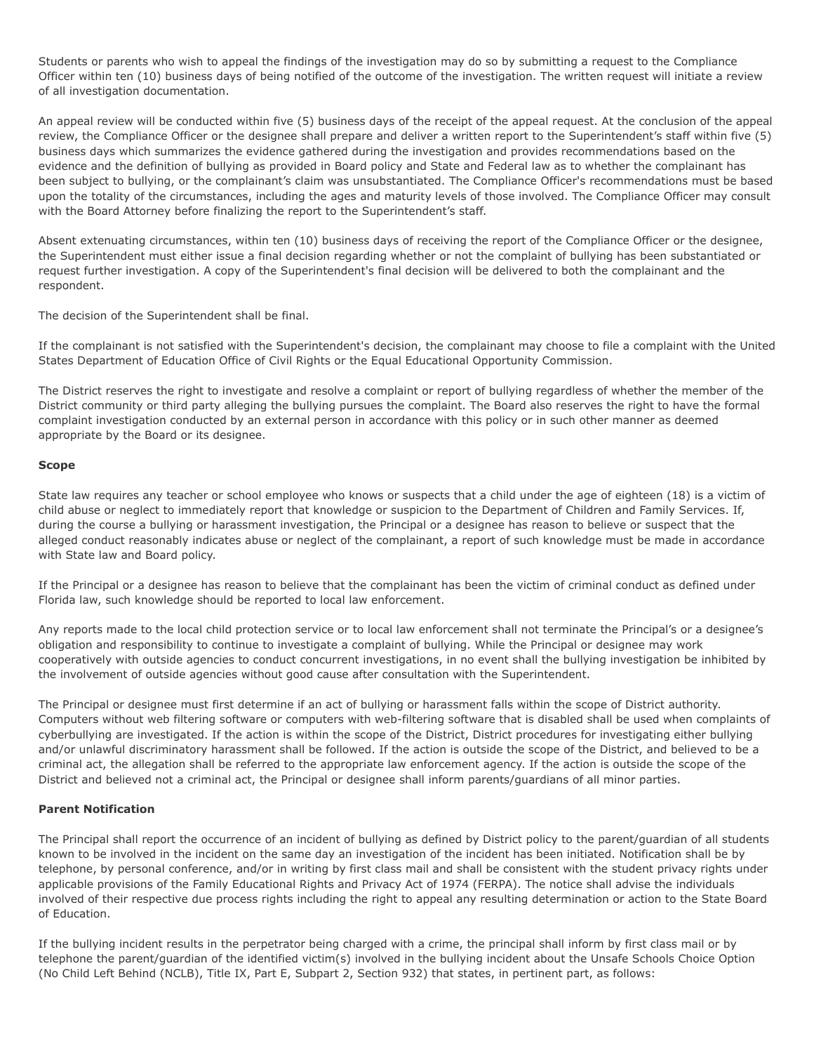Students or parents who wish to appeal the findings of the investigation may do so by submitting a request to the Compliance Officer within ten (10) business days of being notified of the outcome of the investigation. The written request will initiate a review of all investigation documentation.

An appeal review will be conducted within five (5) business days of the receipt of the appeal request. At the conclusion of the appeal review, the Compliance Officer or the designee shall prepare and deliver a written report to the Superintendent's staff within five (5) business days which summarizes the evidence gathered during the investigation and provides recommendations based on the evidence and the definition of bullying as provided in Board policy and State and Federal law as to whether the complainant has been subject to bullying, or the complainant's claim was unsubstantiated. The Compliance Officer's recommendations must be based upon the totality of the circumstances, including the ages and maturity levels of those involved. The Compliance Officer may consult with the Board Attorney before finalizing the report to the Superintendent's staff.

Absent extenuating circumstances, within ten (10) business days of receiving the report of the Compliance Officer or the designee, the Superintendent must either issue a final decision regarding whether or not the complaint of bullying has been substantiated or request further investigation. A copy of the Superintendent's final decision will be delivered to both the complainant and the respondent.

The decision of the Superintendent shall be final.

If the complainant is not satisfied with the Superintendent's decision, the complainant may choose to file a complaint with the United States Department of Education Office of Civil Rights or the Equal Educational Opportunity Commission.

The District reserves the right to investigate and resolve a complaint or report of bullying regardless of whether the member of the District community or third party alleging the bullying pursues the complaint. The Board also reserves the right to have the formal complaint investigation conducted by an external person in accordance with this policy or in such other manner as deemed appropriate by the Board or its designee.

**Scope**

State law requires any teacher or school employee who knows or suspects that a child under the age of eighteen (18) is a victim of child abuse or neglect to immediately report that knowledge or suspicion to the Department of Children and Family Services. If, during the course a bullying or harassment investigation, the Principal or a designee has reason to believe or suspect that the alleged conduct reasonably indicates abuse or neglect of the complainant, a report of such knowledge must be made in accordance with State law and Board policy.

If the Principal or a designee has reason to believe that the complainant has been the victim of criminal conduct as defined under Florida law, such knowledge should be reported to local law enforcement.

Any reports made to the local child protection service or to local law enforcement shall not terminate the Principal's or a designee's obligation and responsibility to continue to investigate a complaint of bullying. While the Principal or designee may work cooperatively with outside agencies to conduct concurrent investigations, in no event shall the bullying investigation be inhibited by the involvement of outside agencies without good cause after consultation with the Superintendent.

The Principal or designee must first determine if an act of bullying or harassment falls within the scope of District authority. Computers without web filtering software or computers with web-filtering software that is disabled shall be used when complaints of cyberbullying are investigated. If the action is within the scope of the District, District procedures for investigating either bullying and/or unlawful discriminatory harassment shall be followed. If the action is outside the scope of the District, and believed to be a criminal act, the allegation shall be referred to the appropriate law enforcement agency. If the action is outside the scope of the District and believed not a criminal act, the Principal or designee shall inform parents/guardians of all minor parties.

**Parent Notification**

The Principal shall report the occurrence of an incident of bullying as defined by District policy to the parent/guardian of all students known to be involved in the incident on the same day an investigation of the incident has been initiated. Notification shall be by telephone, by personal conference, and/or in writing by first class mail and shall be consistent with the student privacy rights under applicable provisions of the Family Educational Rights and Privacy Act of 1974 (FERPA). The notice shall advise the individuals involved of their respective due process rights including the right to appeal any resulting determination or action to the State Board of Education.

If the bullying incident results in the perpetrator being charged with a crime, the principal shall inform by first class mail or by telephone the parent/guardian of the identified victim(s) involved in the bullying incident about the Unsafe Schools Choice Option (No Child Left Behind (NCLB), Title IX, Part E, Subpart 2, Section 932) that states, in pertinent part, as follows: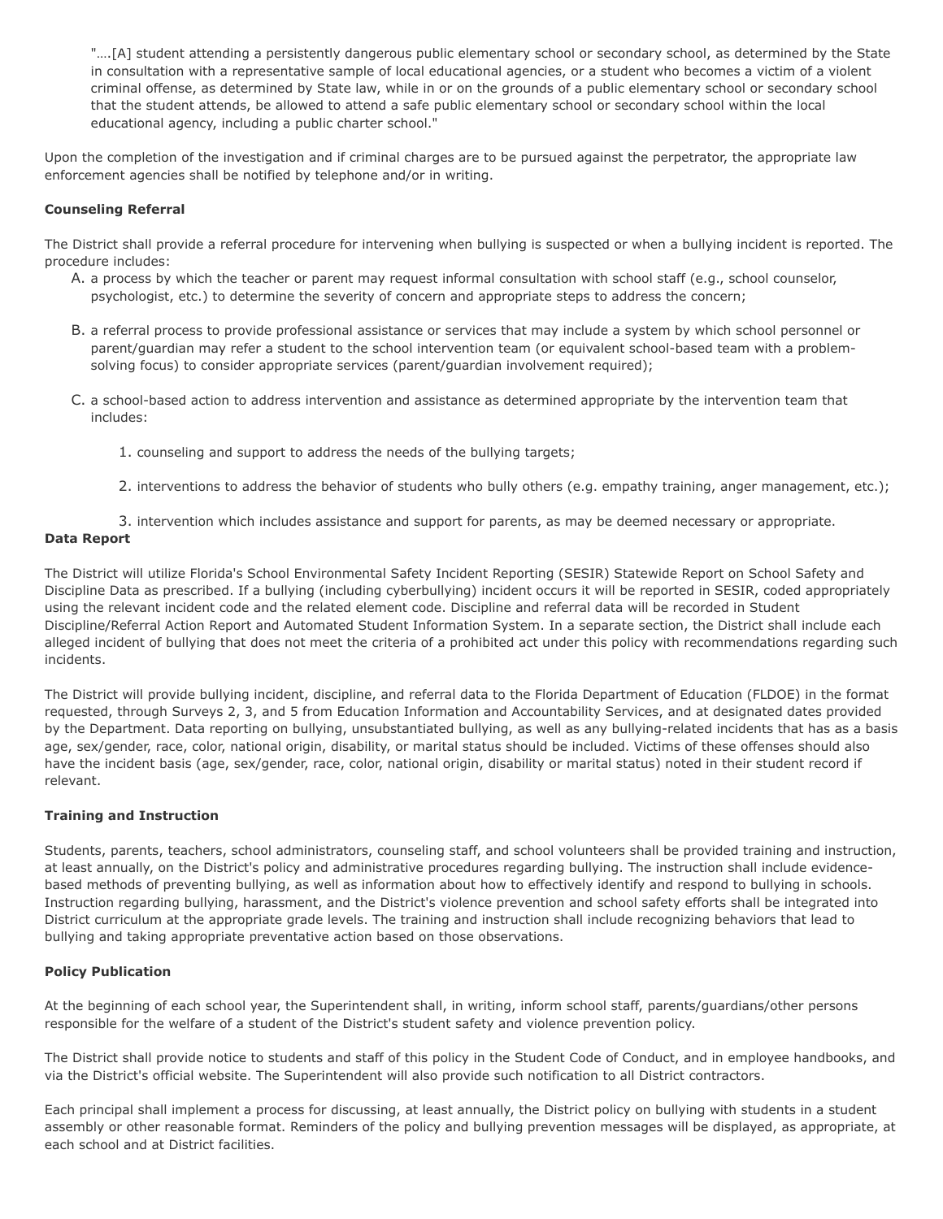> "….[A] student attending a persistently dangerous public elementary school or secondary school, as determined by the State in consultation with a representative sample of local educational agencies, or a student who becomes a victim of a violent criminal offense, as determined by State law, while in or on the grounds of a public elementary school or secondary school that the student attends, be allowed to attend a safe public elementary school or secondary school within the local educational agency, including a public charter school."

Upon the completion of the investigation and if criminal charges are to be pursued against the perpetrator, the appropriate law enforcement agencies shall be notified by telephone and/or in writing.

**Counseling Referral**

The District shall provide a referral procedure for intervening when bullying is suspected or when a bullying incident is reported. The procedure includes:

A. a process by which the teacher or parent may request informal consultation with school staff (e.g., school counselor, psychologist, etc.) to determine the severity of concern and appropriate steps to address the concern;

B. a referral process to provide professional assistance or services that may include a system by which school personnel or parent/guardian may refer a student to the school intervention team (or equivalent school-based team with a problem-solving focus) to consider appropriate services (parent/guardian involvement required);

C. a school-based action to address intervention and assistance as determined appropriate by the intervention team that includes:

   1. counseling and support to address the needs of the bullying targets;

   2. interventions to address the behavior of students who bully others (e.g. empathy training, anger management, etc.);

   3. intervention which includes assistance and support for parents, as may be deemed necessary or appropriate.

**Data Report**

The District will utilize Florida's School Environmental Safety Incident Reporting (SESIR) Statewide Report on School Safety and Discipline Data as prescribed. If a bullying (including cyberbullying) incident occurs it will be reported in SESIR, coded appropriately using the relevant incident code and the related element code. Discipline and referral data will be recorded in Student Discipline/Referral Action Report and Automated Student Information System. In a separate section, the District shall include each alleged incident of bullying that does not meet the criteria of a prohibited act under this policy with recommendations regarding such incidents.

The District will provide bullying incident, discipline, and referral data to the Florida Department of Education (FLDOE) in the format requested, through Surveys 2, 3, and 5 from Education Information and Accountability Services, and at designated dates provided by the Department. Data reporting on bullying, unsubstantiated bullying, as well as any bullying-related incidents that has as a basis age, sex/gender, race, color, national origin, disability, or marital status should be included. Victims of these offenses should also have the incident basis (age, sex/gender, race, color, national origin, disability or marital status) noted in their student record if relevant.

**Training and Instruction**

Students, parents, teachers, school administrators, counseling staff, and school volunteers shall be provided training and instruction, at least annually, on the District's policy and administrative procedures regarding bullying. The instruction shall include evidence-based methods of preventing bullying, as well as information about how to effectively identify and respond to bullying in schools. Instruction regarding bullying, harassment, and the District's violence prevention and school safety efforts shall be integrated into District curriculum at the appropriate grade levels. The training and instruction shall include recognizing behaviors that lead to bullying and taking appropriate preventative action based on those observations.

**Policy Publication**

At the beginning of each school year, the Superintendent shall, in writing, inform school staff, parents/guardians/other persons responsible for the welfare of a student of the District's student safety and violence prevention policy.

The District shall provide notice to students and staff of this policy in the Student Code of Conduct, and in employee handbooks, and via the District's official website. The Superintendent will also provide such notification to all District contractors.

Each principal shall implement a process for discussing, at least annually, the District policy on bullying with students in a student assembly or other reasonable format. Reminders of the policy and bullying prevention messages will be displayed, as appropriate, at each school and at District facilities.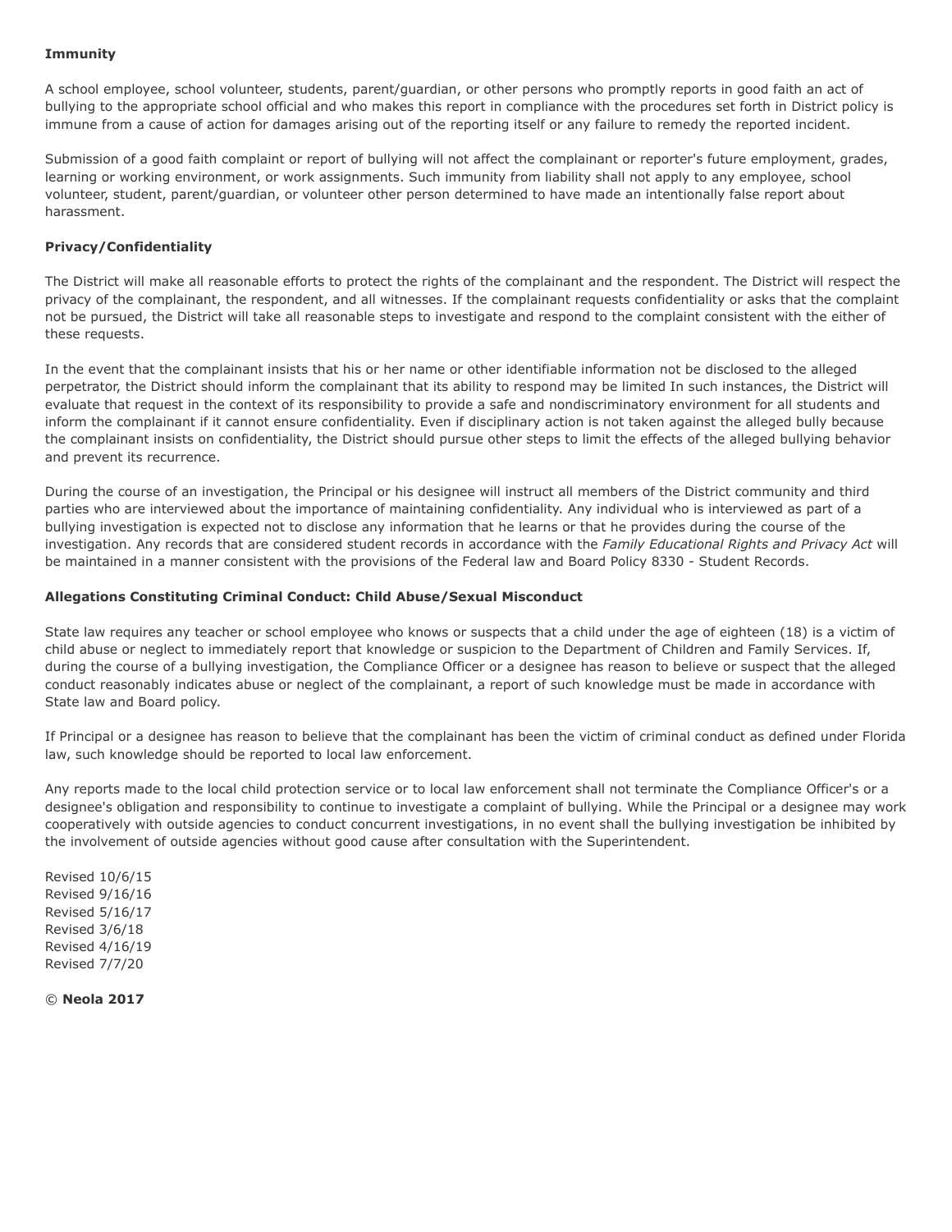**Immunity**

A school employee, school volunteer, students, parent/guardian, or other persons who promptly reports in good faith an act of bullying to the appropriate school official and who makes this report in compliance with the procedures set forth in District policy is immune from a cause of action for damages arising out of the reporting itself or any failure to remedy the reported incident.

Submission of a good faith complaint or report of bullying will not affect the complainant or reporter's future employment, grades, learning or working environment, or work assignments. Such immunity from liability shall not apply to any employee, school volunteer, student, parent/guardian, or volunteer other person determined to have made an intentionally false report about harassment.

**Privacy/Confidentiality**

The District will make all reasonable efforts to protect the rights of the complainant and the respondent. The District will respect the privacy of the complainant, the respondent, and all witnesses. If the complainant requests confidentiality or asks that the complaint not be pursued, the District will take all reasonable steps to investigate and respond to the complaint consistent with the either of these requests.

In the event that the complainant insists that his or her name or other identifiable information not be disclosed to the alleged perpetrator, the District should inform the complainant that its ability to respond may be limited In such instances, the District will evaluate that request in the context of its responsibility to provide a safe and nondiscriminatory environment for all students and inform the complainant if it cannot ensure confidentiality. Even if disciplinary action is not taken against the alleged bully because the complainant insists on confidentiality, the District should pursue other steps to limit the effects of the alleged bullying behavior and prevent its recurrence.

During the course of an investigation, the Principal or his designee will instruct all members of the District community and third parties who are interviewed about the importance of maintaining confidentiality. Any individual who is interviewed as part of a bullying investigation is expected not to disclose any information that he learns or that he provides during the course of the investigation. Any records that are considered student records in accordance with the *Family Educational Rights and Privacy Act* will be maintained in a manner consistent with the provisions of the Federal law and Board Policy 8330 - Student Records.

**Allegations Constituting Criminal Conduct: Child Abuse/Sexual Misconduct**

State law requires any teacher or school employee who knows or suspects that a child under the age of eighteen (18) is a victim of child abuse or neglect to immediately report that knowledge or suspicion to the Department of Children and Family Services. If, during the course of a bullying investigation, the Compliance Officer or a designee has reason to believe or suspect that the alleged conduct reasonably indicates abuse or neglect of the complainant, a report of such knowledge must be made in accordance with State law and Board policy.

If Principal or a designee has reason to believe that the complainant has been the victim of criminal conduct as defined under Florida law, such knowledge should be reported to local law enforcement.

Any reports made to the local child protection service or to local law enforcement shall not terminate the Compliance Officer's or a designee's obligation and responsibility to continue to investigate a complaint of bullying. While the Principal or a designee may work cooperatively with outside agencies to conduct concurrent investigations, in no event shall the bullying investigation be inhibited by the involvement of outside agencies without good cause after consultation with the Superintendent.

Revised 10/6/15
Revised 9/16/16
Revised 5/16/17
Revised 3/6/18
Revised 4/16/19
Revised 7/7/20

**© Neola 2017**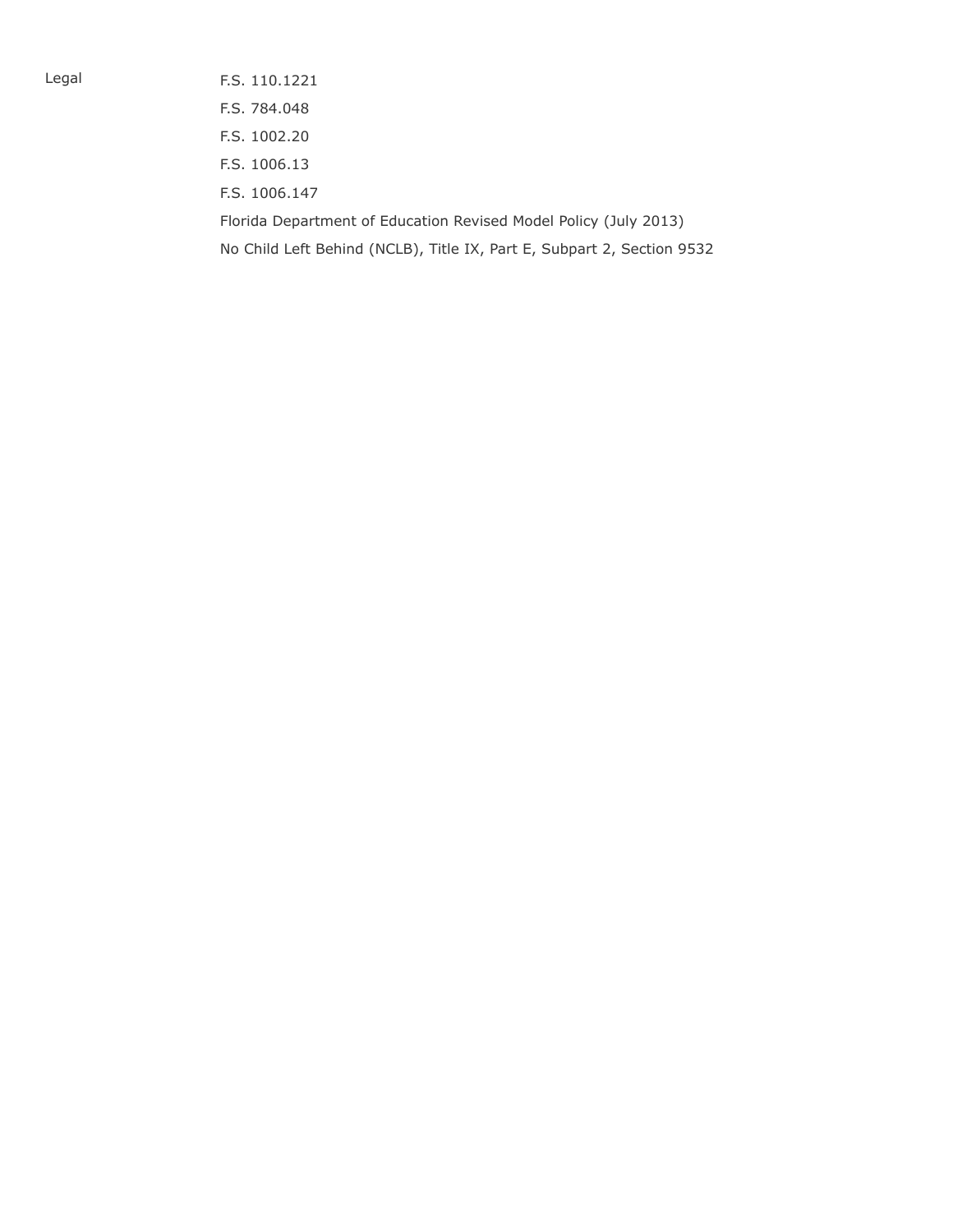Legal

F.S. 110.1221

F.S. 784.048

F.S. 1002.20

F.S. 1006.13

F.S. 1006.147

Florida Department of Education Revised Model Policy (July 2013)

No Child Left Behind (NCLB), Title IX, Part E, Subpart 2, Section 9532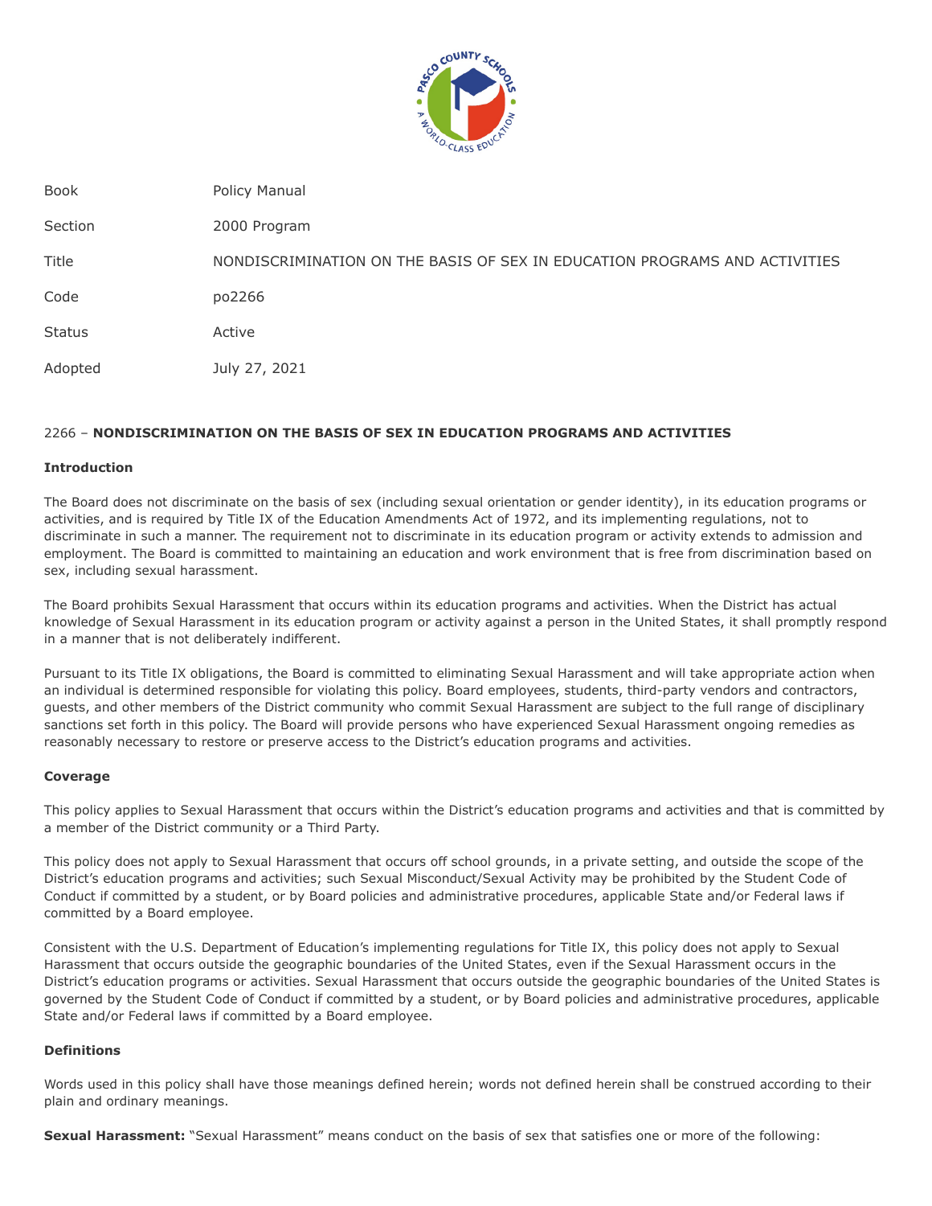| | |
|---|---|
| Book | Policy Manual |
| Section | 2000 Program |
| Title | NONDISCRIMINATION ON THE BASIS OF SEX IN EDUCATION PROGRAMS AND ACTIVITIES |
| Code | po2266 |
| Status | Active |
| Adopted | July 27, 2021 |

2266 – **NONDISCRIMINATION ON THE BASIS OF SEX IN EDUCATION PROGRAMS AND ACTIVITIES**

**Introduction**

The Board does not discriminate on the basis of sex (including sexual orientation or gender identity), in its education programs or activities, and is required by Title IX of the Education Amendments Act of 1972, and its implementing regulations, not to discriminate in such a manner. The requirement not to discriminate in its education program or activity extends to admission and employment. The Board is committed to maintaining an education and work environment that is free from discrimination based on sex, including sexual harassment.

The Board prohibits Sexual Harassment that occurs within its education programs and activities. When the District has actual knowledge of Sexual Harassment in its education program or activity against a person in the United States, it shall promptly respond in a manner that is not deliberately indifferent.

Pursuant to its Title IX obligations, the Board is committed to eliminating Sexual Harassment and will take appropriate action when an individual is determined responsible for violating this policy. Board employees, students, third-party vendors and contractors, guests, and other members of the District community who commit Sexual Harassment are subject to the full range of disciplinary sanctions set forth in this policy. The Board will provide persons who have experienced Sexual Harassment ongoing remedies as reasonably necessary to restore or preserve access to the District's education programs and activities.

**Coverage**

This policy applies to Sexual Harassment that occurs within the District's education programs and activities and that is committed by a member of the District community or a Third Party.

This policy does not apply to Sexual Harassment that occurs off school grounds, in a private setting, and outside the scope of the District's education programs and activities; such Sexual Misconduct/Sexual Activity may be prohibited by the Student Code of Conduct if committed by a student, or by Board policies and administrative procedures, applicable State and/or Federal laws if committed by a Board employee.

Consistent with the U.S. Department of Education's implementing regulations for Title IX, this policy does not apply to Sexual Harassment that occurs outside the geographic boundaries of the United States, even if the Sexual Harassment occurs in the District's education programs or activities. Sexual Harassment that occurs outside the geographic boundaries of the United States is governed by the Student Code of Conduct if committed by a student, or by Board policies and administrative procedures, applicable State and/or Federal laws if committed by a Board employee.

**Definitions**

Words used in this policy shall have those meanings defined herein; words not defined herein shall be construed according to their plain and ordinary meanings.

**Sexual Harassment:** "Sexual Harassment" means conduct on the basis of sex that satisfies one or more of the following: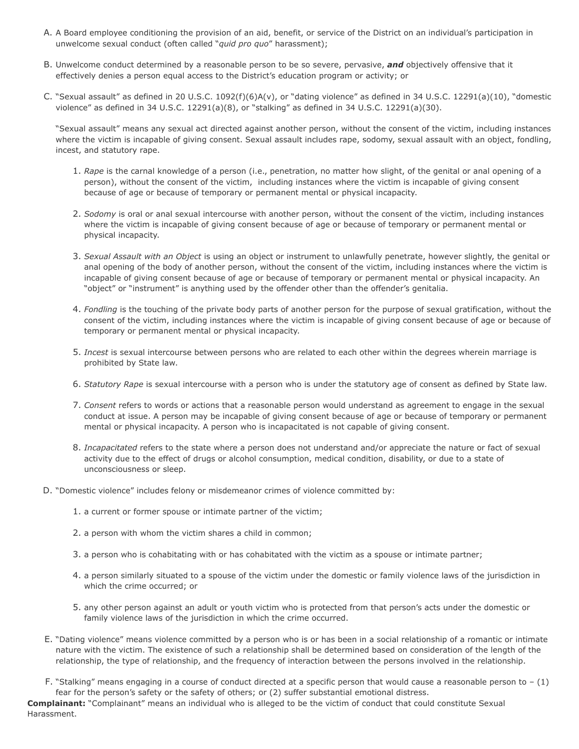A. A Board employee conditioning the provision of an aid, benefit, or service of the District on an individual's participation in unwelcome sexual conduct (often called "*quid pro quo*" harassment);

B. Unwelcome conduct determined by a reasonable person to be so severe, pervasive, ***and*** objectively offensive that it effectively denies a person equal access to the District's education program or activity; or

C. "Sexual assault" as defined in 20 U.S.C. 1092(f)(6)A(v), or "dating violence" as defined in 34 U.S.C. 12291(a)(10), "domestic violence" as defined in 34 U.S.C. 12291(a)(8), or "stalking" as defined in 34 U.S.C. 12291(a)(30).

   "Sexual assault" means any sexual act directed against another person, without the consent of the victim, including instances where the victim is incapable of giving consent. Sexual assault includes rape, sodomy, sexual assault with an object, fondling, incest, and statutory rape.

   1. *Rape* is the carnal knowledge of a person (i.e., penetration, no matter how slight, of the genital or anal opening of a person), without the consent of the victim, including instances where the victim is incapable of giving consent because of age or because of temporary or permanent mental or physical incapacity.

   2. *Sodomy* is oral or anal sexual intercourse with another person, without the consent of the victim, including instances where the victim is incapable of giving consent because of age or because of temporary or permanent mental or physical incapacity.

   3. *Sexual Assault with an Object* is using an object or instrument to unlawfully penetrate, however slightly, the genital or anal opening of the body of another person, without the consent of the victim, including instances where the victim is incapable of giving consent because of age or because of temporary or permanent mental or physical incapacity. An "object" or "instrument" is anything used by the offender other than the offender's genitalia.

   4. *Fondling* is the touching of the private body parts of another person for the purpose of sexual gratification, without the consent of the victim, including instances where the victim is incapable of giving consent because of age or because of temporary or permanent mental or physical incapacity.

   5. *Incest* is sexual intercourse between persons who are related to each other within the degrees wherein marriage is prohibited by State law.

   6. *Statutory Rape* is sexual intercourse with a person who is under the statutory age of consent as defined by State law.

   7. *Consent* refers to words or actions that a reasonable person would understand as agreement to engage in the sexual conduct at issue. A person may be incapable of giving consent because of age or because of temporary or permanent mental or physical incapacity. A person who is incapacitated is not capable of giving consent.

   8. *Incapacitated* refers to the state where a person does not understand and/or appreciate the nature or fact of sexual activity due to the effect of drugs or alcohol consumption, medical condition, disability, or due to a state of unconsciousness or sleep.

D. "Domestic violence" includes felony or misdemeanor crimes of violence committed by:

   1. a current or former spouse or intimate partner of the victim;

   2. a person with whom the victim shares a child in common;

   3. a person who is cohabitating with or has cohabitated with the victim as a spouse or intimate partner;

   4. a person similarly situated to a spouse of the victim under the domestic or family violence laws of the jurisdiction in which the crime occurred; or

   5. any other person against an adult or youth victim who is protected from that person's acts under the domestic or family violence laws of the jurisdiction in which the crime occurred.

E. "Dating violence" means violence committed by a person who is or has been in a social relationship of a romantic or intimate nature with the victim. The existence of such a relationship shall be determined based on consideration of the length of the relationship, the type of relationship, and the frequency of interaction between the persons involved in the relationship.

F. "Stalking" means engaging in a course of conduct directed at a specific person that would cause a reasonable person to – (1) fear for the person's safety or the safety of others; or (2) suffer substantial emotional distress.

**Complainant:** "Complainant" means an individual who is alleged to be the victim of conduct that could constitute Sexual Harassment.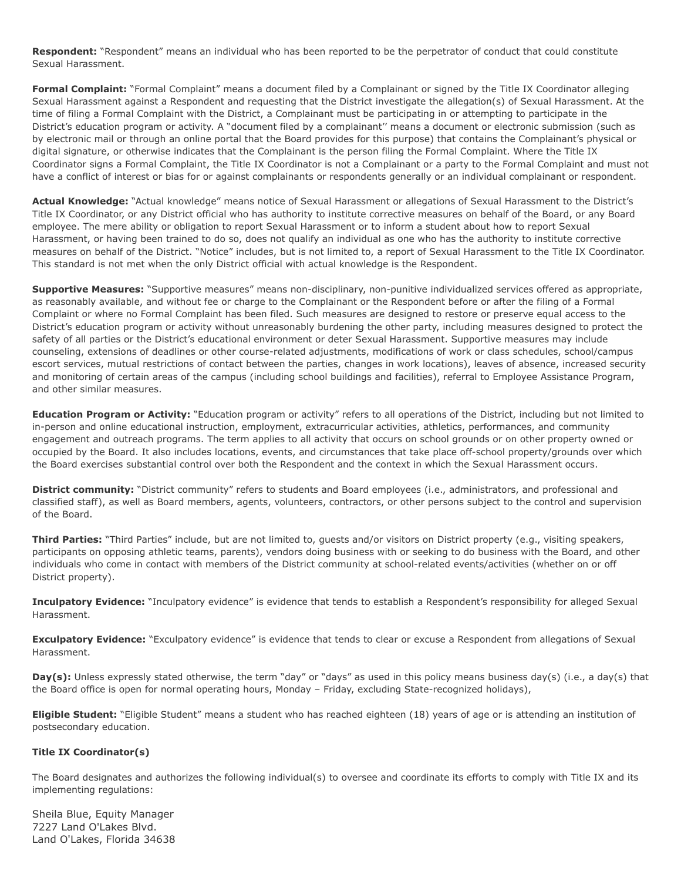**Respondent:** "Respondent" means an individual who has been reported to be the perpetrator of conduct that could constitute Sexual Harassment.

**Formal Complaint:** "Formal Complaint" means a document filed by a Complainant or signed by the Title IX Coordinator alleging Sexual Harassment against a Respondent and requesting that the District investigate the allegation(s) of Sexual Harassment. At the time of filing a Formal Complaint with the District, a Complainant must be participating in or attempting to participate in the District's education program or activity. A "document filed by a complainant'' means a document or electronic submission (such as by electronic mail or through an online portal that the Board provides for this purpose) that contains the Complainant's physical or digital signature, or otherwise indicates that the Complainant is the person filing the Formal Complaint. Where the Title IX Coordinator signs a Formal Complaint, the Title IX Coordinator is not a Complainant or a party to the Formal Complaint and must not have a conflict of interest or bias for or against complainants or respondents generally or an individual complainant or respondent.

**Actual Knowledge:** "Actual knowledge" means notice of Sexual Harassment or allegations of Sexual Harassment to the District's Title IX Coordinator, or any District official who has authority to institute corrective measures on behalf of the Board, or any Board employee. The mere ability or obligation to report Sexual Harassment or to inform a student about how to report Sexual Harassment, or having been trained to do so, does not qualify an individual as one who has the authority to institute corrective measures on behalf of the District. "Notice" includes, but is not limited to, a report of Sexual Harassment to the Title IX Coordinator. This standard is not met when the only District official with actual knowledge is the Respondent.

**Supportive Measures:** "Supportive measures" means non-disciplinary, non-punitive individualized services offered as appropriate, as reasonably available, and without fee or charge to the Complainant or the Respondent before or after the filing of a Formal Complaint or where no Formal Complaint has been filed. Such measures are designed to restore or preserve equal access to the District's education program or activity without unreasonably burdening the other party, including measures designed to protect the safety of all parties or the District's educational environment or deter Sexual Harassment. Supportive measures may include counseling, extensions of deadlines or other course-related adjustments, modifications of work or class schedules, school/campus escort services, mutual restrictions of contact between the parties, changes in work locations), leaves of absence, increased security and monitoring of certain areas of the campus (including school buildings and facilities), referral to Employee Assistance Program, and other similar measures.

**Education Program or Activity:** "Education program or activity" refers to all operations of the District, including but not limited to in-person and online educational instruction, employment, extracurricular activities, athletics, performances, and community engagement and outreach programs. The term applies to all activity that occurs on school grounds or on other property owned or occupied by the Board. It also includes locations, events, and circumstances that take place off-school property/grounds over which the Board exercises substantial control over both the Respondent and the context in which the Sexual Harassment occurs.

**District community:** "District community" refers to students and Board employees (i.e., administrators, and professional and classified staff), as well as Board members, agents, volunteers, contractors, or other persons subject to the control and supervision of the Board.

**Third Parties:** "Third Parties" include, but are not limited to, guests and/or visitors on District property (e.g., visiting speakers, participants on opposing athletic teams, parents), vendors doing business with or seeking to do business with the Board, and other individuals who come in contact with members of the District community at school-related events/activities (whether on or off District property).

**Inculpatory Evidence:** "Inculpatory evidence" is evidence that tends to establish a Respondent's responsibility for alleged Sexual Harassment.

**Exculpatory Evidence:** "Exculpatory evidence" is evidence that tends to clear or excuse a Respondent from allegations of Sexual Harassment.

**Day(s):** Unless expressly stated otherwise, the term "day" or "days" as used in this policy means business day(s) (i.e., a day(s) that the Board office is open for normal operating hours, Monday – Friday, excluding State-recognized holidays),

**Eligible Student:** "Eligible Student" means a student who has reached eighteen (18) years of age or is attending an institution of postsecondary education.

**Title IX Coordinator(s)**

The Board designates and authorizes the following individual(s) to oversee and coordinate its efforts to comply with Title IX and its implementing regulations:

Sheila Blue, Equity Manager
7227 Land O'Lakes Blvd.
Land O'Lakes, Florida 34638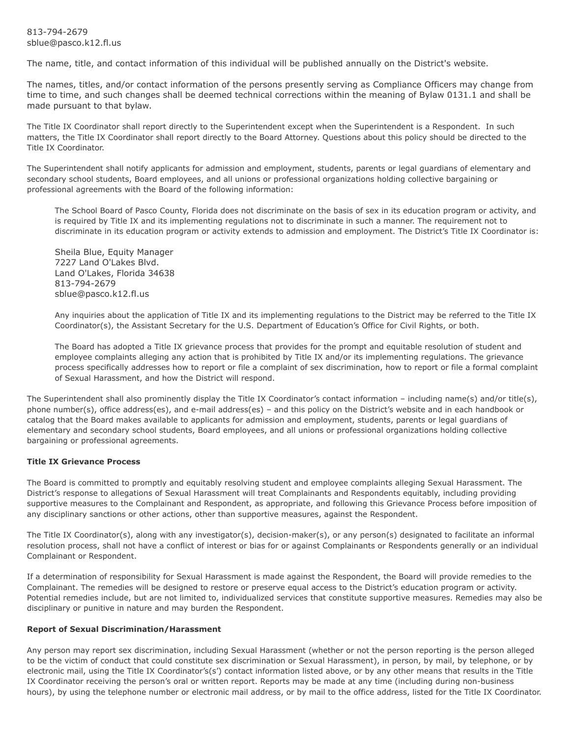813-794-2679
sblue@pasco.k12.fl.us

The name, title, and contact information of this individual will be published annually on the District's website.

The names, titles, and/or contact information of the persons presently serving as Compliance Officers may change from time to time, and such changes shall be deemed technical corrections within the meaning of Bylaw 0131.1 and shall be made pursuant to that bylaw.

The Title IX Coordinator shall report directly to the Superintendent except when the Superintendent is a Respondent. In such matters, the Title IX Coordinator shall report directly to the Board Attorney. Questions about this policy should be directed to the Title IX Coordinator.

The Superintendent shall notify applicants for admission and employment, students, parents or legal guardians of elementary and secondary school students, Board employees, and all unions or professional organizations holding collective bargaining or professional agreements with the Board of the following information:

> The School Board of Pasco County, Florida does not discriminate on the basis of sex in its education program or activity, and is required by Title IX and its implementing regulations not to discriminate in such a manner. The requirement not to discriminate in its education program or activity extends to admission and employment. The District's Title IX Coordinator is:
>
> Sheila Blue, Equity Manager
> 7227 Land O'Lakes Blvd.
> Land O'Lakes, Florida 34638
> 813-794-2679
> sblue@pasco.k12.fl.us
>
> Any inquiries about the application of Title IX and its implementing regulations to the District may be referred to the Title IX Coordinator(s), the Assistant Secretary for the U.S. Department of Education's Office for Civil Rights, or both.
>
> The Board has adopted a Title IX grievance process that provides for the prompt and equitable resolution of student and employee complaints alleging any action that is prohibited by Title IX and/or its implementing regulations. The grievance process specifically addresses how to report or file a complaint of sex discrimination, how to report or file a formal complaint of Sexual Harassment, and how the District will respond.

The Superintendent shall also prominently display the Title IX Coordinator's contact information – including name(s) and/or title(s), phone number(s), office address(es), and e-mail address(es) – and this policy on the District's website and in each handbook or catalog that the Board makes available to applicants for admission and employment, students, parents or legal guardians of elementary and secondary school students, Board employees, and all unions or professional organizations holding collective bargaining or professional agreements.

**Title IX Grievance Process**

The Board is committed to promptly and equitably resolving student and employee complaints alleging Sexual Harassment. The District's response to allegations of Sexual Harassment will treat Complainants and Respondents equitably, including providing supportive measures to the Complainant and Respondent, as appropriate, and following this Grievance Process before imposition of any disciplinary sanctions or other actions, other than supportive measures, against the Respondent.

The Title IX Coordinator(s), along with any investigator(s), decision-maker(s), or any person(s) designated to facilitate an informal resolution process, shall not have a conflict of interest or bias for or against Complainants or Respondents generally or an individual Complainant or Respondent.

If a determination of responsibility for Sexual Harassment is made against the Respondent, the Board will provide remedies to the Complainant. The remedies will be designed to restore or preserve equal access to the District's education program or activity. Potential remedies include, but are not limited to, individualized services that constitute supportive measures. Remedies may also be disciplinary or punitive in nature and may burden the Respondent.

**Report of Sexual Discrimination/Harassment**

Any person may report sex discrimination, including Sexual Harassment (whether or not the person reporting is the person alleged to be the victim of conduct that could constitute sex discrimination or Sexual Harassment), in person, by mail, by telephone, or by electronic mail, using the Title IX Coordinator's(s') contact information listed above, or by any other means that results in the Title IX Coordinator receiving the person's oral or written report. Reports may be made at any time (including during non-business hours), by using the telephone number or electronic mail address, or by mail to the office address, listed for the Title IX Coordinator.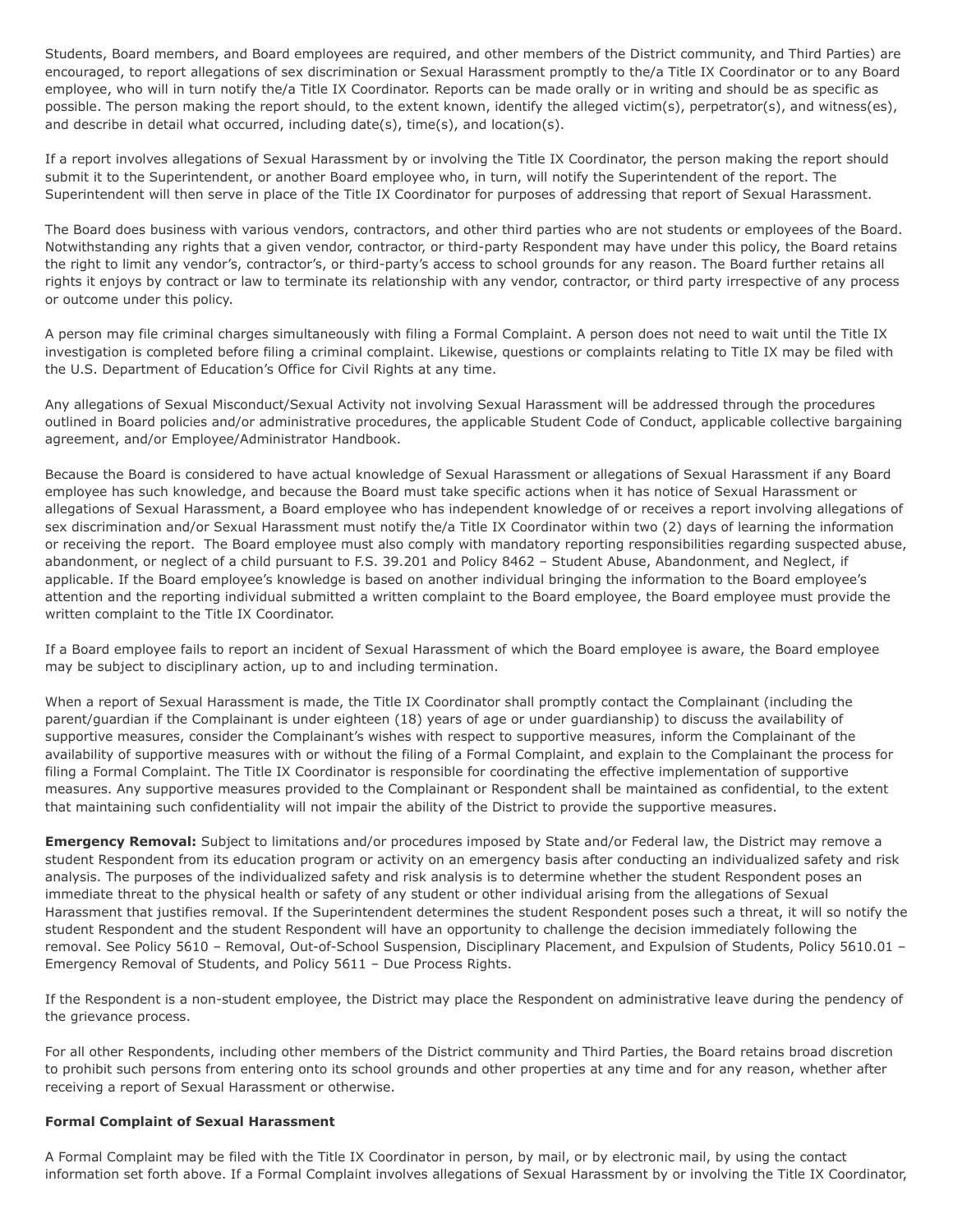Students, Board members, and Board employees are required, and other members of the District community, and Third Parties) are encouraged, to report allegations of sex discrimination or Sexual Harassment promptly to the/a Title IX Coordinator or to any Board employee, who will in turn notify the/a Title IX Coordinator. Reports can be made orally or in writing and should be as specific as possible. The person making the report should, to the extent known, identify the alleged victim(s), perpetrator(s), and witness(es), and describe in detail what occurred, including date(s), time(s), and location(s).

If a report involves allegations of Sexual Harassment by or involving the Title IX Coordinator, the person making the report should submit it to the Superintendent, or another Board employee who, in turn, will notify the Superintendent of the report. The Superintendent will then serve in place of the Title IX Coordinator for purposes of addressing that report of Sexual Harassment.

The Board does business with various vendors, contractors, and other third parties who are not students or employees of the Board. Notwithstanding any rights that a given vendor, contractor, or third-party Respondent may have under this policy, the Board retains the right to limit any vendor's, contractor's, or third-party's access to school grounds for any reason. The Board further retains all rights it enjoys by contract or law to terminate its relationship with any vendor, contractor, or third party irrespective of any process or outcome under this policy.

A person may file criminal charges simultaneously with filing a Formal Complaint. A person does not need to wait until the Title IX investigation is completed before filing a criminal complaint. Likewise, questions or complaints relating to Title IX may be filed with the U.S. Department of Education's Office for Civil Rights at any time.

Any allegations of Sexual Misconduct/Sexual Activity not involving Sexual Harassment will be addressed through the procedures outlined in Board policies and/or administrative procedures, the applicable Student Code of Conduct, applicable collective bargaining agreement, and/or Employee/Administrator Handbook.

Because the Board is considered to have actual knowledge of Sexual Harassment or allegations of Sexual Harassment if any Board employee has such knowledge, and because the Board must take specific actions when it has notice of Sexual Harassment or allegations of Sexual Harassment, a Board employee who has independent knowledge of or receives a report involving allegations of sex discrimination and/or Sexual Harassment must notify the/a Title IX Coordinator within two (2) days of learning the information or receiving the report. The Board employee must also comply with mandatory reporting responsibilities regarding suspected abuse, abandonment, or neglect of a child pursuant to F.S. 39.201 and Policy 8462 – Student Abuse, Abandonment, and Neglect, if applicable. If the Board employee's knowledge is based on another individual bringing the information to the Board employee's attention and the reporting individual submitted a written complaint to the Board employee, the Board employee must provide the written complaint to the Title IX Coordinator.

If a Board employee fails to report an incident of Sexual Harassment of which the Board employee is aware, the Board employee may be subject to disciplinary action, up to and including termination.

When a report of Sexual Harassment is made, the Title IX Coordinator shall promptly contact the Complainant (including the parent/guardian if the Complainant is under eighteen (18) years of age or under guardianship) to discuss the availability of supportive measures, consider the Complainant's wishes with respect to supportive measures, inform the Complainant of the availability of supportive measures with or without the filing of a Formal Complaint, and explain to the Complainant the process for filing a Formal Complaint. The Title IX Coordinator is responsible for coordinating the effective implementation of supportive measures. Any supportive measures provided to the Complainant or Respondent shall be maintained as confidential, to the extent that maintaining such confidentiality will not impair the ability of the District to provide the supportive measures.

**Emergency Removal:** Subject to limitations and/or procedures imposed by State and/or Federal law, the District may remove a student Respondent from its education program or activity on an emergency basis after conducting an individualized safety and risk analysis. The purposes of the individualized safety and risk analysis is to determine whether the student Respondent poses an immediate threat to the physical health or safety of any student or other individual arising from the allegations of Sexual Harassment that justifies removal. If the Superintendent determines the student Respondent poses such a threat, it will so notify the student Respondent and the student Respondent will have an opportunity to challenge the decision immediately following the removal. See Policy 5610 – Removal, Out-of-School Suspension, Disciplinary Placement, and Expulsion of Students, Policy 5610.01 – Emergency Removal of Students, and Policy 5611 – Due Process Rights.

If the Respondent is a non-student employee, the District may place the Respondent on administrative leave during the pendency of the grievance process.

For all other Respondents, including other members of the District community and Third Parties, the Board retains broad discretion to prohibit such persons from entering onto its school grounds and other properties at any time and for any reason, whether after receiving a report of Sexual Harassment or otherwise.

**Formal Complaint of Sexual Harassment**

A Formal Complaint may be filed with the Title IX Coordinator in person, by mail, or by electronic mail, by using the contact information set forth above. If a Formal Complaint involves allegations of Sexual Harassment by or involving the Title IX Coordinator,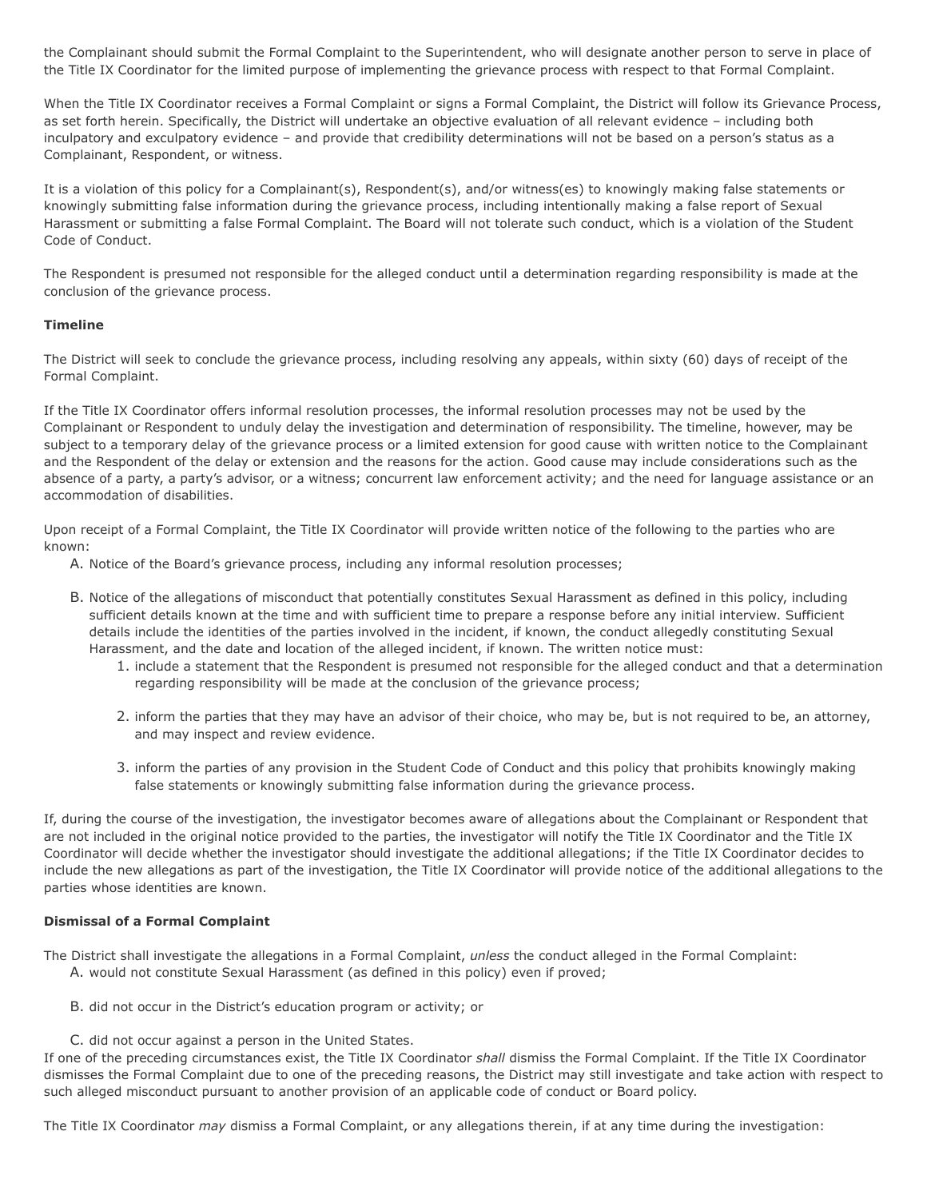the Complainant should submit the Formal Complaint to the Superintendent, who will designate another person to serve in place of the Title IX Coordinator for the limited purpose of implementing the grievance process with respect to that Formal Complaint.

When the Title IX Coordinator receives a Formal Complaint or signs a Formal Complaint, the District will follow its Grievance Process, as set forth herein. Specifically, the District will undertake an objective evaluation of all relevant evidence – including both inculpatory and exculpatory evidence – and provide that credibility determinations will not be based on a person's status as a Complainant, Respondent, or witness.

It is a violation of this policy for a Complainant(s), Respondent(s), and/or witness(es) to knowingly making false statements or knowingly submitting false information during the grievance process, including intentionally making a false report of Sexual Harassment or submitting a false Formal Complaint. The Board will not tolerate such conduct, which is a violation of the Student Code of Conduct.

The Respondent is presumed not responsible for the alleged conduct until a determination regarding responsibility is made at the conclusion of the grievance process.

**Timeline**

The District will seek to conclude the grievance process, including resolving any appeals, within sixty (60) days of receipt of the Formal Complaint.

If the Title IX Coordinator offers informal resolution processes, the informal resolution processes may not be used by the Complainant or Respondent to unduly delay the investigation and determination of responsibility. The timeline, however, may be subject to a temporary delay of the grievance process or a limited extension for good cause with written notice to the Complainant and the Respondent of the delay or extension and the reasons for the action. Good cause may include considerations such as the absence of a party, a party's advisor, or a witness; concurrent law enforcement activity; and the need for language assistance or an accommodation of disabilities.

Upon receipt of a Formal Complaint, the Title IX Coordinator will provide written notice of the following to the parties who are known:

A. Notice of the Board's grievance process, including any informal resolution processes;

B. Notice of the allegations of misconduct that potentially constitutes Sexual Harassment as defined in this policy, including sufficient details known at the time and with sufficient time to prepare a response before any initial interview. Sufficient details include the identities of the parties involved in the incident, if known, the conduct allegedly constituting Sexual Harassment, and the date and location of the alleged incident, if known. The written notice must:

   1. include a statement that the Respondent is presumed not responsible for the alleged conduct and that a determination regarding responsibility will be made at the conclusion of the grievance process;

   2. inform the parties that they may have an advisor of their choice, who may be, but is not required to be, an attorney, and may inspect and review evidence.

   3. inform the parties of any provision in the Student Code of Conduct and this policy that prohibits knowingly making false statements or knowingly submitting false information during the grievance process.

If, during the course of the investigation, the investigator becomes aware of allegations about the Complainant or Respondent that are not included in the original notice provided to the parties, the investigator will notify the Title IX Coordinator and the Title IX Coordinator will decide whether the investigator should investigate the additional allegations; if the Title IX Coordinator decides to include the new allegations as part of the investigation, the Title IX Coordinator will provide notice of the additional allegations to the parties whose identities are known.

**Dismissal of a Formal Complaint**

The District shall investigate the allegations in a Formal Complaint, *unless* the conduct alleged in the Formal Complaint:

A. would not constitute Sexual Harassment (as defined in this policy) even if proved;

B. did not occur in the District's education program or activity; or

C. did not occur against a person in the United States.

If one of the preceding circumstances exist, the Title IX Coordinator *shall* dismiss the Formal Complaint. If the Title IX Coordinator dismisses the Formal Complaint due to one of the preceding reasons, the District may still investigate and take action with respect to such alleged misconduct pursuant to another provision of an applicable code of conduct or Board policy.

The Title IX Coordinator *may* dismiss a Formal Complaint, or any allegations therein, if at any time during the investigation: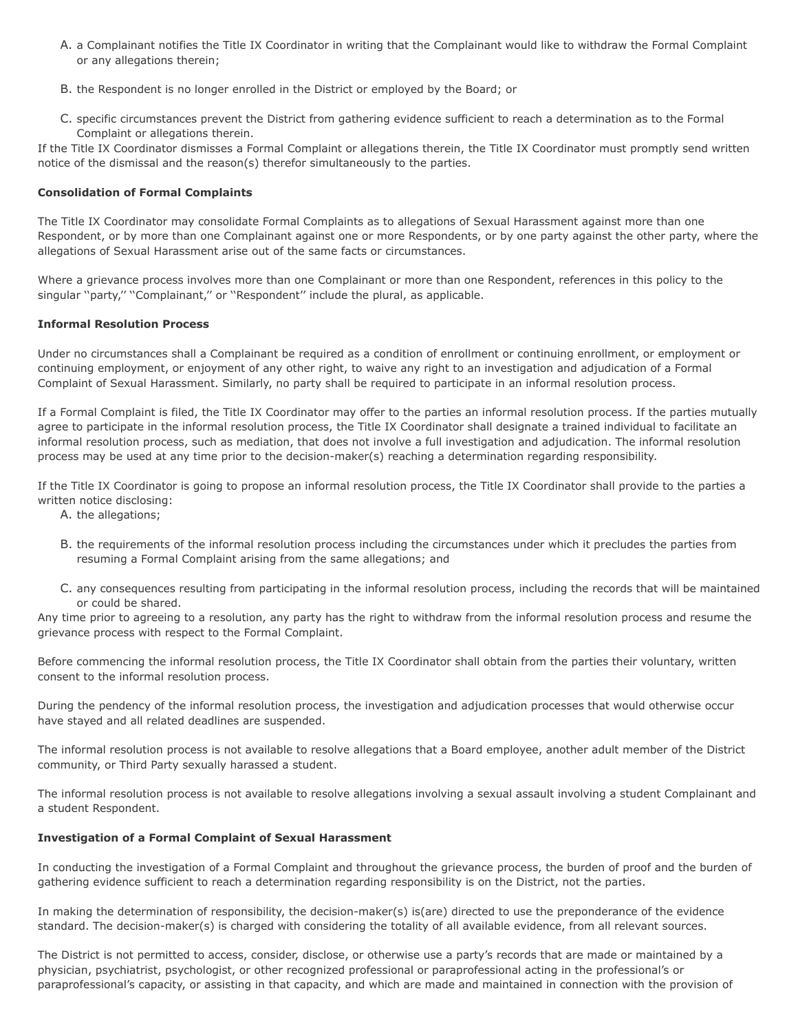A. a Complainant notifies the Title IX Coordinator in writing that the Complainant would like to withdraw the Formal Complaint or any allegations therein;

B. the Respondent is no longer enrolled in the District or employed by the Board; or

C. specific circumstances prevent the District from gathering evidence sufficient to reach a determination as to the Formal Complaint or allegations therein.

If the Title IX Coordinator dismisses a Formal Complaint or allegations therein, the Title IX Coordinator must promptly send written notice of the dismissal and the reason(s) therefor simultaneously to the parties.

**Consolidation of Formal Complaints**

The Title IX Coordinator may consolidate Formal Complaints as to allegations of Sexual Harassment against more than one Respondent, or by more than one Complainant against one or more Respondents, or by one party against the other party, where the allegations of Sexual Harassment arise out of the same facts or circumstances.

Where a grievance process involves more than one Complainant or more than one Respondent, references in this policy to the singular ''party,'' ''Complainant,'' or ''Respondent'' include the plural, as applicable.

**Informal Resolution Process**

Under no circumstances shall a Complainant be required as a condition of enrollment or continuing enrollment, or employment or continuing employment, or enjoyment of any other right, to waive any right to an investigation and adjudication of a Formal Complaint of Sexual Harassment. Similarly, no party shall be required to participate in an informal resolution process.

If a Formal Complaint is filed, the Title IX Coordinator may offer to the parties an informal resolution process. If the parties mutually agree to participate in the informal resolution process, the Title IX Coordinator shall designate a trained individual to facilitate an informal resolution process, such as mediation, that does not involve a full investigation and adjudication. The informal resolution process may be used at any time prior to the decision-maker(s) reaching a determination regarding responsibility.

If the Title IX Coordinator is going to propose an informal resolution process, the Title IX Coordinator shall provide to the parties a written notice disclosing:

A. the allegations;

B. the requirements of the informal resolution process including the circumstances under which it precludes the parties from resuming a Formal Complaint arising from the same allegations; and

C. any consequences resulting from participating in the informal resolution process, including the records that will be maintained or could be shared.

Any time prior to agreeing to a resolution, any party has the right to withdraw from the informal resolution process and resume the grievance process with respect to the Formal Complaint.

Before commencing the informal resolution process, the Title IX Coordinator shall obtain from the parties their voluntary, written consent to the informal resolution process.

During the pendency of the informal resolution process, the investigation and adjudication processes that would otherwise occur have stayed and all related deadlines are suspended.

The informal resolution process is not available to resolve allegations that a Board employee, another adult member of the District community, or Third Party sexually harassed a student.

The informal resolution process is not available to resolve allegations involving a sexual assault involving a student Complainant and a student Respondent.

**Investigation of a Formal Complaint of Sexual Harassment**

In conducting the investigation of a Formal Complaint and throughout the grievance process, the burden of proof and the burden of gathering evidence sufficient to reach a determination regarding responsibility is on the District, not the parties.

In making the determination of responsibility, the decision-maker(s) is(are) directed to use the preponderance of the evidence standard. The decision-maker(s) is charged with considering the totality of all available evidence, from all relevant sources.

The District is not permitted to access, consider, disclose, or otherwise use a party's records that are made or maintained by a physician, psychiatrist, psychologist, or other recognized professional or paraprofessional acting in the professional's or paraprofessional's capacity, or assisting in that capacity, and which are made and maintained in connection with the provision of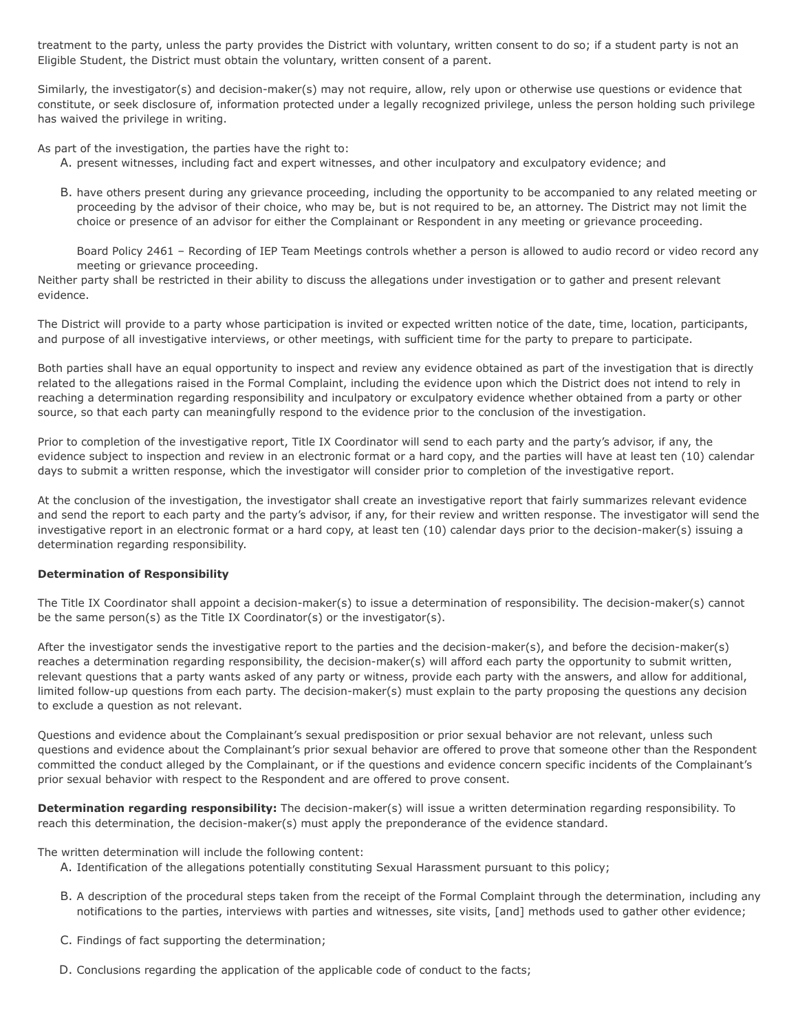treatment to the party, unless the party provides the District with voluntary, written consent to do so; if a student party is not an Eligible Student, the District must obtain the voluntary, written consent of a parent.

Similarly, the investigator(s) and decision-maker(s) may not require, allow, rely upon or otherwise use questions or evidence that constitute, or seek disclosure of, information protected under a legally recognized privilege, unless the person holding such privilege has waived the privilege in writing.

As part of the investigation, the parties have the right to:

A. present witnesses, including fact and expert witnesses, and other inculpatory and exculpatory evidence; and

B. have others present during any grievance proceeding, including the opportunity to be accompanied to any related meeting or proceeding by the advisor of their choice, who may be, but is not required to be, an attorney. The District may not limit the choice or presence of an advisor for either the Complainant or Respondent in any meeting or grievance proceeding.

   Board Policy 2461 – Recording of IEP Team Meetings controls whether a person is allowed to audio record or video record any meeting or grievance proceeding.

Neither party shall be restricted in their ability to discuss the allegations under investigation or to gather and present relevant evidence.

The District will provide to a party whose participation is invited or expected written notice of the date, time, location, participants, and purpose of all investigative interviews, or other meetings, with sufficient time for the party to prepare to participate.

Both parties shall have an equal opportunity to inspect and review any evidence obtained as part of the investigation that is directly related to the allegations raised in the Formal Complaint, including the evidence upon which the District does not intend to rely in reaching a determination regarding responsibility and inculpatory or exculpatory evidence whether obtained from a party or other source, so that each party can meaningfully respond to the evidence prior to the conclusion of the investigation.

Prior to completion of the investigative report, Title IX Coordinator will send to each party and the party's advisor, if any, the evidence subject to inspection and review in an electronic format or a hard copy, and the parties will have at least ten (10) calendar days to submit a written response, which the investigator will consider prior to completion of the investigative report.

At the conclusion of the investigation, the investigator shall create an investigative report that fairly summarizes relevant evidence and send the report to each party and the party's advisor, if any, for their review and written response. The investigator will send the investigative report in an electronic format or a hard copy, at least ten (10) calendar days prior to the decision-maker(s) issuing a determination regarding responsibility.

**Determination of Responsibility**

The Title IX Coordinator shall appoint a decision-maker(s) to issue a determination of responsibility. The decision-maker(s) cannot be the same person(s) as the Title IX Coordinator(s) or the investigator(s).

After the investigator sends the investigative report to the parties and the decision-maker(s), and before the decision-maker(s) reaches a determination regarding responsibility, the decision-maker(s) will afford each party the opportunity to submit written, relevant questions that a party wants asked of any party or witness, provide each party with the answers, and allow for additional, limited follow-up questions from each party. The decision-maker(s) must explain to the party proposing the questions any decision to exclude a question as not relevant.

Questions and evidence about the Complainant's sexual predisposition or prior sexual behavior are not relevant, unless such questions and evidence about the Complainant's prior sexual behavior are offered to prove that someone other than the Respondent committed the conduct alleged by the Complainant, or if the questions and evidence concern specific incidents of the Complainant's prior sexual behavior with respect to the Respondent and are offered to prove consent.

**Determination regarding responsibility:** The decision-maker(s) will issue a written determination regarding responsibility. To reach this determination, the decision-maker(s) must apply the preponderance of the evidence standard.

The written determination will include the following content:

A. Identification of the allegations potentially constituting Sexual Harassment pursuant to this policy;

B. A description of the procedural steps taken from the receipt of the Formal Complaint through the determination, including any notifications to the parties, interviews with parties and witnesses, site visits, [and] methods used to gather other evidence;

C. Findings of fact supporting the determination;

D. Conclusions regarding the application of the applicable code of conduct to the facts;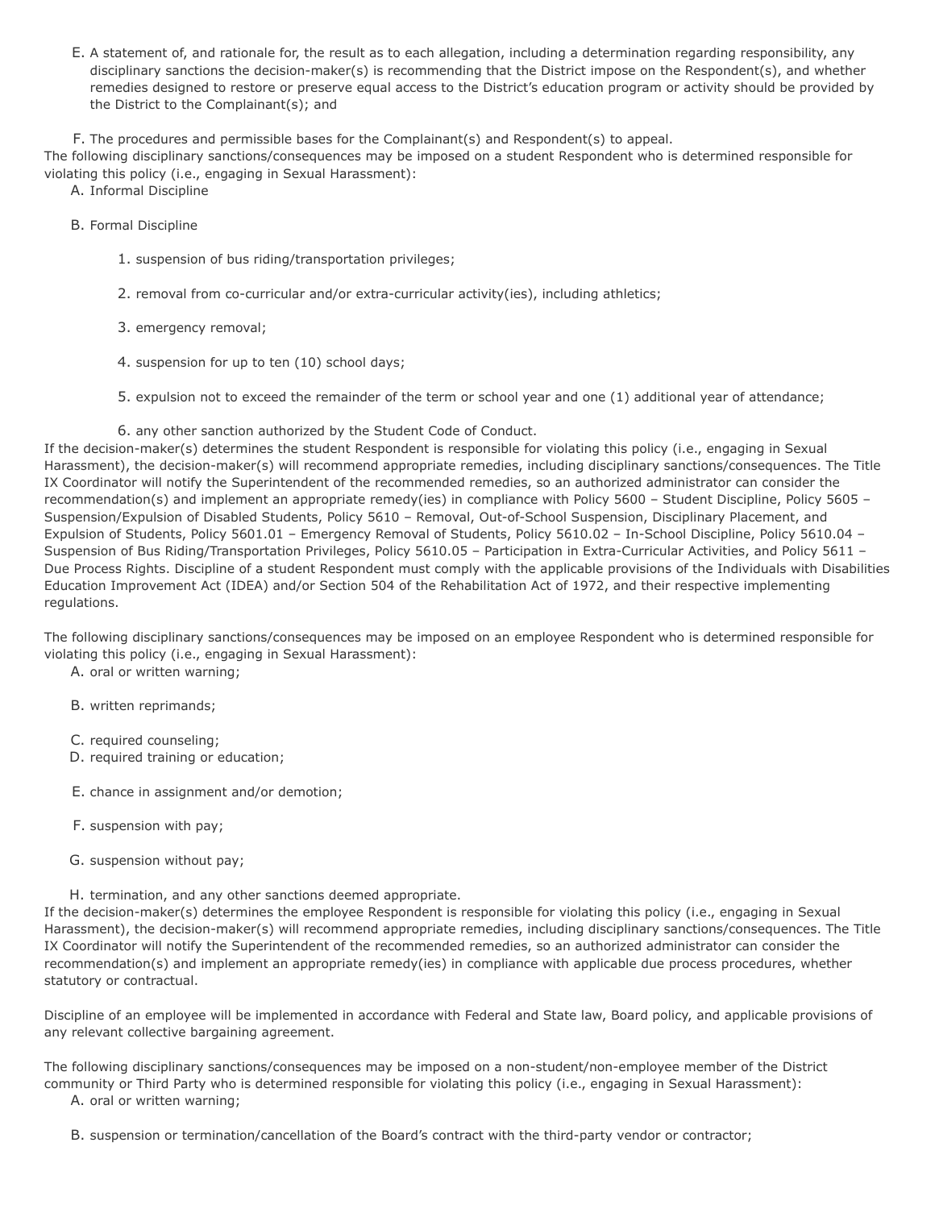E. A statement of, and rationale for, the result as to each allegation, including a determination regarding responsibility, any disciplinary sanctions the decision-maker(s) is recommending that the District impose on the Respondent(s), and whether remedies designed to restore or preserve equal access to the District's education program or activity should be provided by the District to the Complainant(s); and

F. The procedures and permissible bases for the Complainant(s) and Respondent(s) to appeal.

The following disciplinary sanctions/consequences may be imposed on a student Respondent who is determined responsible for violating this policy (i.e., engaging in Sexual Harassment):

A. Informal Discipline

B. Formal Discipline

1. suspension of bus riding/transportation privileges;
2. removal from co-curricular and/or extra-curricular activity(ies), including athletics;
3. emergency removal;
4. suspension for up to ten (10) school days;
5. expulsion not to exceed the remainder of the term or school year and one (1) additional year of attendance;
6. any other sanction authorized by the Student Code of Conduct.

If the decision-maker(s) determines the student Respondent is responsible for violating this policy (i.e., engaging in Sexual Harassment), the decision-maker(s) will recommend appropriate remedies, including disciplinary sanctions/consequences. The Title IX Coordinator will notify the Superintendent of the recommended remedies, so an authorized administrator can consider the recommendation(s) and implement an appropriate remedy(ies) in compliance with Policy 5600 – Student Discipline, Policy 5605 – Suspension/Expulsion of Disabled Students, Policy 5610 – Removal, Out-of-School Suspension, Disciplinary Placement, and Expulsion of Students, Policy 5601.01 – Emergency Removal of Students, Policy 5610.02 – In-School Discipline, Policy 5610.04 – Suspension of Bus Riding/Transportation Privileges, Policy 5610.05 – Participation in Extra-Curricular Activities, and Policy 5611 – Due Process Rights. Discipline of a student Respondent must comply with the applicable provisions of the Individuals with Disabilities Education Improvement Act (IDEA) and/or Section 504 of the Rehabilitation Act of 1972, and their respective implementing regulations.

The following disciplinary sanctions/consequences may be imposed on an employee Respondent who is determined responsible for violating this policy (i.e., engaging in Sexual Harassment):

A. oral or written warning;

B. written reprimands;

C. required counseling;

D. required training or education;

E. chance in assignment and/or demotion;

F. suspension with pay;

G. suspension without pay;

H. termination, and any other sanctions deemed appropriate.

If the decision-maker(s) determines the employee Respondent is responsible for violating this policy (i.e., engaging in Sexual Harassment), the decision-maker(s) will recommend appropriate remedies, including disciplinary sanctions/consequences. The Title IX Coordinator will notify the Superintendent of the recommended remedies, so an authorized administrator can consider the recommendation(s) and implement an appropriate remedy(ies) in compliance with applicable due process procedures, whether statutory or contractual.

Discipline of an employee will be implemented in accordance with Federal and State law, Board policy, and applicable provisions of any relevant collective bargaining agreement.

The following disciplinary sanctions/consequences may be imposed on a non-student/non-employee member of the District community or Third Party who is determined responsible for violating this policy (i.e., engaging in Sexual Harassment):

A. oral or written warning;

B. suspension or termination/cancellation of the Board's contract with the third-party vendor or contractor;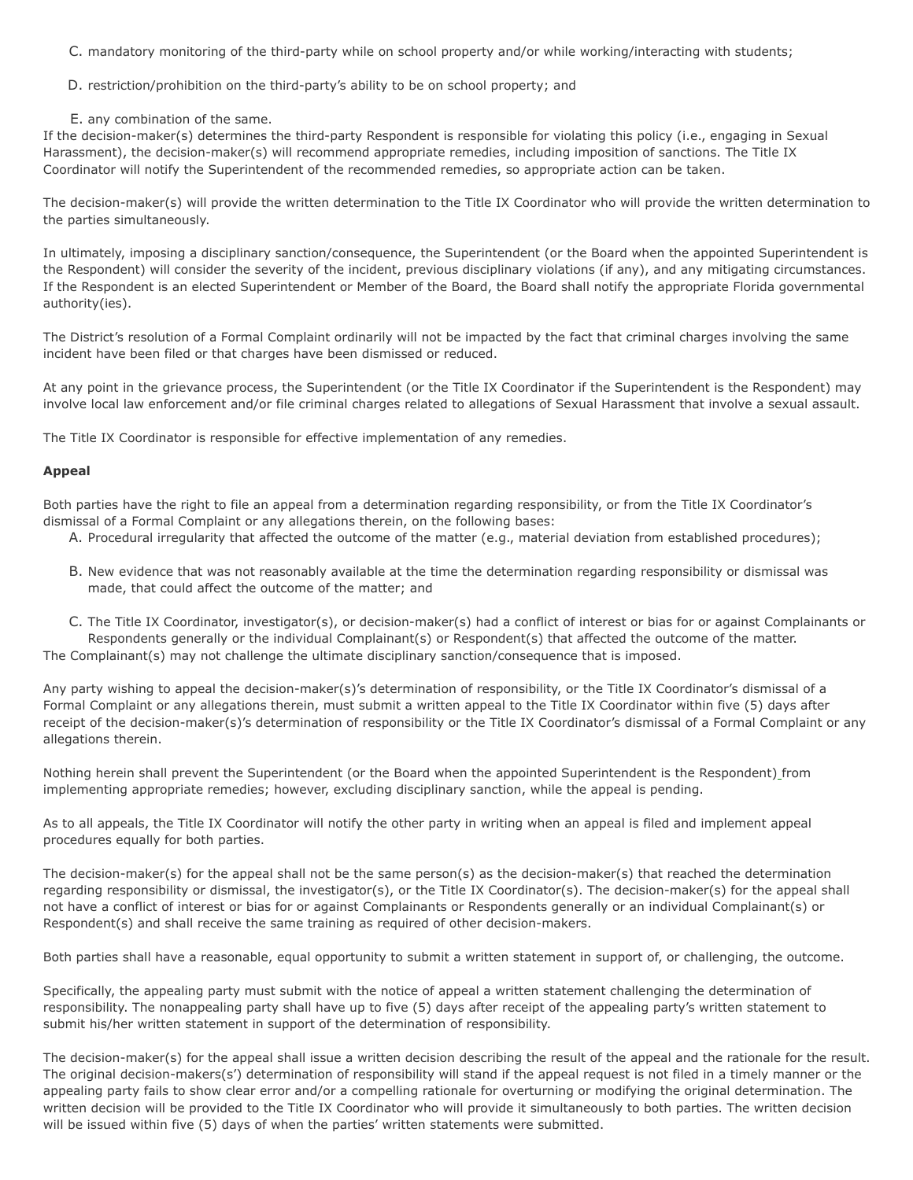C. mandatory monitoring of the third-party while on school property and/or while working/interacting with students;

D. restriction/prohibition on the third-party's ability to be on school property; and

E. any combination of the same.

If the decision-maker(s) determines the third-party Respondent is responsible for violating this policy (i.e., engaging in Sexual Harassment), the decision-maker(s) will recommend appropriate remedies, including imposition of sanctions. The Title IX Coordinator will notify the Superintendent of the recommended remedies, so appropriate action can be taken.

The decision-maker(s) will provide the written determination to the Title IX Coordinator who will provide the written determination to the parties simultaneously.

In ultimately, imposing a disciplinary sanction/consequence, the Superintendent (or the Board when the appointed Superintendent is the Respondent) will consider the severity of the incident, previous disciplinary violations (if any), and any mitigating circumstances. If the Respondent is an elected Superintendent or Member of the Board, the Board shall notify the appropriate Florida governmental authority(ies).

The District's resolution of a Formal Complaint ordinarily will not be impacted by the fact that criminal charges involving the same incident have been filed or that charges have been dismissed or reduced.

At any point in the grievance process, the Superintendent (or the Title IX Coordinator if the Superintendent is the Respondent) may involve local law enforcement and/or file criminal charges related to allegations of Sexual Harassment that involve a sexual assault.

The Title IX Coordinator is responsible for effective implementation of any remedies.

**Appeal**

Both parties have the right to file an appeal from a determination regarding responsibility, or from the Title IX Coordinator's dismissal of a Formal Complaint or any allegations therein, on the following bases:

A. Procedural irregularity that affected the outcome of the matter (e.g., material deviation from established procedures);

B. New evidence that was not reasonably available at the time the determination regarding responsibility or dismissal was made, that could affect the outcome of the matter; and

C. The Title IX Coordinator, investigator(s), or decision-maker(s) had a conflict of interest or bias for or against Complainants or Respondents generally or the individual Complainant(s) or Respondent(s) that affected the outcome of the matter.

The Complainant(s) may not challenge the ultimate disciplinary sanction/consequence that is imposed.

Any party wishing to appeal the decision-maker(s)'s determination of responsibility, or the Title IX Coordinator's dismissal of a Formal Complaint or any allegations therein, must submit a written appeal to the Title IX Coordinator within five (5) days after receipt of the decision-maker(s)'s determination of responsibility or the Title IX Coordinator's dismissal of a Formal Complaint or any allegations therein.

Nothing herein shall prevent the Superintendent (or the Board when the appointed Superintendent is the Respondent) from implementing appropriate remedies; however, excluding disciplinary sanction, while the appeal is pending.

As to all appeals, the Title IX Coordinator will notify the other party in writing when an appeal is filed and implement appeal procedures equally for both parties.

The decision-maker(s) for the appeal shall not be the same person(s) as the decision-maker(s) that reached the determination regarding responsibility or dismissal, the investigator(s), or the Title IX Coordinator(s). The decision-maker(s) for the appeal shall not have a conflict of interest or bias for or against Complainants or Respondents generally or an individual Complainant(s) or Respondent(s) and shall receive the same training as required of other decision-makers.

Both parties shall have a reasonable, equal opportunity to submit a written statement in support of, or challenging, the outcome.

Specifically, the appealing party must submit with the notice of appeal a written statement challenging the determination of responsibility. The nonappealing party shall have up to five (5) days after receipt of the appealing party's written statement to submit his/her written statement in support of the determination of responsibility.

The decision-maker(s) for the appeal shall issue a written decision describing the result of the appeal and the rationale for the result. The original decision-makers(s') determination of responsibility will stand if the appeal request is not filed in a timely manner or the appealing party fails to show clear error and/or a compelling rationale for overturning or modifying the original determination. The written decision will be provided to the Title IX Coordinator who will provide it simultaneously to both parties. The written decision will be issued within five (5) days of when the parties' written statements were submitted.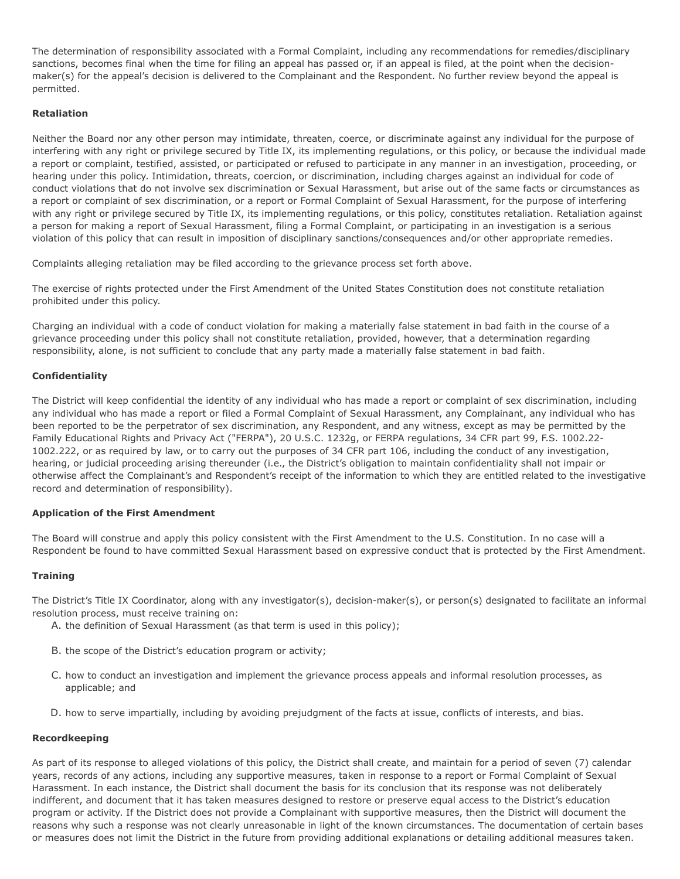The determination of responsibility associated with a Formal Complaint, including any recommendations for remedies/disciplinary sanctions, becomes final when the time for filing an appeal has passed or, if an appeal is filed, at the point when the decision-maker(s) for the appeal's decision is delivered to the Complainant and the Respondent. No further review beyond the appeal is permitted.

**Retaliation**

Neither the Board nor any other person may intimidate, threaten, coerce, or discriminate against any individual for the purpose of interfering with any right or privilege secured by Title IX, its implementing regulations, or this policy, or because the individual made a report or complaint, testified, assisted, or participated or refused to participate in any manner in an investigation, proceeding, or hearing under this policy. Intimidation, threats, coercion, or discrimination, including charges against an individual for code of conduct violations that do not involve sex discrimination or Sexual Harassment, but arise out of the same facts or circumstances as a report or complaint of sex discrimination, or a report or Formal Complaint of Sexual Harassment, for the purpose of interfering with any right or privilege secured by Title IX, its implementing regulations, or this policy, constitutes retaliation. Retaliation against a person for making a report of Sexual Harassment, filing a Formal Complaint, or participating in an investigation is a serious violation of this policy that can result in imposition of disciplinary sanctions/consequences and/or other appropriate remedies.

Complaints alleging retaliation may be filed according to the grievance process set forth above.

The exercise of rights protected under the First Amendment of the United States Constitution does not constitute retaliation prohibited under this policy.

Charging an individual with a code of conduct violation for making a materially false statement in bad faith in the course of a grievance proceeding under this policy shall not constitute retaliation, provided, however, that a determination regarding responsibility, alone, is not sufficient to conclude that any party made a materially false statement in bad faith.

**Confidentiality**

The District will keep confidential the identity of any individual who has made a report or complaint of sex discrimination, including any individual who has made a report or filed a Formal Complaint of Sexual Harassment, any Complainant, any individual who has been reported to be the perpetrator of sex discrimination, any Respondent, and any witness, except as may be permitted by the Family Educational Rights and Privacy Act ("FERPA"), 20 U.S.C. 1232g, or FERPA regulations, 34 CFR part 99, F.S. 1002.22-1002.222, or as required by law, or to carry out the purposes of 34 CFR part 106, including the conduct of any investigation, hearing, or judicial proceeding arising thereunder (i.e., the District's obligation to maintain confidentiality shall not impair or otherwise affect the Complainant's and Respondent's receipt of the information to which they are entitled related to the investigative record and determination of responsibility).

**Application of the First Amendment**

The Board will construe and apply this policy consistent with the First Amendment to the U.S. Constitution. In no case will a Respondent be found to have committed Sexual Harassment based on expressive conduct that is protected by the First Amendment.

**Training**

The District's Title IX Coordinator, along with any investigator(s), decision-maker(s), or person(s) designated to facilitate an informal resolution process, must receive training on:

A. the definition of Sexual Harassment (as that term is used in this policy);

B. the scope of the District's education program or activity;

C. how to conduct an investigation and implement the grievance process appeals and informal resolution processes, as applicable; and

D. how to serve impartially, including by avoiding prejudgment of the facts at issue, conflicts of interests, and bias.

**Recordkeeping**

As part of its response to alleged violations of this policy, the District shall create, and maintain for a period of seven (7) calendar years, records of any actions, including any supportive measures, taken in response to a report or Formal Complaint of Sexual Harassment. In each instance, the District shall document the basis for its conclusion that its response was not deliberately indifferent, and document that it has taken measures designed to restore or preserve equal access to the District's education program or activity. If the District does not provide a Complainant with supportive measures, then the District will document the reasons why such a response was not clearly unreasonable in light of the known circumstances. The documentation of certain bases or measures does not limit the District in the future from providing additional explanations or detailing additional measures taken.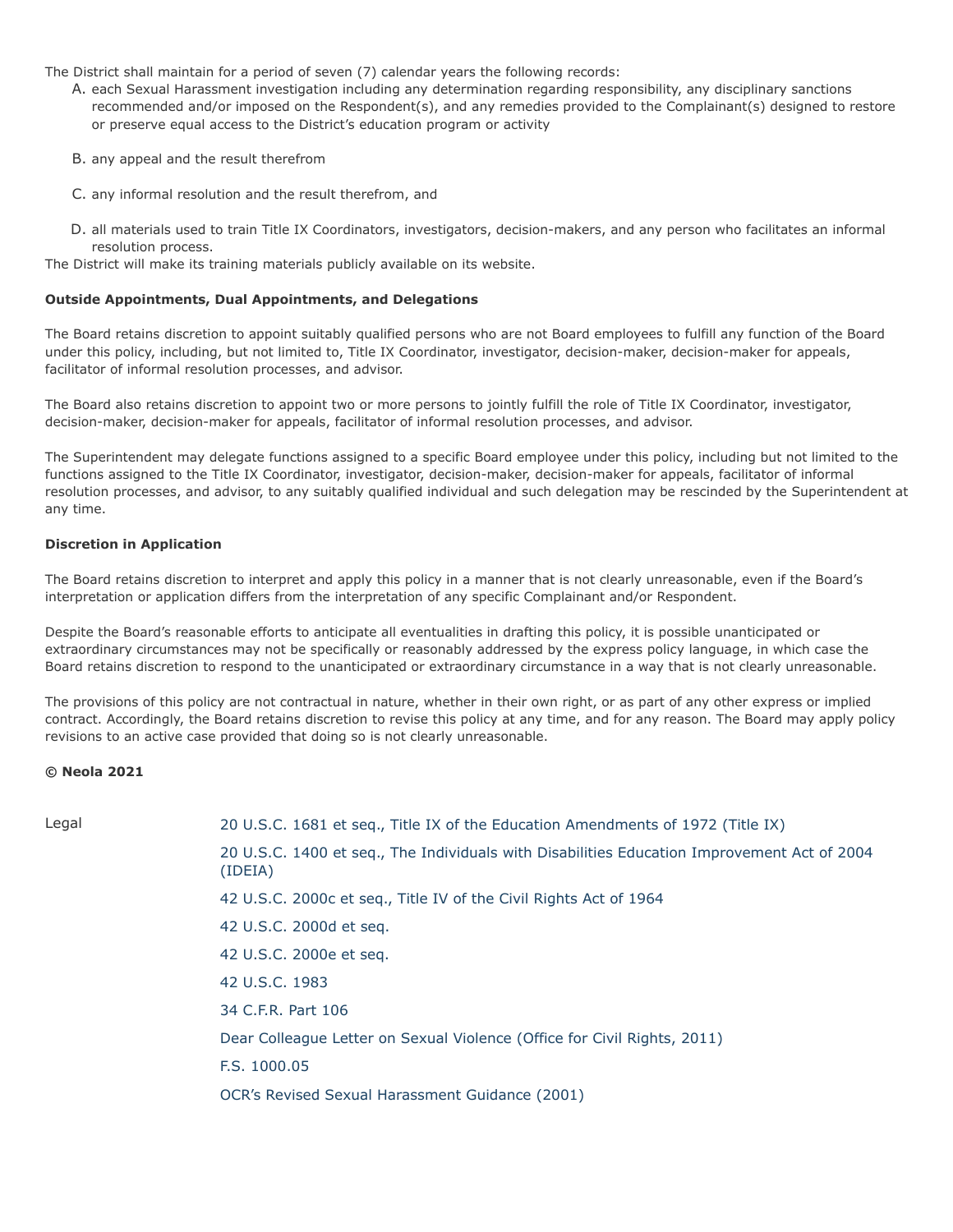The District shall maintain for a period of seven (7) calendar years the following records:

A. each Sexual Harassment investigation including any determination regarding responsibility, any disciplinary sanctions recommended and/or imposed on the Respondent(s), and any remedies provided to the Complainant(s) designed to restore or preserve equal access to the District's education program or activity

B. any appeal and the result therefrom

C. any informal resolution and the result therefrom, and

D. all materials used to train Title IX Coordinators, investigators, decision-makers, and any person who facilitates an informal resolution process.

The District will make its training materials publicly available on its website.

**Outside Appointments, Dual Appointments, and Delegations**

The Board retains discretion to appoint suitably qualified persons who are not Board employees to fulfill any function of the Board under this policy, including, but not limited to, Title IX Coordinator, investigator, decision-maker, decision-maker for appeals, facilitator of informal resolution processes, and advisor.

The Board also retains discretion to appoint two or more persons to jointly fulfill the role of Title IX Coordinator, investigator, decision-maker, decision-maker for appeals, facilitator of informal resolution processes, and advisor.

The Superintendent may delegate functions assigned to a specific Board employee under this policy, including but not limited to the functions assigned to the Title IX Coordinator, investigator, decision-maker, decision-maker for appeals, facilitator of informal resolution processes, and advisor, to any suitably qualified individual and such delegation may be rescinded by the Superintendent at any time.

**Discretion in Application**

The Board retains discretion to interpret and apply this policy in a manner that is not clearly unreasonable, even if the Board's interpretation or application differs from the interpretation of any specific Complainant and/or Respondent.

Despite the Board's reasonable efforts to anticipate all eventualities in drafting this policy, it is possible unanticipated or extraordinary circumstances may not be specifically or reasonably addressed by the express policy language, in which case the Board retains discretion to respond to the unanticipated or extraordinary circumstance in a way that is not clearly unreasonable.

The provisions of this policy are not contractual in nature, whether in their own right, or as part of any other express or implied contract. Accordingly, the Board retains discretion to revise this policy at any time, and for any reason. The Board may apply policy revisions to an active case provided that doing so is not clearly unreasonable.

**© Neola 2021**

Legal

20 U.S.C. 1681 et seq., Title IX of the Education Amendments of 1972 (Title IX)

20 U.S.C. 1400 et seq., The Individuals with Disabilities Education Improvement Act of 2004 (IDEIA)

42 U.S.C. 2000c et seq., Title IV of the Civil Rights Act of 1964

42 U.S.C. 2000d et seq.

42 U.S.C. 2000e et seq.

42 U.S.C. 1983

34 C.F.R. Part 106

Dear Colleague Letter on Sexual Violence (Office for Civil Rights, 2011)

F.S. 1000.05

OCR's Revised Sexual Harassment Guidance (2001)